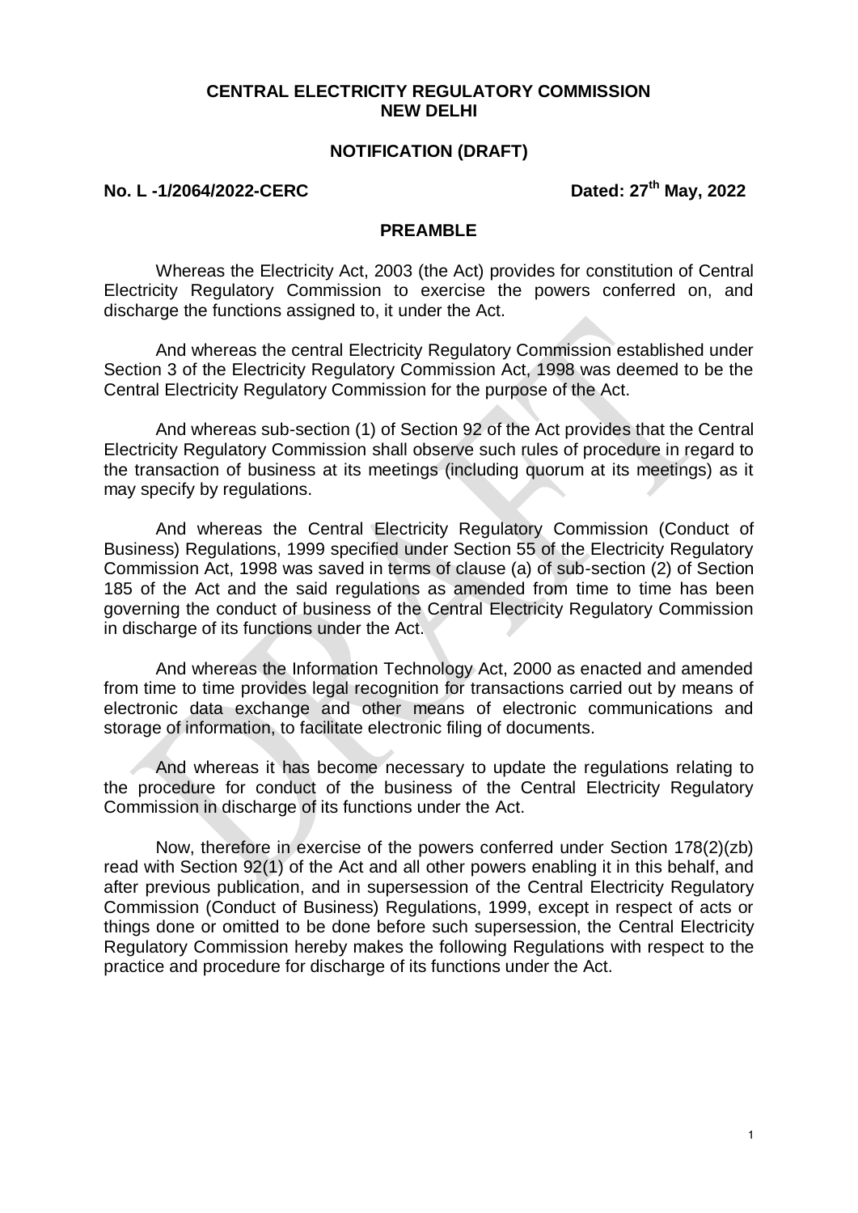**CENTRAL ELECTRICITY REGULATORY COMMISSION**
**NEW DELHI**

**NOTIFICATION (DRAFT)**

**No. L -1/2064/2022-CERC** **Dated: 27th May, 2022**

## PREAMBLE

Whereas the Electricity Act, 2003 (the Act) provides for constitution of Central Electricity Regulatory Commission to exercise the powers conferred on, and discharge the functions assigned to, it under the Act.

And whereas the central Electricity Regulatory Commission established under Section 3 of the Electricity Regulatory Commission Act, 1998 was deemed to be the Central Electricity Regulatory Commission for the purpose of the Act.

And whereas sub-section (1) of Section 92 of the Act provides that the Central Electricity Regulatory Commission shall observe such rules of procedure in regard to the transaction of business at its meetings (including quorum at its meetings) as it may specify by regulations.

And whereas the Central Electricity Regulatory Commission (Conduct of Business) Regulations, 1999 specified under Section 55 of the Electricity Regulatory Commission Act, 1998 was saved in terms of clause (a) of sub-section (2) of Section 185 of the Act and the said regulations as amended from time to time has been governing the conduct of business of the Central Electricity Regulatory Commission in discharge of its functions under the Act.

And whereas the Information Technology Act, 2000 as enacted and amended from time to time provides legal recognition for transactions carried out by means of electronic data exchange and other means of electronic communications and storage of information, to facilitate electronic filing of documents.

And whereas it has become necessary to update the regulations relating to the procedure for conduct of the business of the Central Electricity Regulatory Commission in discharge of its functions under the Act.

Now, therefore in exercise of the powers conferred under Section 178(2)(zb) read with Section 92(1) of the Act and all other powers enabling it in this behalf, and after previous publication, and in supersession of the Central Electricity Regulatory Commission (Conduct of Business) Regulations, 1999, except in respect of acts or things done or omitted to be done before such supersession, the Central Electricity Regulatory Commission hereby makes the following Regulations with respect to the practice and procedure for discharge of its functions under the Act.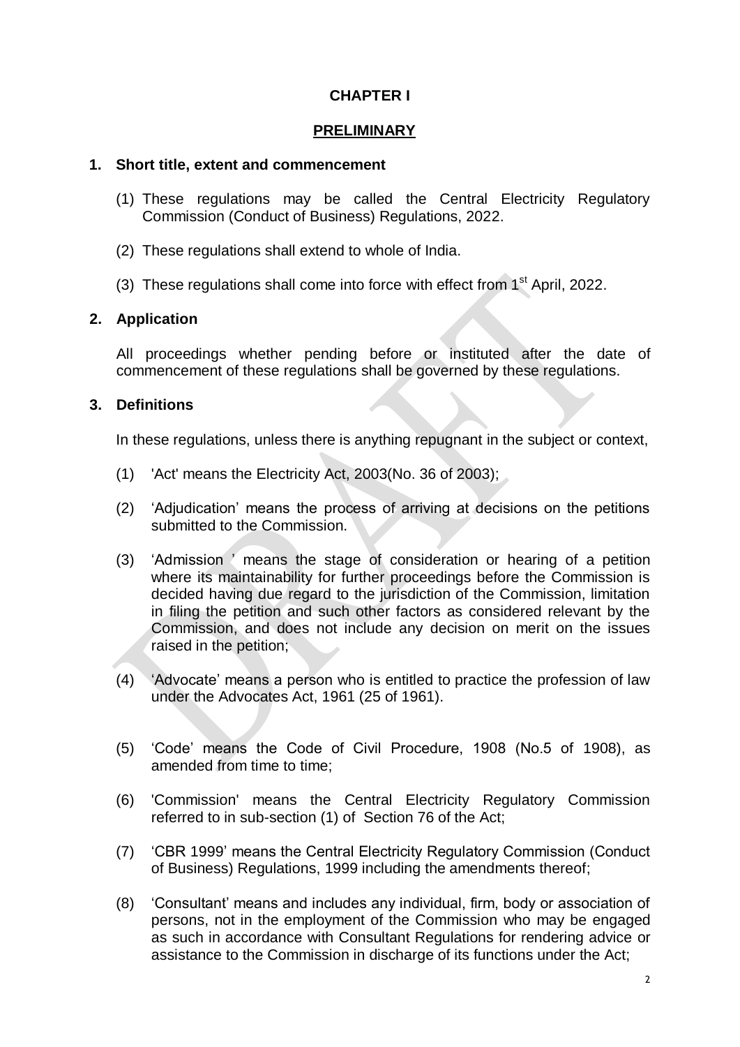# CHAPTER I

## PRELIMINARY

### 1. Short title, extent and commencement

(1) These regulations may be called the Central Electricity Regulatory Commission (Conduct of Business) Regulations, 2022.

(2) These regulations shall extend to whole of India.

(3) These regulations shall come into force with effect from 1st April, 2022.

### 2. Application

All proceedings whether pending before or instituted after the date of commencement of these regulations shall be governed by these regulations.

### 3. Definitions

In these regulations, unless there is anything repugnant in the subject or context,

(1) 'Act' means the Electricity Act, 2003(No. 36 of 2003);

(2) 'Adjudication' means the process of arriving at decisions on the petitions submitted to the Commission.

(3) 'Admission ' means the stage of consideration or hearing of a petition where its maintainability for further proceedings before the Commission is decided having due regard to the jurisdiction of the Commission, limitation in filing the petition and such other factors as considered relevant by the Commission, and does not include any decision on merit on the issues raised in the petition;

(4) 'Advocate' means a person who is entitled to practice the profession of law under the Advocates Act, 1961 (25 of 1961).

(5) 'Code' means the Code of Civil Procedure, 1908 (No.5 of 1908), as amended from time to time;

(6) 'Commission' means the Central Electricity Regulatory Commission referred to in sub-section (1) of Section 76 of the Act;

(7) 'CBR 1999' means the Central Electricity Regulatory Commission (Conduct of Business) Regulations, 1999 including the amendments thereof;

(8) 'Consultant' means and includes any individual, firm, body or association of persons, not in the employment of the Commission who may be engaged as such in accordance with Consultant Regulations for rendering advice or assistance to the Commission in discharge of its functions under the Act;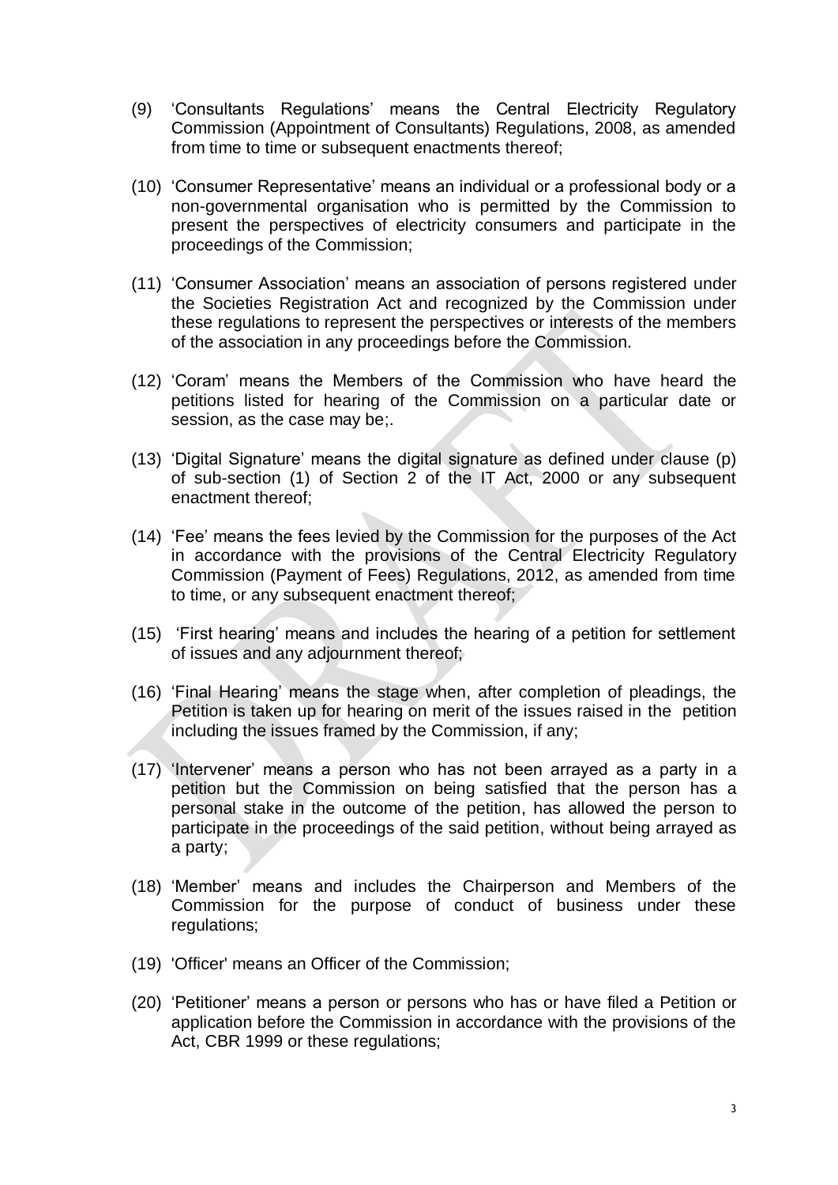(9) 'Consultants Regulations' means the Central Electricity Regulatory Commission (Appointment of Consultants) Regulations, 2008, as amended from time to time or subsequent enactments thereof;

(10) 'Consumer Representative' means an individual or a professional body or a non-governmental organisation who is permitted by the Commission to present the perspectives of electricity consumers and participate in the proceedings of the Commission;

(11) 'Consumer Association' means an association of persons registered under the Societies Registration Act and recognized by the Commission under these regulations to represent the perspectives or interests of the members of the association in any proceedings before the Commission.

(12) 'Coram' means the Members of the Commission who have heard the petitions listed for hearing of the Commission on a particular date or session, as the case may be;.

(13) 'Digital Signature' means the digital signature as defined under clause (p) of sub-section (1) of Section 2 of the IT Act, 2000 or any subsequent enactment thereof;

(14) 'Fee' means the fees levied by the Commission for the purposes of the Act in accordance with the provisions of the Central Electricity Regulatory Commission (Payment of Fees) Regulations, 2012, as amended from time to time, or any subsequent enactment thereof;

(15) 'First hearing' means and includes the hearing of a petition for settlement of issues and any adjournment thereof;

(16) 'Final Hearing' means the stage when, after completion of pleadings, the Petition is taken up for hearing on merit of the issues raised in the petition including the issues framed by the Commission, if any;

(17) 'Intervener' means a person who has not been arrayed as a party in a petition but the Commission on being satisfied that the person has a personal stake in the outcome of the petition, has allowed the person to participate in the proceedings of the said petition, without being arrayed as a party;

(18) 'Member' means and includes the Chairperson and Members of the Commission for the purpose of conduct of business under these regulations;

(19) 'Officer' means an Officer of the Commission;

(20) 'Petitioner' means a person or persons who has or have filed a Petition or application before the Commission in accordance with the provisions of the Act, CBR 1999 or these regulations;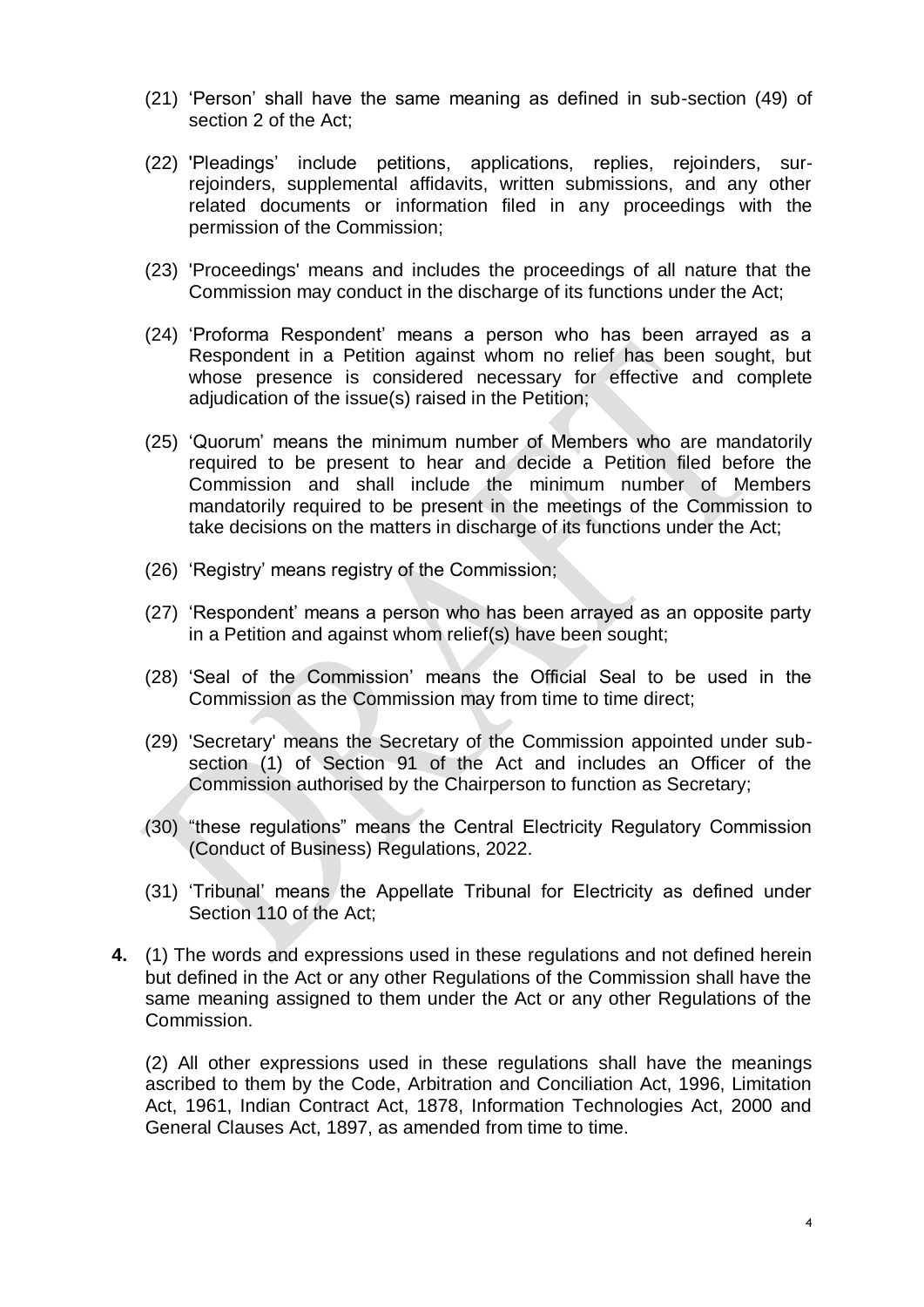(21) 'Person' shall have the same meaning as defined in sub-section (49) of section 2 of the Act;

(22) 'Pleadings' include petitions, applications, replies, rejoinders, sur-rejoinders, supplemental affidavits, written submissions, and any other related documents or information filed in any proceedings with the permission of the Commission;

(23) 'Proceedings' means and includes the proceedings of all nature that the Commission may conduct in the discharge of its functions under the Act;

(24) 'Proforma Respondent' means a person who has been arrayed as a Respondent in a Petition against whom no relief has been sought, but whose presence is considered necessary for effective and complete adjudication of the issue(s) raised in the Petition;

(25) 'Quorum' means the minimum number of Members who are mandatorily required to be present to hear and decide a Petition filed before the Commission and shall include the minimum number of Members mandatorily required to be present in the meetings of the Commission to take decisions on the matters in discharge of its functions under the Act;

(26) 'Registry' means registry of the Commission;

(27) 'Respondent' means a person who has been arrayed as an opposite party in a Petition and against whom relief(s) have been sought;

(28) 'Seal of the Commission' means the Official Seal to be used in the Commission as the Commission may from time to time direct;

(29) 'Secretary' means the Secretary of the Commission appointed under sub-section (1) of Section 91 of the Act and includes an Officer of the Commission authorised by the Chairperson to function as Secretary;

(30) "these regulations" means the Central Electricity Regulatory Commission (Conduct of Business) Regulations, 2022.

(31) 'Tribunal' means the Appellate Tribunal for Electricity as defined under Section 110 of the Act;

**4.** (1) The words and expressions used in these regulations and not defined herein but defined in the Act or any other Regulations of the Commission shall have the same meaning assigned to them under the Act or any other Regulations of the Commission.

(2) All other expressions used in these regulations shall have the meanings ascribed to them by the Code, Arbitration and Conciliation Act, 1996, Limitation Act, 1961, Indian Contract Act, 1878, Information Technologies Act, 2000 and General Clauses Act, 1897, as amended from time to time.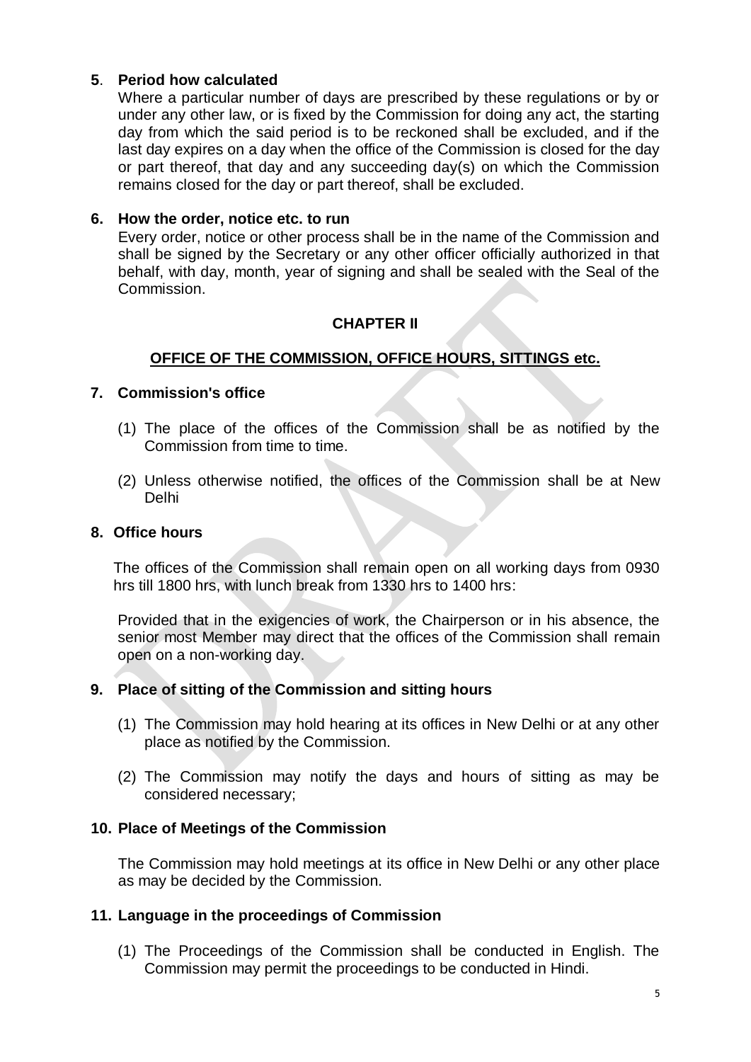**5. Period how calculated**

Where a particular number of days are prescribed by these regulations or by or under any other law, or is fixed by the Commission for doing any act, the starting day from which the said period is to be reckoned shall be excluded, and if the last day expires on a day when the office of the Commission is closed for the day or part thereof, that day and any succeeding day(s) on which the Commission remains closed for the day or part thereof, shall be excluded.

**6. How the order, notice etc. to run**

Every order, notice or other process shall be in the name of the Commission and shall be signed by the Secretary or any other officer officially authorized in that behalf, with day, month, year of signing and shall be sealed with the Seal of the Commission.

## CHAPTER II

## OFFICE OF THE COMMISSION, OFFICE HOURS, SITTINGS etc.

**7. Commission's office**

(1) The place of the offices of the Commission shall be as notified by the Commission from time to time.

(2) Unless otherwise notified, the offices of the Commission shall be at New Delhi

**8. Office hours**

The offices of the Commission shall remain open on all working days from 0930 hrs till 1800 hrs, with lunch break from 1330 hrs to 1400 hrs:

Provided that in the exigencies of work, the Chairperson or in his absence, the senior most Member may direct that the offices of the Commission shall remain open on a non-working day.

**9. Place of sitting of the Commission and sitting hours**

(1) The Commission may hold hearing at its offices in New Delhi or at any other place as notified by the Commission.

(2) The Commission may notify the days and hours of sitting as may be considered necessary;

**10. Place of Meetings of the Commission**

The Commission may hold meetings at its office in New Delhi or any other place as may be decided by the Commission.

**11. Language in the proceedings of Commission**

(1) The Proceedings of the Commission shall be conducted in English. The Commission may permit the proceedings to be conducted in Hindi.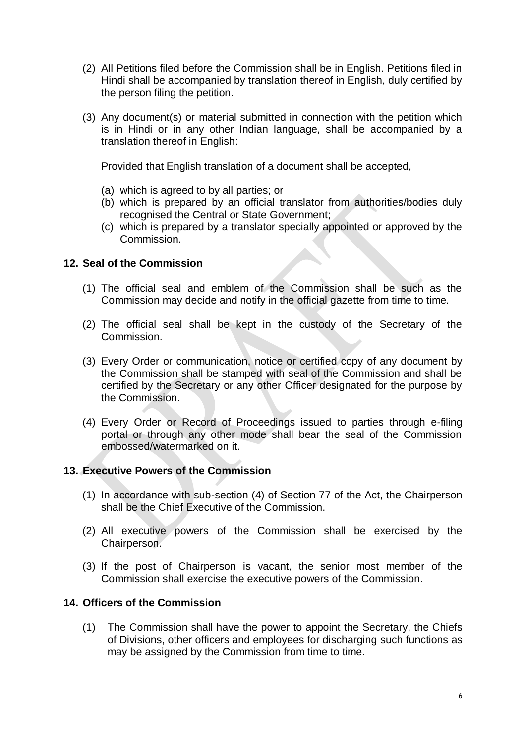(2) All Petitions filed before the Commission shall be in English. Petitions filed in Hindi shall be accompanied by translation thereof in English, duly certified by the person filing the petition.

(3) Any document(s) or material submitted in connection with the petition which is in Hindi or in any other Indian language, shall be accompanied by a translation thereof in English:

Provided that English translation of a document shall be accepted,

(a) which is agreed to by all parties; or
(b) which is prepared by an official translator from authorities/bodies duly recognised the Central or State Government;
(c) which is prepared by a translator specially appointed or approved by the Commission.

## 12. Seal of the Commission

(1) The official seal and emblem of the Commission shall be such as the Commission may decide and notify in the official gazette from time to time.

(2) The official seal shall be kept in the custody of the Secretary of the Commission.

(3) Every Order or communication, notice or certified copy of any document by the Commission shall be stamped with seal of the Commission and shall be certified by the Secretary or any other Officer designated for the purpose by the Commission.

(4) Every Order or Record of Proceedings issued to parties through e-filing portal or through any other mode shall bear the seal of the Commission embossed/watermarked on it.

## 13. Executive Powers of the Commission

(1) In accordance with sub-section (4) of Section 77 of the Act, the Chairperson shall be the Chief Executive of the Commission.

(2) All executive powers of the Commission shall be exercised by the Chairperson.

(3) If the post of Chairperson is vacant, the senior most member of the Commission shall exercise the executive powers of the Commission.

## 14. Officers of the Commission

(1) The Commission shall have the power to appoint the Secretary, the Chiefs of Divisions, other officers and employees for discharging such functions as may be assigned by the Commission from time to time.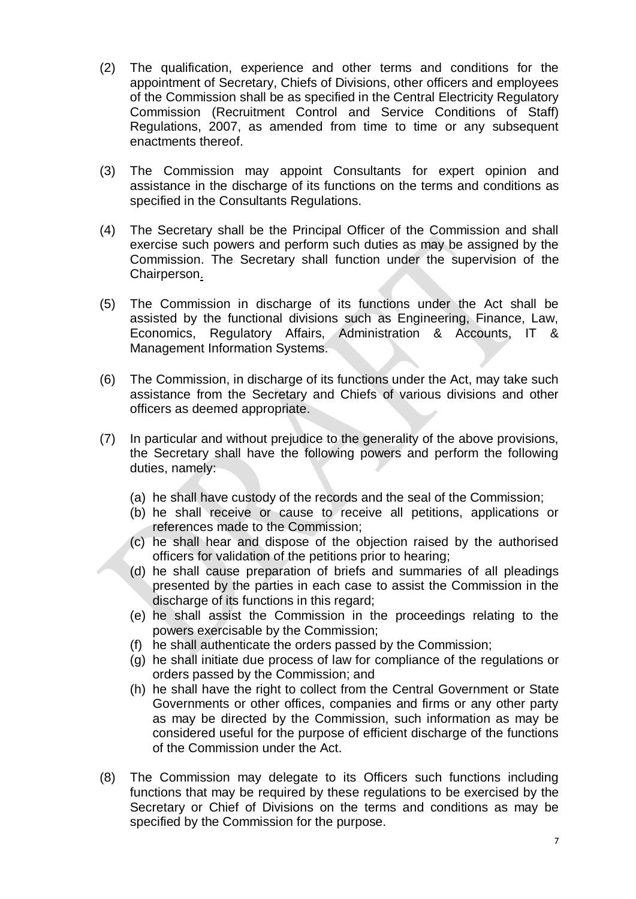(2) The qualification, experience and other terms and conditions for the appointment of Secretary, Chiefs of Divisions, other officers and employees of the Commission shall be as specified in the Central Electricity Regulatory Commission (Recruitment Control and Service Conditions of Staff) Regulations, 2007, as amended from time to time or any subsequent enactments thereof.

(3) The Commission may appoint Consultants for expert opinion and assistance in the discharge of its functions on the terms and conditions as specified in the Consultants Regulations.

(4) The Secretary shall be the Principal Officer of the Commission and shall exercise such powers and perform such duties as may be assigned by the Commission. The Secretary shall function under the supervision of the Chairperson.

(5) The Commission in discharge of its functions under the Act shall be assisted by the functional divisions such as Engineering, Finance, Law, Economics, Regulatory Affairs, Administration & Accounts, IT & Management Information Systems.

(6) The Commission, in discharge of its functions under the Act, may take such assistance from the Secretary and Chiefs of various divisions and other officers as deemed appropriate.

(7) In particular and without prejudice to the generality of the above provisions, the Secretary shall have the following powers and perform the following duties, namely:

   (a) he shall have custody of the records and the seal of the Commission;
   (b) he shall receive or cause to receive all petitions, applications or references made to the Commission;
   (c) he shall hear and dispose of the objection raised by the authorised officers for validation of the petitions prior to hearing;
   (d) he shall cause preparation of briefs and summaries of all pleadings presented by the parties in each case to assist the Commission in the discharge of its functions in this regard;
   (e) he shall assist the Commission in the proceedings relating to the powers exercisable by the Commission;
   (f) he shall authenticate the orders passed by the Commission;
   (g) he shall initiate due process of law for compliance of the regulations or orders passed by the Commission; and
   (h) he shall have the right to collect from the Central Government or State Governments or other offices, companies and firms or any other party as may be directed by the Commission, such information as may be considered useful for the purpose of efficient discharge of the functions of the Commission under the Act.

(8) The Commission may delegate to its Officers such functions including functions that may be required by these regulations to be exercised by the Secretary or Chief of Divisions on the terms and conditions as may be specified by the Commission for the purpose.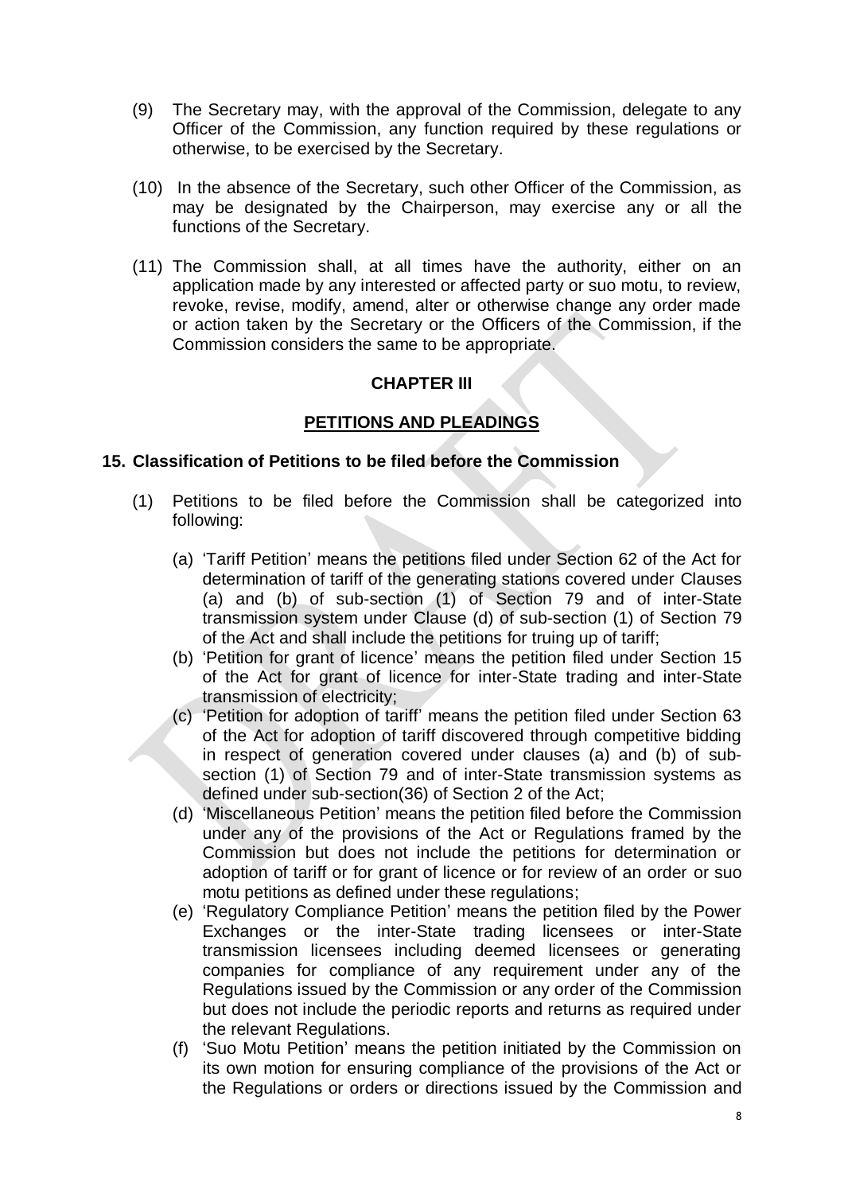(9) The Secretary may, with the approval of the Commission, delegate to any Officer of the Commission, any function required by these regulations or otherwise, to be exercised by the Secretary.

(10) In the absence of the Secretary, such other Officer of the Commission, as may be designated by the Chairperson, may exercise any or all the functions of the Secretary.

(11) The Commission shall, at all times have the authority, either on an application made by any interested or affected party or suo motu, to review, revoke, revise, modify, amend, alter or otherwise change any order made or action taken by the Secretary or the Officers of the Commission, if the Commission considers the same to be appropriate.

## CHAPTER III

## PETITIONS AND PLEADINGS

### 15. Classification of Petitions to be filed before the Commission

(1) Petitions to be filed before the Commission shall be categorized into following:

(a) 'Tariff Petition' means the petitions filed under Section 62 of the Act for determination of tariff of the generating stations covered under Clauses (a) and (b) of sub-section (1) of Section 79 and of inter-State transmission system under Clause (d) of sub-section (1) of Section 79 of the Act and shall include the petitions for truing up of tariff;

(b) 'Petition for grant of licence' means the petition filed under Section 15 of the Act for grant of licence for inter-State trading and inter-State transmission of electricity;

(c) 'Petition for adoption of tariff' means the petition filed under Section 63 of the Act for adoption of tariff discovered through competitive bidding in respect of generation covered under clauses (a) and (b) of sub-section (1) of Section 79 and of inter-State transmission systems as defined under sub-section(36) of Section 2 of the Act;

(d) 'Miscellaneous Petition' means the petition filed before the Commission under any of the provisions of the Act or Regulations framed by the Commission but does not include the petitions for determination or adoption of tariff or for grant of licence or for review of an order or suo motu petitions as defined under these regulations;

(e) 'Regulatory Compliance Petition' means the petition filed by the Power Exchanges or the inter-State trading licensees or inter-State transmission licensees including deemed licensees or generating companies for compliance of any requirement under any of the Regulations issued by the Commission or any order of the Commission but does not include the periodic reports and returns as required under the relevant Regulations.

(f) 'Suo Motu Petition' means the petition initiated by the Commission on its own motion for ensuring compliance of the provisions of the Act or the Regulations or orders or directions issued by the Commission and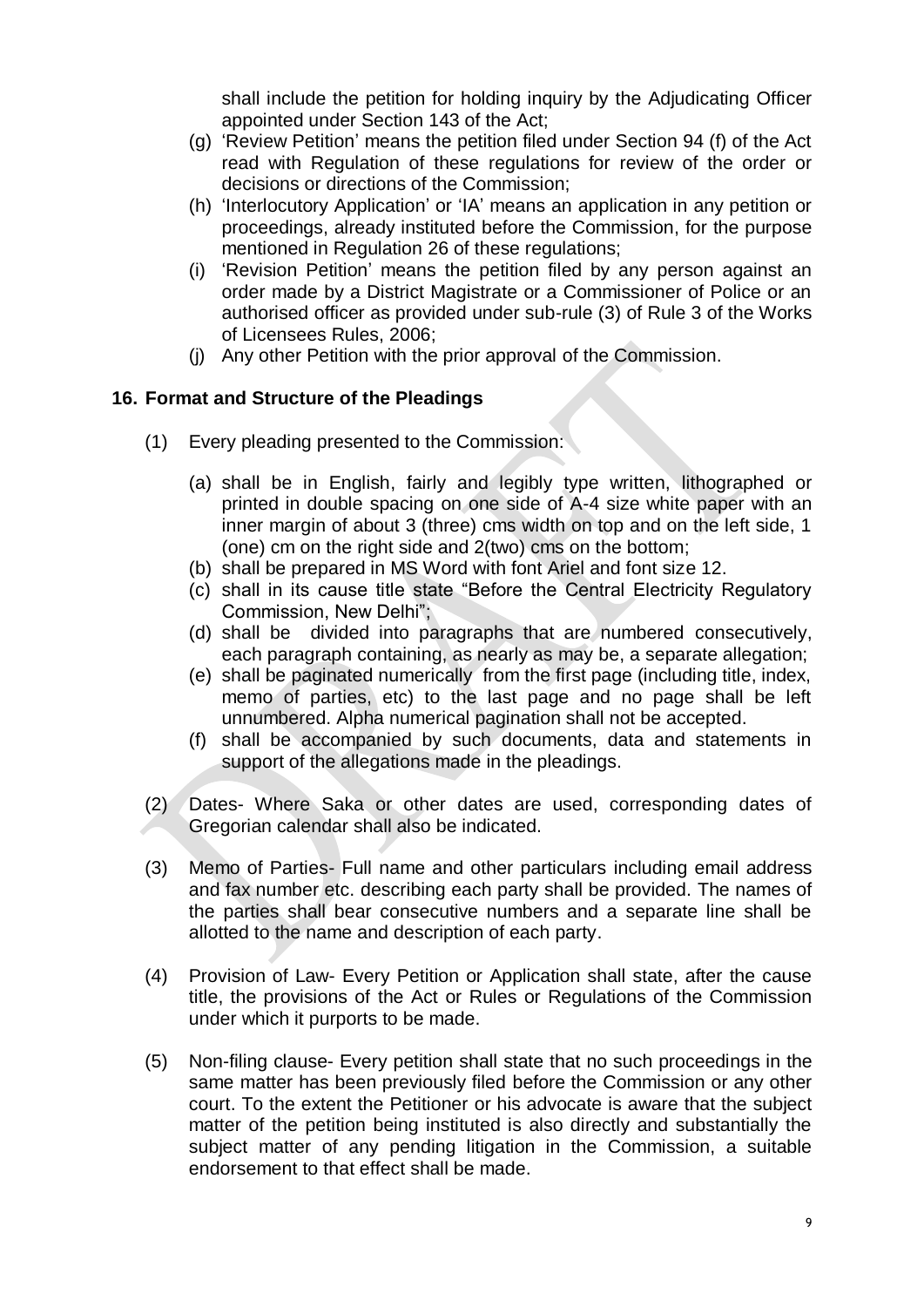shall include the petition for holding inquiry by the Adjudicating Officer appointed under Section 143 of the Act;

(g) 'Review Petition' means the petition filed under Section 94 (f) of the Act read with Regulation of these regulations for review of the order or decisions or directions of the Commission;

(h) 'Interlocutory Application' or 'IA' means an application in any petition or proceedings, already instituted before the Commission, for the purpose mentioned in Regulation 26 of these regulations;

(i) 'Revision Petition' means the petition filed by any person against an order made by a District Magistrate or a Commissioner of Police or an authorised officer as provided under sub-rule (3) of Rule 3 of the Works of Licensees Rules, 2006;

(j) Any other Petition with the prior approval of the Commission.

## 16. Format and Structure of the Pleadings

(1) Every pleading presented to the Commission:

(a) shall be in English, fairly and legibly type written, lithographed or printed in double spacing on one side of A-4 size white paper with an inner margin of about 3 (three) cms width on top and on the left side, 1 (one) cm on the right side and 2(two) cms on the bottom;

(b) shall be prepared in MS Word with font Ariel and font size 12.

(c) shall in its cause title state "Before the Central Electricity Regulatory Commission, New Delhi";

(d) shall be divided into paragraphs that are numbered consecutively, each paragraph containing, as nearly as may be, a separate allegation;

(e) shall be paginated numerically from the first page (including title, index, memo of parties, etc) to the last page and no page shall be left unnumbered. Alpha numerical pagination shall not be accepted.

(f) shall be accompanied by such documents, data and statements in support of the allegations made in the pleadings.

(2) Dates- Where Saka or other dates are used, corresponding dates of Gregorian calendar shall also be indicated.

(3) Memo of Parties- Full name and other particulars including email address and fax number etc. describing each party shall be provided. The names of the parties shall bear consecutive numbers and a separate line shall be allotted to the name and description of each party.

(4) Provision of Law- Every Petition or Application shall state, after the cause title, the provisions of the Act or Rules or Regulations of the Commission under which it purports to be made.

(5) Non-filing clause- Every petition shall state that no such proceedings in the same matter has been previously filed before the Commission or any other court. To the extent the Petitioner or his advocate is aware that the subject matter of the petition being instituted is also directly and substantially the subject matter of any pending litigation in the Commission, a suitable endorsement to that effect shall be made.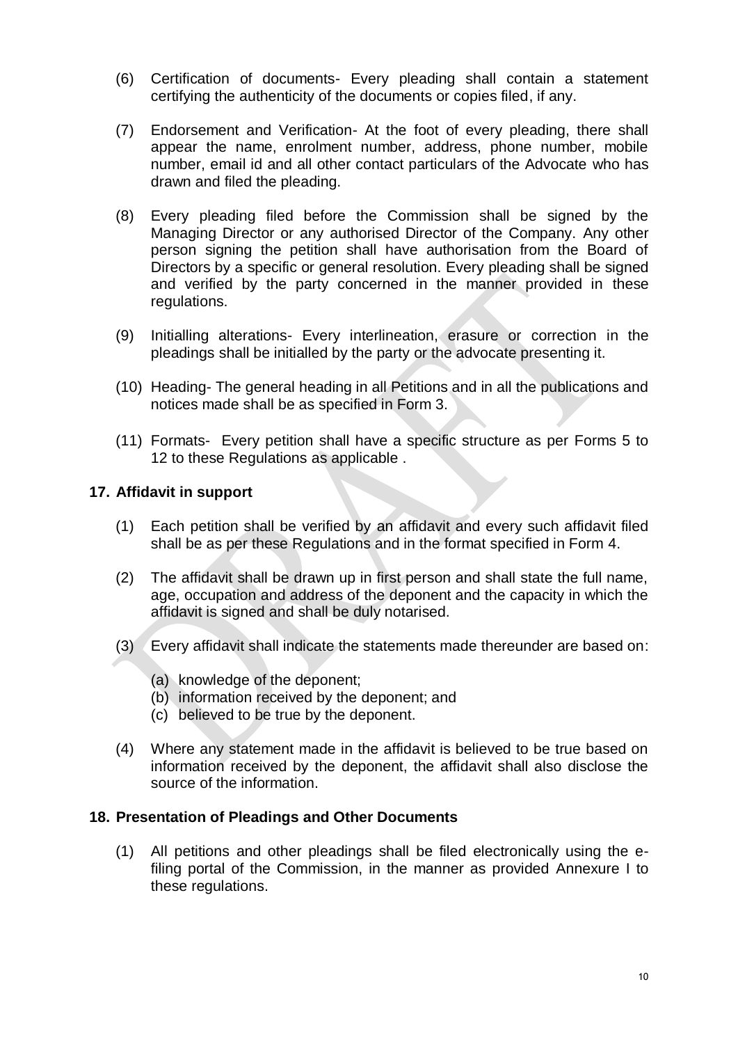(6) Certification of documents- Every pleading shall contain a statement certifying the authenticity of the documents or copies filed, if any.

(7) Endorsement and Verification- At the foot of every pleading, there shall appear the name, enrolment number, address, phone number, mobile number, email id and all other contact particulars of the Advocate who has drawn and filed the pleading.

(8) Every pleading filed before the Commission shall be signed by the Managing Director or any authorised Director of the Company. Any other person signing the petition shall have authorisation from the Board of Directors by a specific or general resolution. Every pleading shall be signed and verified by the party concerned in the manner provided in these regulations.

(9) Initialling alterations- Every interlineation, erasure or correction in the pleadings shall be initialled by the party or the advocate presenting it.

(10) Heading- The general heading in all Petitions and in all the publications and notices made shall be as specified in Form 3.

(11) Formats- Every petition shall have a specific structure as per Forms 5 to 12 to these Regulations as applicable .

## 17. Affidavit in support

(1) Each petition shall be verified by an affidavit and every such affidavit filed shall be as per these Regulations and in the format specified in Form 4.

(2) The affidavit shall be drawn up in first person and shall state the full name, age, occupation and address of the deponent and the capacity in which the affidavit is signed and shall be duly notarised.

(3) Every affidavit shall indicate the statements made thereunder are based on:

- (a) knowledge of the deponent;
- (b) information received by the deponent; and
- (c) believed to be true by the deponent.

(4) Where any statement made in the affidavit is believed to be true based on information received by the deponent, the affidavit shall also disclose the source of the information.

## 18. Presentation of Pleadings and Other Documents

(1) All petitions and other pleadings shall be filed electronically using the e-filing portal of the Commission, in the manner as provided Annexure I to these regulations.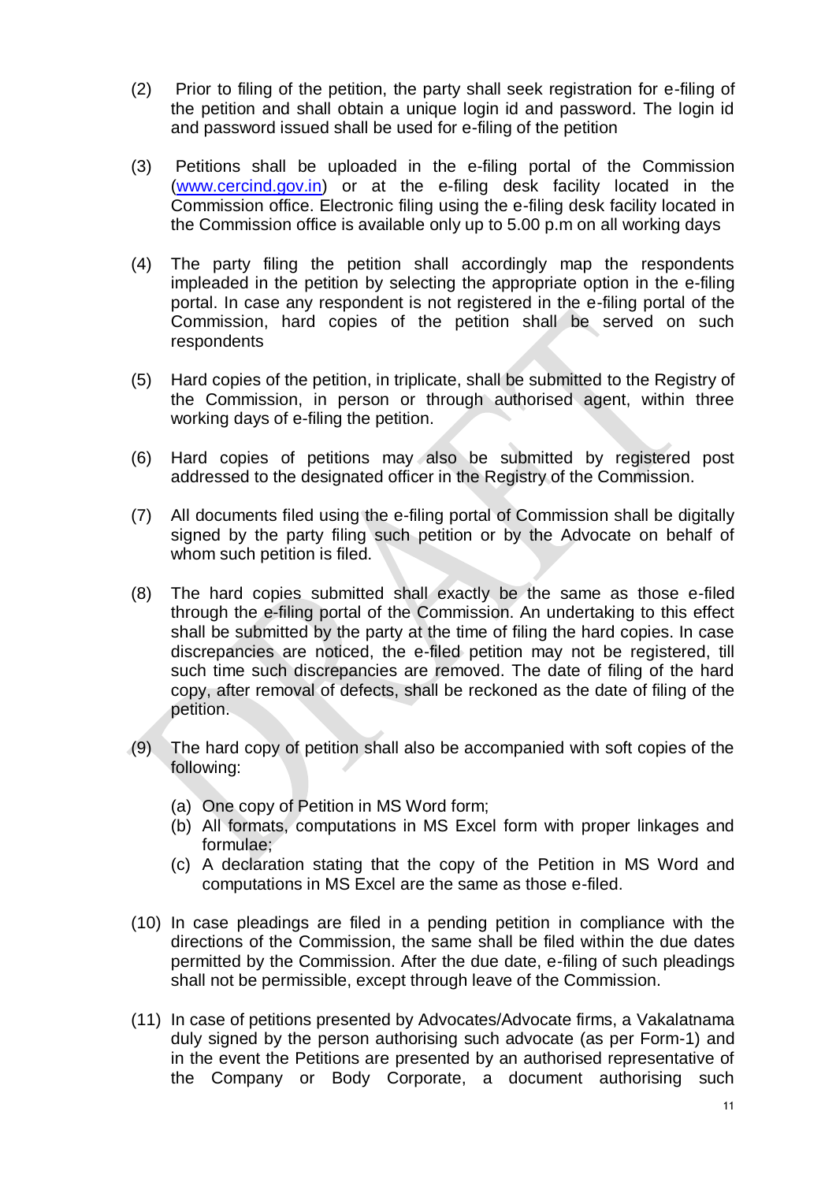(2) Prior to filing of the petition, the party shall seek registration for e-filing of the petition and shall obtain a unique login id and password. The login id and password issued shall be used for e-filing of the petition

(3) Petitions shall be uploaded in the e-filing portal of the Commission ([www.cercind.gov.in](http://www.cercind.gov.in)) or at the e-filing desk facility located in the Commission office. Electronic filing using the e-filing desk facility located in the Commission office is available only up to 5.00 p.m on all working days

(4) The party filing the petition shall accordingly map the respondents impleaded in the petition by selecting the appropriate option in the e-filing portal. In case any respondent is not registered in the e-filing portal of the Commission, hard copies of the petition shall be served on such respondents

(5) Hard copies of the petition, in triplicate, shall be submitted to the Registry of the Commission, in person or through authorised agent, within three working days of e-filing the petition.

(6) Hard copies of petitions may also be submitted by registered post addressed to the designated officer in the Registry of the Commission.

(7) All documents filed using the e-filing portal of Commission shall be digitally signed by the party filing such petition or by the Advocate on behalf of whom such petition is filed.

(8) The hard copies submitted shall exactly be the same as those e-filed through the e-filing portal of the Commission. An undertaking to this effect shall be submitted by the party at the time of filing the hard copies. In case discrepancies are noticed, the e-filed petition may not be registered, till such time such discrepancies are removed. The date of filing of the hard copy, after removal of defects, shall be reckoned as the date of filing of the petition.

(9) The hard copy of petition shall also be accompanied with soft copies of the following:

   (a) One copy of Petition in MS Word form;
   (b) All formats, computations in MS Excel form with proper linkages and formulae;
   (c) A declaration stating that the copy of the Petition in MS Word and computations in MS Excel are the same as those e-filed.

(10) In case pleadings are filed in a pending petition in compliance with the directions of the Commission, the same shall be filed within the due dates permitted by the Commission. After the due date, e-filing of such pleadings shall not be permissible, except through leave of the Commission.

(11) In case of petitions presented by Advocates/Advocate firms, a Vakalatnama duly signed by the person authorising such advocate (as per Form-1) and in the event the Petitions are presented by an authorised representative of the Company or Body Corporate, a document authorising such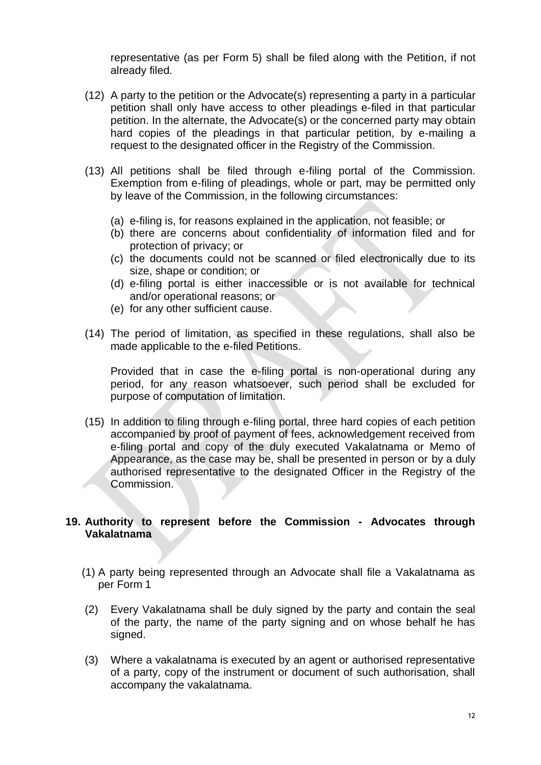representative (as per Form 5) shall be filed along with the Petition, if not already filed.

(12) A party to the petition or the Advocate(s) representing a party in a particular petition shall only have access to other pleadings e-filed in that particular petition. In the alternate, the Advocate(s) or the concerned party may obtain hard copies of the pleadings in that particular petition, by e-mailing a request to the designated officer in the Registry of the Commission.

(13) All petitions shall be filed through e-filing portal of the Commission. Exemption from e-filing of pleadings, whole or part, may be permitted only by leave of the Commission, in the following circumstances:

   (a) e-filing is, for reasons explained in the application, not feasible; or
   (b) there are concerns about confidentiality of information filed and for protection of privacy; or
   (c) the documents could not be scanned or filed electronically due to its size, shape or condition; or
   (d) e-filing portal is either inaccessible or is not available for technical and/or operational reasons; or
   (e) for any other sufficient cause.

(14) The period of limitation, as specified in these regulations, shall also be made applicable to the e-filed Petitions.

   Provided that in case the e-filing portal is non-operational during any period, for any reason whatsoever, such period shall be excluded for purpose of computation of limitation.

(15) In addition to filing through e-filing portal, three hard copies of each petition accompanied by proof of payment of fees, acknowledgement received from e-filing portal and copy of the duly executed Vakalatnama or Memo of Appearance, as the case may be, shall be presented in person or by a duly authorised representative to the designated Officer in the Registry of the Commission.

## 19. Authority to represent before the Commission - Advocates through Vakalatnama

(1) A party being represented through an Advocate shall file a Vakalatnama as per Form 1

(2) Every Vakalatnama shall be duly signed by the party and contain the seal of the party, the name of the party signing and on whose behalf he has signed.

(3) Where a vakalatnama is executed by an agent or authorised representative of a party, copy of the instrument or document of such authorisation, shall accompany the vakalatnama.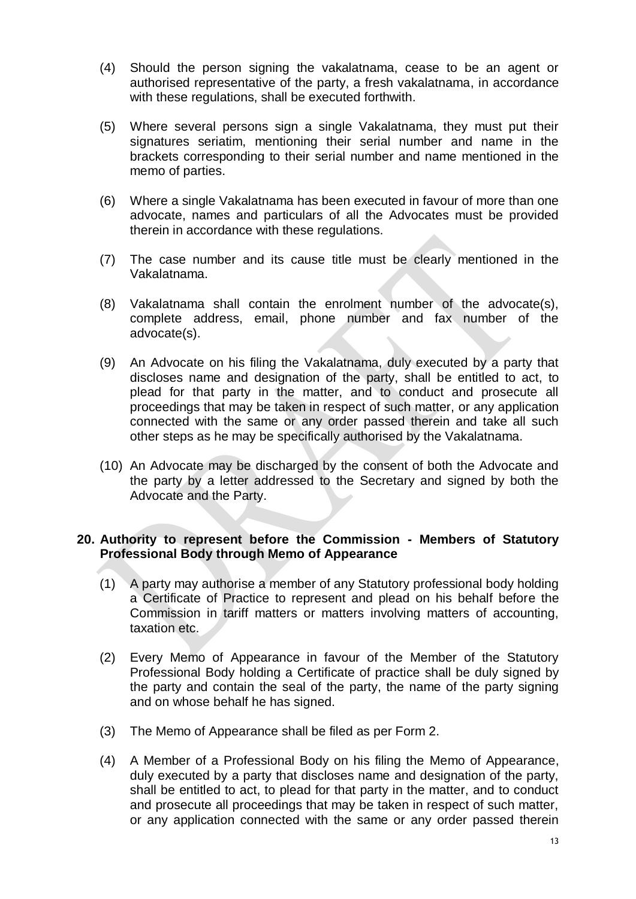(4) Should the person signing the vakalatnama, cease to be an agent or authorised representative of the party, a fresh vakalatnama, in accordance with these regulations, shall be executed forthwith.

(5) Where several persons sign a single Vakalatnama, they must put their signatures seriatim, mentioning their serial number and name in the brackets corresponding to their serial number and name mentioned in the memo of parties.

(6) Where a single Vakalatnama has been executed in favour of more than one advocate, names and particulars of all the Advocates must be provided therein in accordance with these regulations.

(7) The case number and its cause title must be clearly mentioned in the Vakalatnama.

(8) Vakalatnama shall contain the enrolment number of the advocate(s), complete address, email, phone number and fax number of the advocate(s).

(9) An Advocate on his filing the Vakalatnama, duly executed by a party that discloses name and designation of the party, shall be entitled to act, to plead for that party in the matter, and to conduct and prosecute all proceedings that may be taken in respect of such matter, or any application connected with the same or any order passed therein and take all such other steps as he may be specifically authorised by the Vakalatnama.

(10) An Advocate may be discharged by the consent of both the Advocate and the party by a letter addressed to the Secretary and signed by both the Advocate and the Party.

**20. Authority to represent before the Commission - Members of Statutory Professional Body through Memo of Appearance**

(1) A party may authorise a member of any Statutory professional body holding a Certificate of Practice to represent and plead on his behalf before the Commission in tariff matters or matters involving matters of accounting, taxation etc.

(2) Every Memo of Appearance in favour of the Member of the Statutory Professional Body holding a Certificate of practice shall be duly signed by the party and contain the seal of the party, the name of the party signing and on whose behalf he has signed.

(3) The Memo of Appearance shall be filed as per Form 2.

(4) A Member of a Professional Body on his filing the Memo of Appearance, duly executed by a party that discloses name and designation of the party, shall be entitled to act, to plead for that party in the matter, and to conduct and prosecute all proceedings that may be taken in respect of such matter, or any application connected with the same or any order passed therein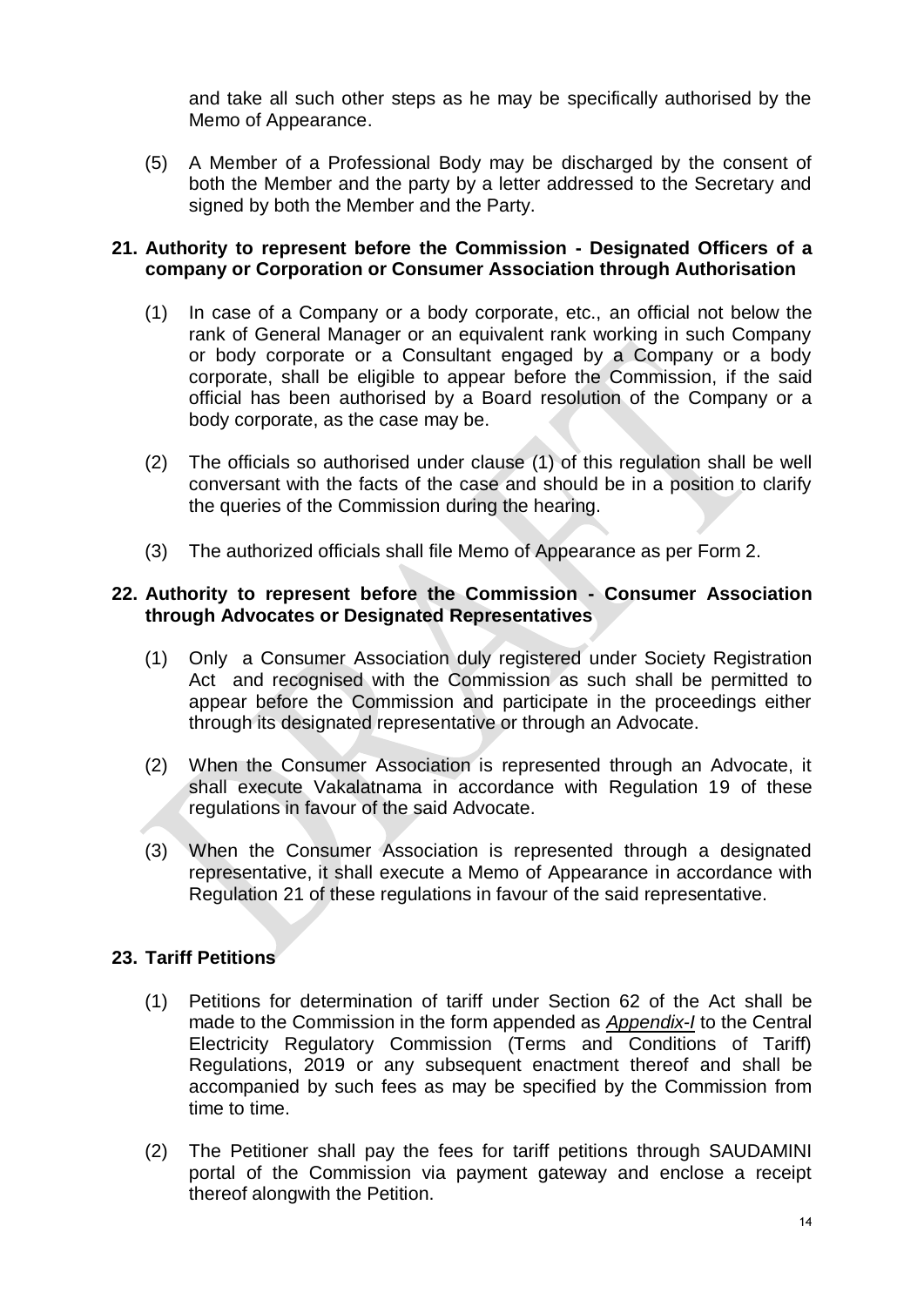and take all such other steps as he may be specifically authorised by the Memo of Appearance.

(5) A Member of a Professional Body may be discharged by the consent of both the Member and the party by a letter addressed to the Secretary and signed by both the Member and the Party.

**21. Authority to represent before the Commission - Designated Officers of a company or Corporation or Consumer Association through Authorisation**

(1) In case of a Company or a body corporate, etc., an official not below the rank of General Manager or an equivalent rank working in such Company or body corporate or a Consultant engaged by a Company or a body corporate, shall be eligible to appear before the Commission, if the said official has been authorised by a Board resolution of the Company or a body corporate, as the case may be.

(2) The officials so authorised under clause (1) of this regulation shall be well conversant with the facts of the case and should be in a position to clarify the queries of the Commission during the hearing.

(3) The authorized officials shall file Memo of Appearance as per Form 2.

**22. Authority to represent before the Commission - Consumer Association through Advocates or Designated Representatives**

(1) Only a Consumer Association duly registered under Society Registration Act and recognised with the Commission as such shall be permitted to appear before the Commission and participate in the proceedings either through its designated representative or through an Advocate.

(2) When the Consumer Association is represented through an Advocate, it shall execute Vakalatnama in accordance with Regulation 19 of these regulations in favour of the said Advocate.

(3) When the Consumer Association is represented through a designated representative, it shall execute a Memo of Appearance in accordance with Regulation 21 of these regulations in favour of the said representative.

**23. Tariff Petitions**

(1) Petitions for determination of tariff under Section 62 of the Act shall be made to the Commission in the form appended as *Appendix-I* to the Central Electricity Regulatory Commission (Terms and Conditions of Tariff) Regulations, 2019 or any subsequent enactment thereof and shall be accompanied by such fees as may be specified by the Commission from time to time.

(2) The Petitioner shall pay the fees for tariff petitions through SAUDAMINI portal of the Commission via payment gateway and enclose a receipt thereof alongwith the Petition.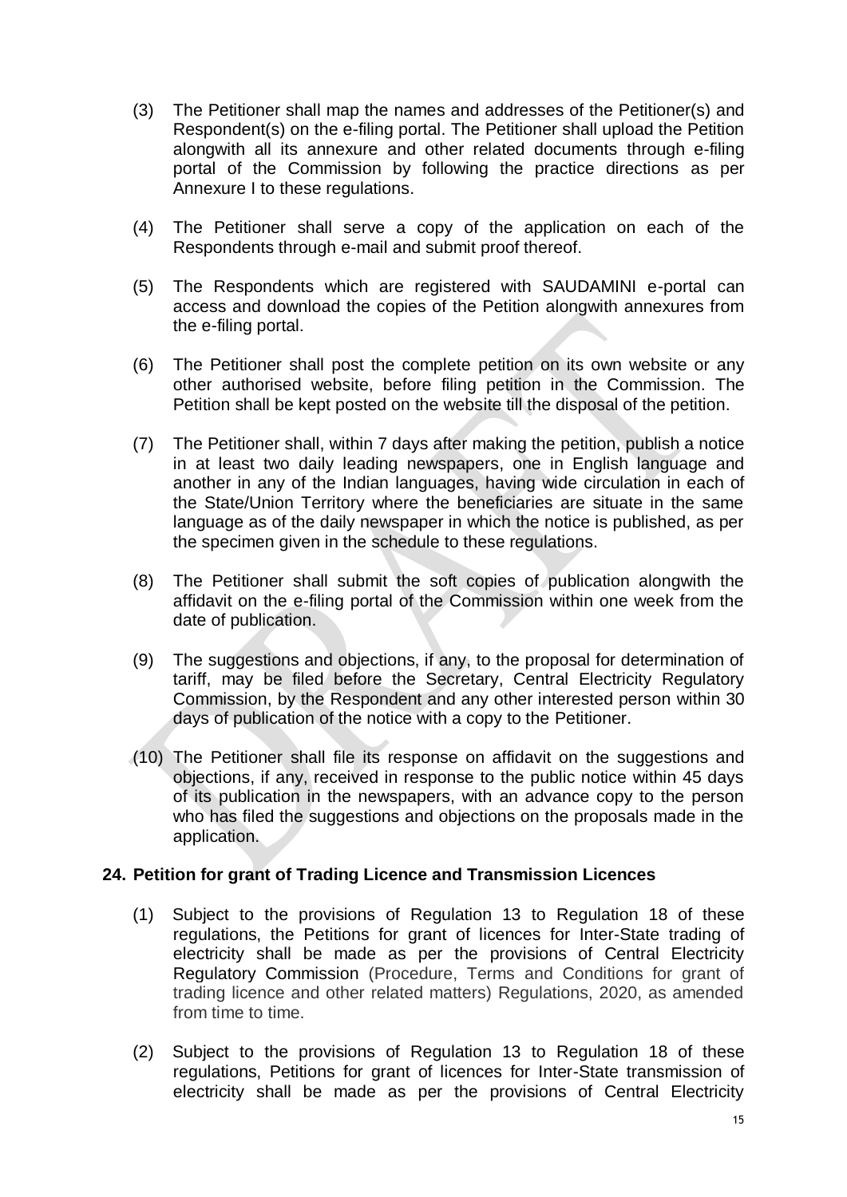(3) The Petitioner shall map the names and addresses of the Petitioner(s) and Respondent(s) on the e-filing portal. The Petitioner shall upload the Petition alongwith all its annexure and other related documents through e-filing portal of the Commission by following the practice directions as per Annexure I to these regulations.

(4) The Petitioner shall serve a copy of the application on each of the Respondents through e-mail and submit proof thereof.

(5) The Respondents which are registered with SAUDAMINI e-portal can access and download the copies of the Petition alongwith annexures from the e-filing portal.

(6) The Petitioner shall post the complete petition on its own website or any other authorised website, before filing petition in the Commission. The Petition shall be kept posted on the website till the disposal of the petition.

(7) The Petitioner shall, within 7 days after making the petition, publish a notice in at least two daily leading newspapers, one in English language and another in any of the Indian languages, having wide circulation in each of the State/Union Territory where the beneficiaries are situate in the same language as of the daily newspaper in which the notice is published, as per the specimen given in the schedule to these regulations.

(8) The Petitioner shall submit the soft copies of publication alongwith the affidavit on the e-filing portal of the Commission within one week from the date of publication.

(9) The suggestions and objections, if any, to the proposal for determination of tariff, may be filed before the Secretary, Central Electricity Regulatory Commission, by the Respondent and any other interested person within 30 days of publication of the notice with a copy to the Petitioner.

(10) The Petitioner shall file its response on affidavit on the suggestions and objections, if any, received in response to the public notice within 45 days of its publication in the newspapers, with an advance copy to the person who has filed the suggestions and objections on the proposals made in the application.

## 24. Petition for grant of Trading Licence and Transmission Licences

(1) Subject to the provisions of Regulation 13 to Regulation 18 of these regulations, the Petitions for grant of licences for Inter-State trading of electricity shall be made as per the provisions of Central Electricity Regulatory Commission (Procedure, Terms and Conditions for grant of trading licence and other related matters) Regulations, 2020, as amended from time to time.

(2) Subject to the provisions of Regulation 13 to Regulation 18 of these regulations, Petitions for grant of licences for Inter-State transmission of electricity shall be made as per the provisions of Central Electricity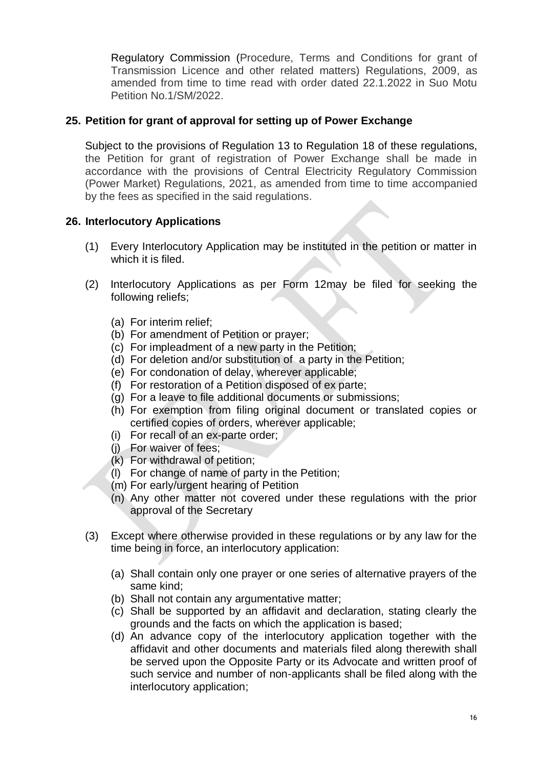Regulatory Commission (Procedure, Terms and Conditions for grant of Transmission Licence and other related matters) Regulations, 2009, as amended from time to time read with order dated 22.1.2022 in Suo Motu Petition No.1/SM/2022.

## 25. Petition for grant of approval for setting up of Power Exchange

Subject to the provisions of Regulation 13 to Regulation 18 of these regulations, the Petition for grant of registration of Power Exchange shall be made in accordance with the provisions of Central Electricity Regulatory Commission (Power Market) Regulations, 2021, as amended from time to time accompanied by the fees as specified in the said regulations.

## 26. Interlocutory Applications

(1) Every Interlocutory Application may be instituted in the petition or matter in which it is filed.

(2) Interlocutory Applications as per Form 12may be filed for seeking the following reliefs;

(a) For interim relief;
(b) For amendment of Petition or prayer;
(c) For impleadment of a new party in the Petition;
(d) For deletion and/or substitution of a party in the Petition;
(e) For condonation of delay, wherever applicable;
(f) For restoration of a Petition disposed of ex parte;
(g) For a leave to file additional documents or submissions;
(h) For exemption from filing original document or translated copies or certified copies of orders, wherever applicable;
(i) For recall of an ex-parte order;
(j) For waiver of fees;
(k) For withdrawal of petition;
(l) For change of name of party in the Petition;
(m) For early/urgent hearing of Petition
(n) Any other matter not covered under these regulations with the prior approval of the Secretary

(3) Except where otherwise provided in these regulations or by any law for the time being in force, an interlocutory application:

(a) Shall contain only one prayer or one series of alternative prayers of the same kind;
(b) Shall not contain any argumentative matter;
(c) Shall be supported by an affidavit and declaration, stating clearly the grounds and the facts on which the application is based;
(d) An advance copy of the interlocutory application together with the affidavit and other documents and materials filed along therewith shall be served upon the Opposite Party or its Advocate and written proof of such service and number of non-applicants shall be filed along with the interlocutory application;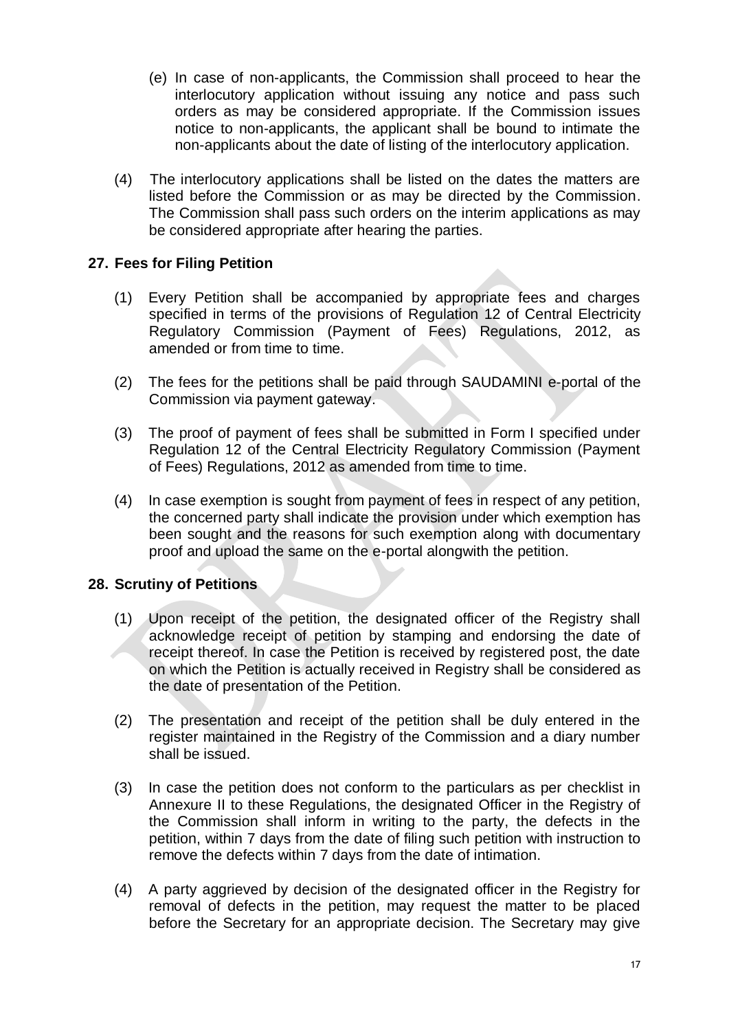(e) In case of non-applicants, the Commission shall proceed to hear the interlocutory application without issuing any notice and pass such orders as may be considered appropriate. If the Commission issues notice to non-applicants, the applicant shall be bound to intimate the non-applicants about the date of listing of the interlocutory application.

(4) The interlocutory applications shall be listed on the dates the matters are listed before the Commission or as may be directed by the Commission. The Commission shall pass such orders on the interim applications as may be considered appropriate after hearing the parties.

## 27. Fees for Filing Petition

(1) Every Petition shall be accompanied by appropriate fees and charges specified in terms of the provisions of Regulation 12 of Central Electricity Regulatory Commission (Payment of Fees) Regulations, 2012, as amended or from time to time.

(2) The fees for the petitions shall be paid through SAUDAMINI e-portal of the Commission via payment gateway.

(3) The proof of payment of fees shall be submitted in Form I specified under Regulation 12 of the Central Electricity Regulatory Commission (Payment of Fees) Regulations, 2012 as amended from time to time.

(4) In case exemption is sought from payment of fees in respect of any petition, the concerned party shall indicate the provision under which exemption has been sought and the reasons for such exemption along with documentary proof and upload the same on the e-portal alongwith the petition.

## 28. Scrutiny of Petitions

(1) Upon receipt of the petition, the designated officer of the Registry shall acknowledge receipt of petition by stamping and endorsing the date of receipt thereof. In case the Petition is received by registered post, the date on which the Petition is actually received in Registry shall be considered as the date of presentation of the Petition.

(2) The presentation and receipt of the petition shall be duly entered in the register maintained in the Registry of the Commission and a diary number shall be issued.

(3) In case the petition does not conform to the particulars as per checklist in Annexure II to these Regulations, the designated Officer in the Registry of the Commission shall inform in writing to the party, the defects in the petition, within 7 days from the date of filing such petition with instruction to remove the defects within 7 days from the date of intimation.

(4) A party aggrieved by decision of the designated officer in the Registry for removal of defects in the petition, may request the matter to be placed before the Secretary for an appropriate decision. The Secretary may give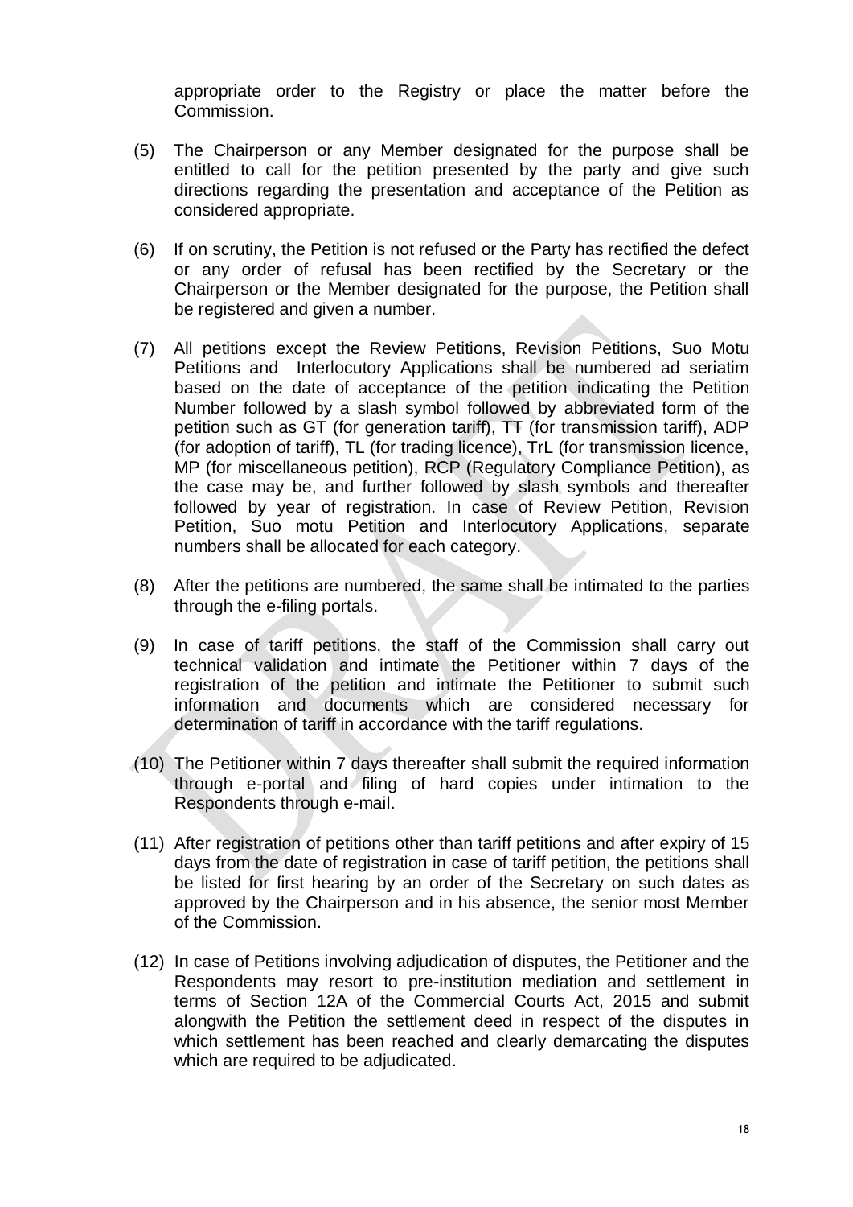appropriate order to the Registry or place the matter before the Commission.

(5) The Chairperson or any Member designated for the purpose shall be entitled to call for the petition presented by the party and give such directions regarding the presentation and acceptance of the Petition as considered appropriate.

(6) If on scrutiny, the Petition is not refused or the Party has rectified the defect or any order of refusal has been rectified by the Secretary or the Chairperson or the Member designated for the purpose, the Petition shall be registered and given a number.

(7) All petitions except the Review Petitions, Revision Petitions, Suo Motu Petitions and Interlocutory Applications shall be numbered ad seriatim based on the date of acceptance of the petition indicating the Petition Number followed by a slash symbol followed by abbreviated form of the petition such as GT (for generation tariff), TT (for transmission tariff), ADP (for adoption of tariff), TL (for trading licence), TrL (for transmission licence, MP (for miscellaneous petition), RCP (Regulatory Compliance Petition), as the case may be, and further followed by slash symbols and thereafter followed by year of registration. In case of Review Petition, Revision Petition, Suo motu Petition and Interlocutory Applications, separate numbers shall be allocated for each category.

(8) After the petitions are numbered, the same shall be intimated to the parties through the e-filing portals.

(9) In case of tariff petitions, the staff of the Commission shall carry out technical validation and intimate the Petitioner within 7 days of the registration of the petition and intimate the Petitioner to submit such information and documents which are considered necessary for determination of tariff in accordance with the tariff regulations.

(10) The Petitioner within 7 days thereafter shall submit the required information through e-portal and filing of hard copies under intimation to the Respondents through e-mail.

(11) After registration of petitions other than tariff petitions and after expiry of 15 days from the date of registration in case of tariff petition, the petitions shall be listed for first hearing by an order of the Secretary on such dates as approved by the Chairperson and in his absence, the senior most Member of the Commission.

(12) In case of Petitions involving adjudication of disputes, the Petitioner and the Respondents may resort to pre-institution mediation and settlement in terms of Section 12A of the Commercial Courts Act, 2015 and submit alongwith the Petition the settlement deed in respect of the disputes in which settlement has been reached and clearly demarcating the disputes which are required to be adjudicated.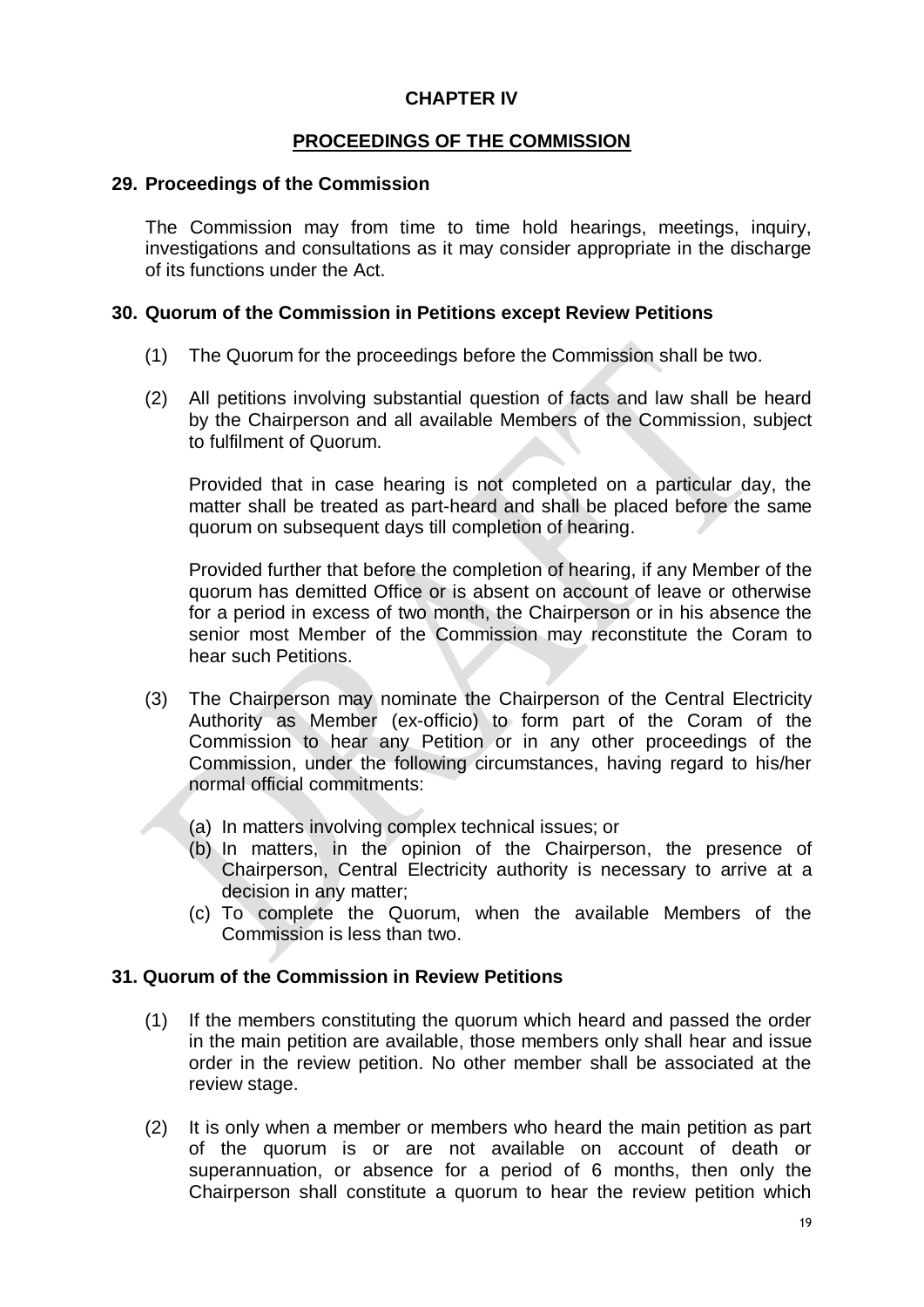# CHAPTER IV

## PROCEEDINGS OF THE COMMISSION

### 29. Proceedings of the Commission

The Commission may from time to time hold hearings, meetings, inquiry, investigations and consultations as it may consider appropriate in the discharge of its functions under the Act.

### 30. Quorum of the Commission in Petitions except Review Petitions

(1) The Quorum for the proceedings before the Commission shall be two.

(2) All petitions involving substantial question of facts and law shall be heard by the Chairperson and all available Members of the Commission, subject to fulfilment of Quorum.

Provided that in case hearing is not completed on a particular day, the matter shall be treated as part-heard and shall be placed before the same quorum on subsequent days till completion of hearing.

Provided further that before the completion of hearing, if any Member of the quorum has demitted Office or is absent on account of leave or otherwise for a period in excess of two month, the Chairperson or in his absence the senior most Member of the Commission may reconstitute the Coram to hear such Petitions.

(3) The Chairperson may nominate the Chairperson of the Central Electricity Authority as Member (ex-officio) to form part of the Coram of the Commission to hear any Petition or in any other proceedings of the Commission, under the following circumstances, having regard to his/her normal official commitments:

(a) In matters involving complex technical issues; or
(b) In matters, in the opinion of the Chairperson, the presence of Chairperson, Central Electricity authority is necessary to arrive at a decision in any matter;
(c) To complete the Quorum, when the available Members of the Commission is less than two.

### 31. Quorum of the Commission in Review Petitions

(1) If the members constituting the quorum which heard and passed the order in the main petition are available, those members only shall hear and issue order in the review petition. No other member shall be associated at the review stage.

(2) It is only when a member or members who heard the main petition as part of the quorum is or are not available on account of death or superannuation, or absence for a period of 6 months, then only the Chairperson shall constitute a quorum to hear the review petition which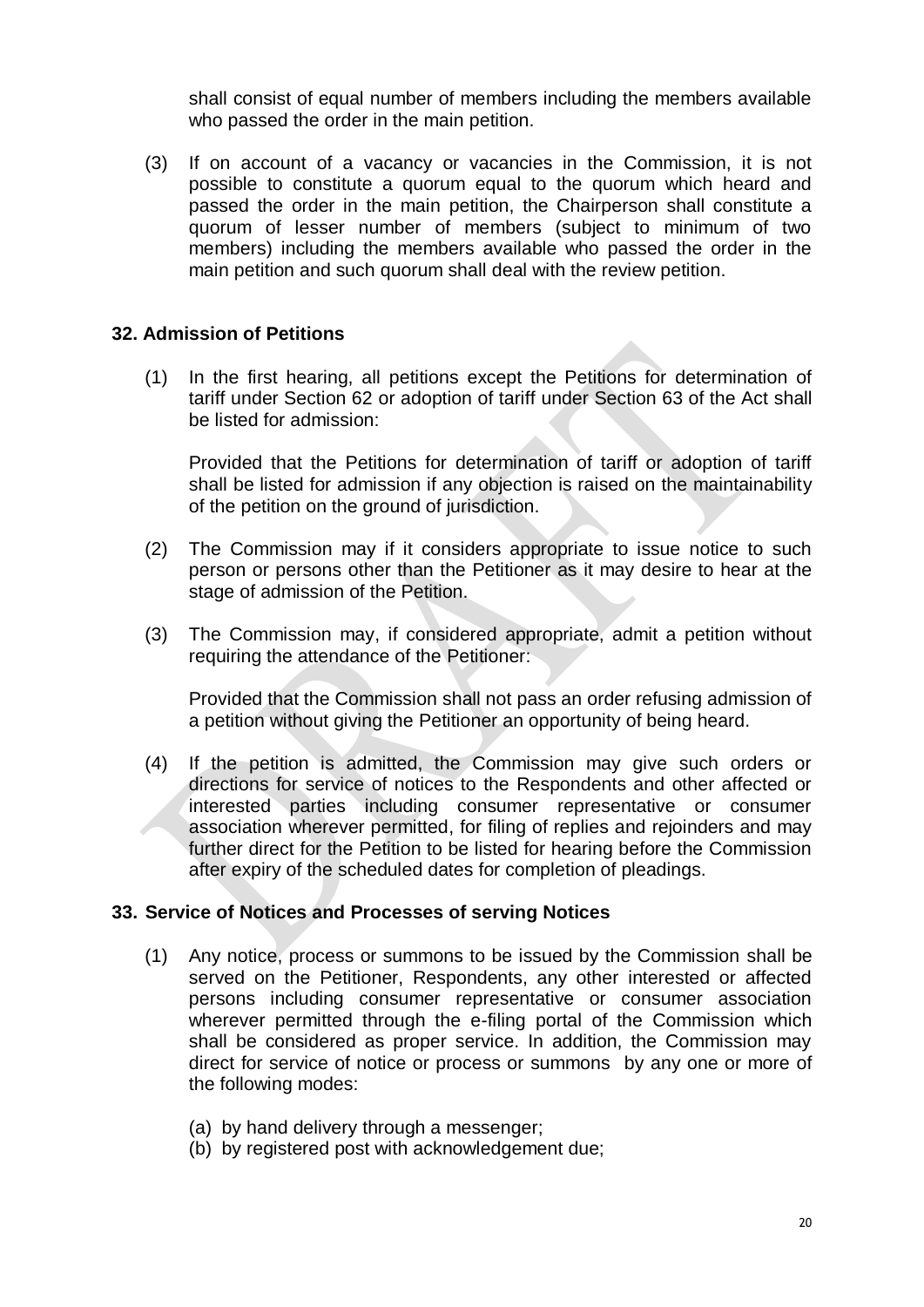shall consist of equal number of members including the members available who passed the order in the main petition.

(3) If on account of a vacancy or vacancies in the Commission, it is not possible to constitute a quorum equal to the quorum which heard and passed the order in the main petition, the Chairperson shall constitute a quorum of lesser number of members (subject to minimum of two members) including the members available who passed the order in the main petition and such quorum shall deal with the review petition.

### 32. Admission of Petitions

(1) In the first hearing, all petitions except the Petitions for determination of tariff under Section 62 or adoption of tariff under Section 63 of the Act shall be listed for admission:

Provided that the Petitions for determination of tariff or adoption of tariff shall be listed for admission if any objection is raised on the maintainability of the petition on the ground of jurisdiction.

(2) The Commission may if it considers appropriate to issue notice to such person or persons other than the Petitioner as it may desire to hear at the stage of admission of the Petition.

(3) The Commission may, if considered appropriate, admit a petition without requiring the attendance of the Petitioner:

Provided that the Commission shall not pass an order refusing admission of a petition without giving the Petitioner an opportunity of being heard.

(4) If the petition is admitted, the Commission may give such orders or directions for service of notices to the Respondents and other affected or interested parties including consumer representative or consumer association wherever permitted, for filing of replies and rejoinders and may further direct for the Petition to be listed for hearing before the Commission after expiry of the scheduled dates for completion of pleadings.

### 33. Service of Notices and Processes of serving Notices

(1) Any notice, process or summons to be issued by the Commission shall be served on the Petitioner, Respondents, any other interested or affected persons including consumer representative or consumer association wherever permitted through the e-filing portal of the Commission which shall be considered as proper service. In addition, the Commission may direct for service of notice or process or summons by any one or more of the following modes:

(a) by hand delivery through a messenger;
(b) by registered post with acknowledgement due;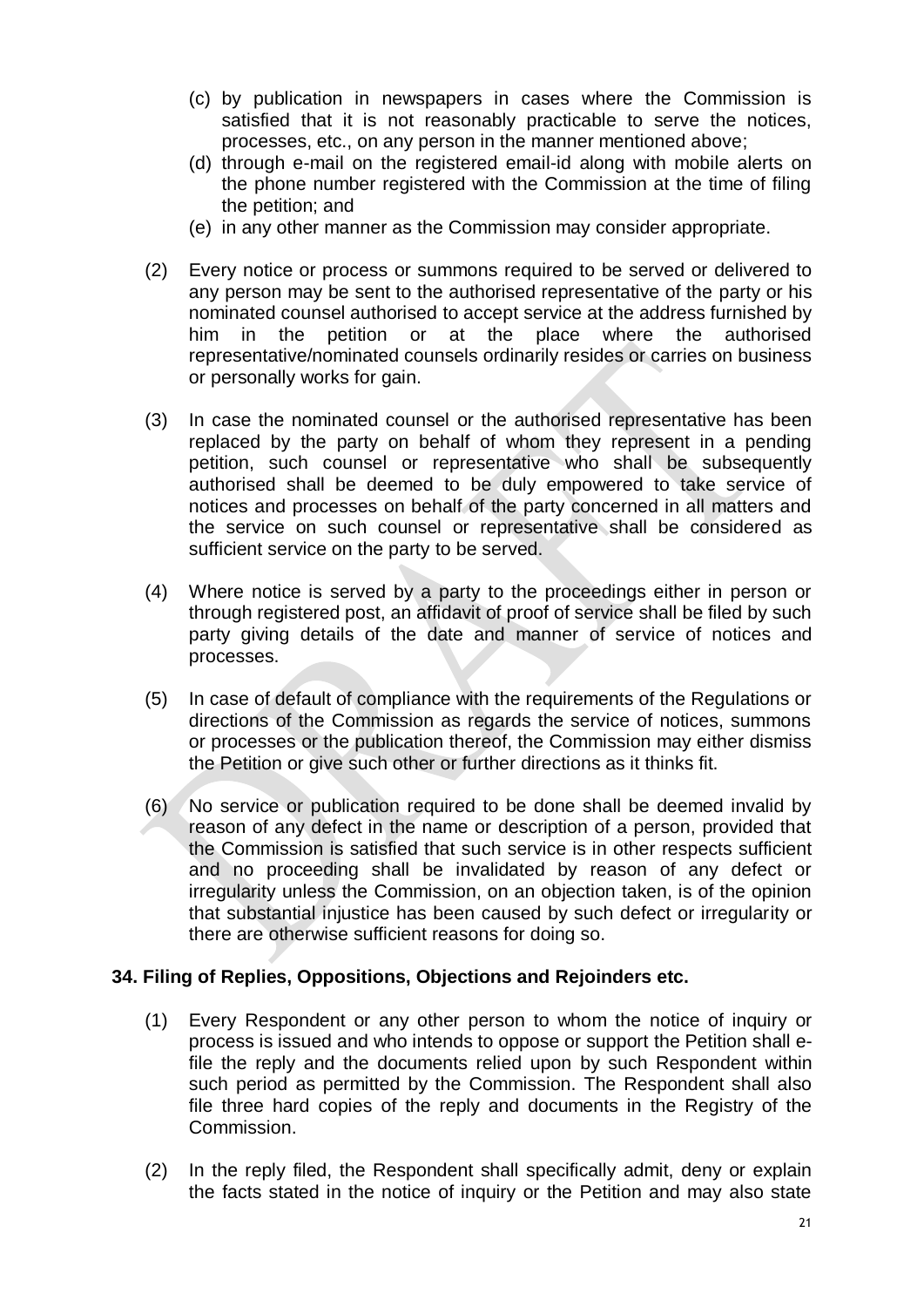(c) by publication in newspapers in cases where the Commission is satisfied that it is not reasonably practicable to serve the notices, processes, etc., on any person in the manner mentioned above;

(d) through e-mail on the registered email-id along with mobile alerts on the phone number registered with the Commission at the time of filing the petition; and

(e) in any other manner as the Commission may consider appropriate.

(2) Every notice or process or summons required to be served or delivered to any person may be sent to the authorised representative of the party or his nominated counsel authorised to accept service at the address furnished by him in the petition or at the place where the authorised representative/nominated counsels ordinarily resides or carries on business or personally works for gain.

(3) In case the nominated counsel or the authorised representative has been replaced by the party on behalf of whom they represent in a pending petition, such counsel or representative who shall be subsequently authorised shall be deemed to be duly empowered to take service of notices and processes on behalf of the party concerned in all matters and the service on such counsel or representative shall be considered as sufficient service on the party to be served.

(4) Where notice is served by a party to the proceedings either in person or through registered post, an affidavit of proof of service shall be filed by such party giving details of the date and manner of service of notices and processes.

(5) In case of default of compliance with the requirements of the Regulations or directions of the Commission as regards the service of notices, summons or processes or the publication thereof, the Commission may either dismiss the Petition or give such other or further directions as it thinks fit.

(6) No service or publication required to be done shall be deemed invalid by reason of any defect in the name or description of a person, provided that the Commission is satisfied that such service is in other respects sufficient and no proceeding shall be invalidated by reason of any defect or irregularity unless the Commission, on an objection taken, is of the opinion that substantial injustice has been caused by such defect or irregularity or there are otherwise sufficient reasons for doing so.

**34. Filing of Replies, Oppositions, Objections and Rejoinders etc.**

(1) Every Respondent or any other person to whom the notice of inquiry or process is issued and who intends to oppose or support the Petition shall e-file the reply and the documents relied upon by such Respondent within such period as permitted by the Commission. The Respondent shall also file three hard copies of the reply and documents in the Registry of the Commission.

(2) In the reply filed, the Respondent shall specifically admit, deny or explain the facts stated in the notice of inquiry or the Petition and may also state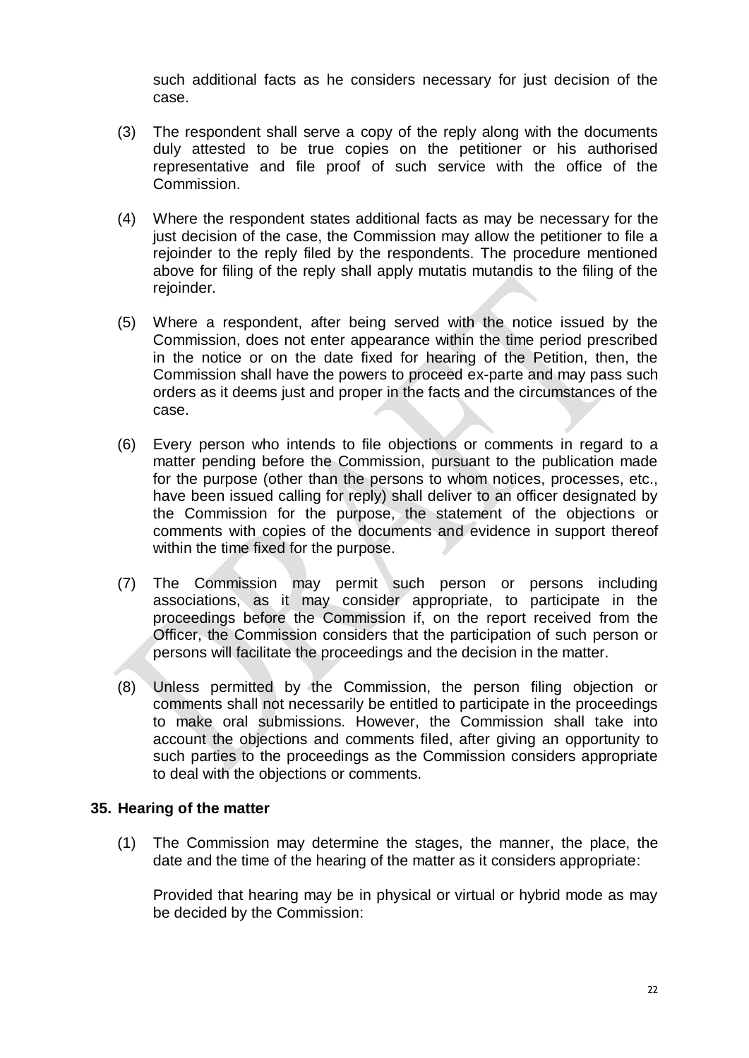such additional facts as he considers necessary for just decision of the case.

(3) The respondent shall serve a copy of the reply along with the documents duly attested to be true copies on the petitioner or his authorised representative and file proof of such service with the office of the Commission.

(4) Where the respondent states additional facts as may be necessary for the just decision of the case, the Commission may allow the petitioner to file a rejoinder to the reply filed by the respondents. The procedure mentioned above for filing of the reply shall apply mutatis mutandis to the filing of the rejoinder.

(5) Where a respondent, after being served with the notice issued by the Commission, does not enter appearance within the time period prescribed in the notice or on the date fixed for hearing of the Petition, then, the Commission shall have the powers to proceed ex-parte and may pass such orders as it deems just and proper in the facts and the circumstances of the case.

(6) Every person who intends to file objections or comments in regard to a matter pending before the Commission, pursuant to the publication made for the purpose (other than the persons to whom notices, processes, etc., have been issued calling for reply) shall deliver to an officer designated by the Commission for the purpose, the statement of the objections or comments with copies of the documents and evidence in support thereof within the time fixed for the purpose.

(7) The Commission may permit such person or persons including associations, as it may consider appropriate, to participate in the proceedings before the Commission if, on the report received from the Officer, the Commission considers that the participation of such person or persons will facilitate the proceedings and the decision in the matter.

(8) Unless permitted by the Commission, the person filing objection or comments shall not necessarily be entitled to participate in the proceedings to make oral submissions. However, the Commission shall take into account the objections and comments filed, after giving an opportunity to such parties to the proceedings as the Commission considers appropriate to deal with the objections or comments.

### 35. Hearing of the matter

(1) The Commission may determine the stages, the manner, the place, the date and the time of the hearing of the matter as it considers appropriate:

Provided that hearing may be in physical or virtual or hybrid mode as may be decided by the Commission: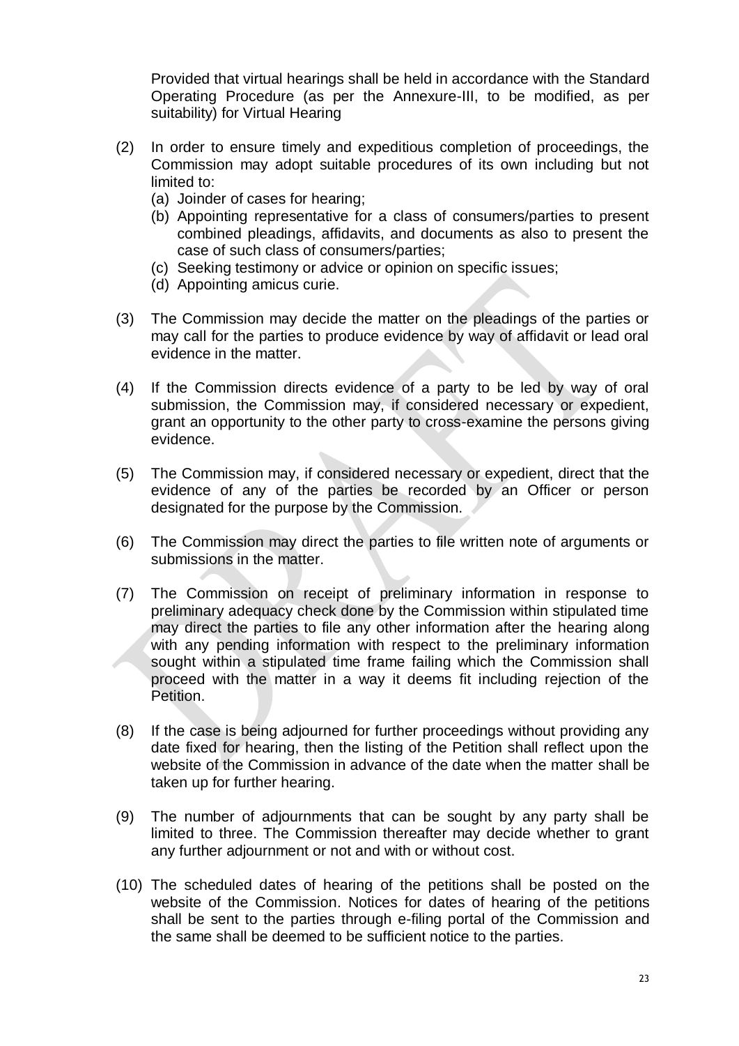Provided that virtual hearings shall be held in accordance with the Standard Operating Procedure (as per the Annexure-III, to be modified, as per suitability) for Virtual Hearing

(2) In order to ensure timely and expeditious completion of proceedings, the Commission may adopt suitable procedures of its own including but not limited to:
   (a) Joinder of cases for hearing;
   (b) Appointing representative for a class of consumers/parties to present combined pleadings, affidavits, and documents as also to present the case of such class of consumers/parties;
   (c) Seeking testimony or advice or opinion on specific issues;
   (d) Appointing amicus curie.

(3) The Commission may decide the matter on the pleadings of the parties or may call for the parties to produce evidence by way of affidavit or lead oral evidence in the matter.

(4) If the Commission directs evidence of a party to be led by way of oral submission, the Commission may, if considered necessary or expedient, grant an opportunity to the other party to cross-examine the persons giving evidence.

(5) The Commission may, if considered necessary or expedient, direct that the evidence of any of the parties be recorded by an Officer or person designated for the purpose by the Commission.

(6) The Commission may direct the parties to file written note of arguments or submissions in the matter.

(7) The Commission on receipt of preliminary information in response to preliminary adequacy check done by the Commission within stipulated time may direct the parties to file any other information after the hearing along with any pending information with respect to the preliminary information sought within a stipulated time frame failing which the Commission shall proceed with the matter in a way it deems fit including rejection of the Petition.

(8) If the case is being adjourned for further proceedings without providing any date fixed for hearing, then the listing of the Petition shall reflect upon the website of the Commission in advance of the date when the matter shall be taken up for further hearing.

(9) The number of adjournments that can be sought by any party shall be limited to three. The Commission thereafter may decide whether to grant any further adjournment or not and with or without cost.

(10) The scheduled dates of hearing of the petitions shall be posted on the website of the Commission. Notices for dates of hearing of the petitions shall be sent to the parties through e-filing portal of the Commission and the same shall be deemed to be sufficient notice to the parties.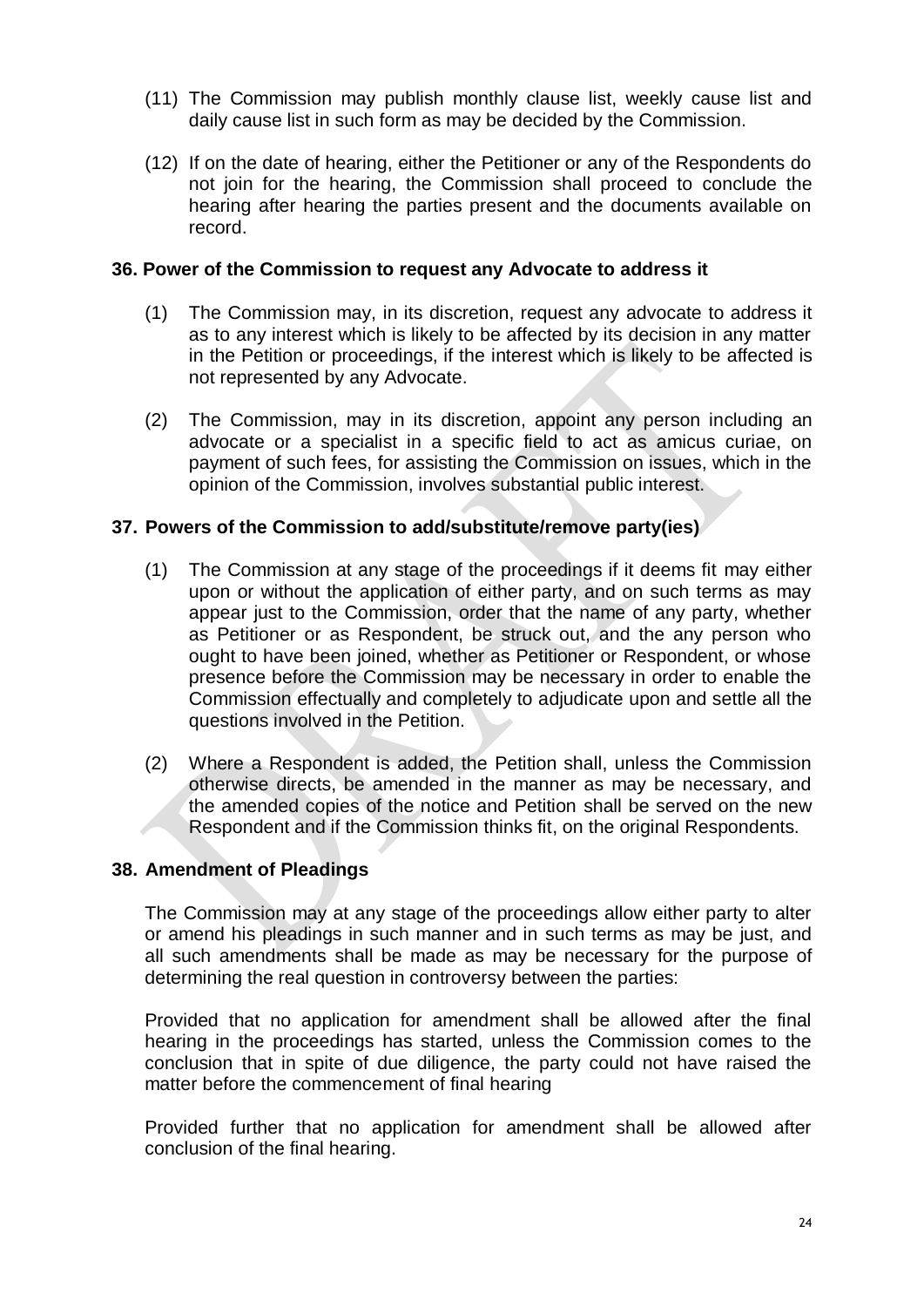(11) The Commission may publish monthly clause list, weekly cause list and daily cause list in such form as may be decided by the Commission.

(12) If on the date of hearing, either the Petitioner or any of the Respondents do not join for the hearing, the Commission shall proceed to conclude the hearing after hearing the parties present and the documents available on record.

### 36. Power of the Commission to request any Advocate to address it

(1) The Commission may, in its discretion, request any advocate to address it as to any interest which is likely to be affected by its decision in any matter in the Petition or proceedings, if the interest which is likely to be affected is not represented by any Advocate.

(2) The Commission, may in its discretion, appoint any person including an advocate or a specialist in a specific field to act as amicus curiae, on payment of such fees, for assisting the Commission on issues, which in the opinion of the Commission, involves substantial public interest.

### 37. Powers of the Commission to add/substitute/remove party(ies)

(1) The Commission at any stage of the proceedings if it deems fit may either upon or without the application of either party, and on such terms as may appear just to the Commission, order that the name of any party, whether as Petitioner or as Respondent, be struck out, and the any person who ought to have been joined, whether as Petitioner or Respondent, or whose presence before the Commission may be necessary in order to enable the Commission effectually and completely to adjudicate upon and settle all the questions involved in the Petition.

(2) Where a Respondent is added, the Petition shall, unless the Commission otherwise directs, be amended in the manner as may be necessary, and the amended copies of the notice and Petition shall be served on the new Respondent and if the Commission thinks fit, on the original Respondents.

### 38. Amendment of Pleadings

The Commission may at any stage of the proceedings allow either party to alter or amend his pleadings in such manner and in such terms as may be just, and all such amendments shall be made as may be necessary for the purpose of determining the real question in controversy between the parties:

Provided that no application for amendment shall be allowed after the final hearing in the proceedings has started, unless the Commission comes to the conclusion that in spite of due diligence, the party could not have raised the matter before the commencement of final hearing

Provided further that no application for amendment shall be allowed after conclusion of the final hearing.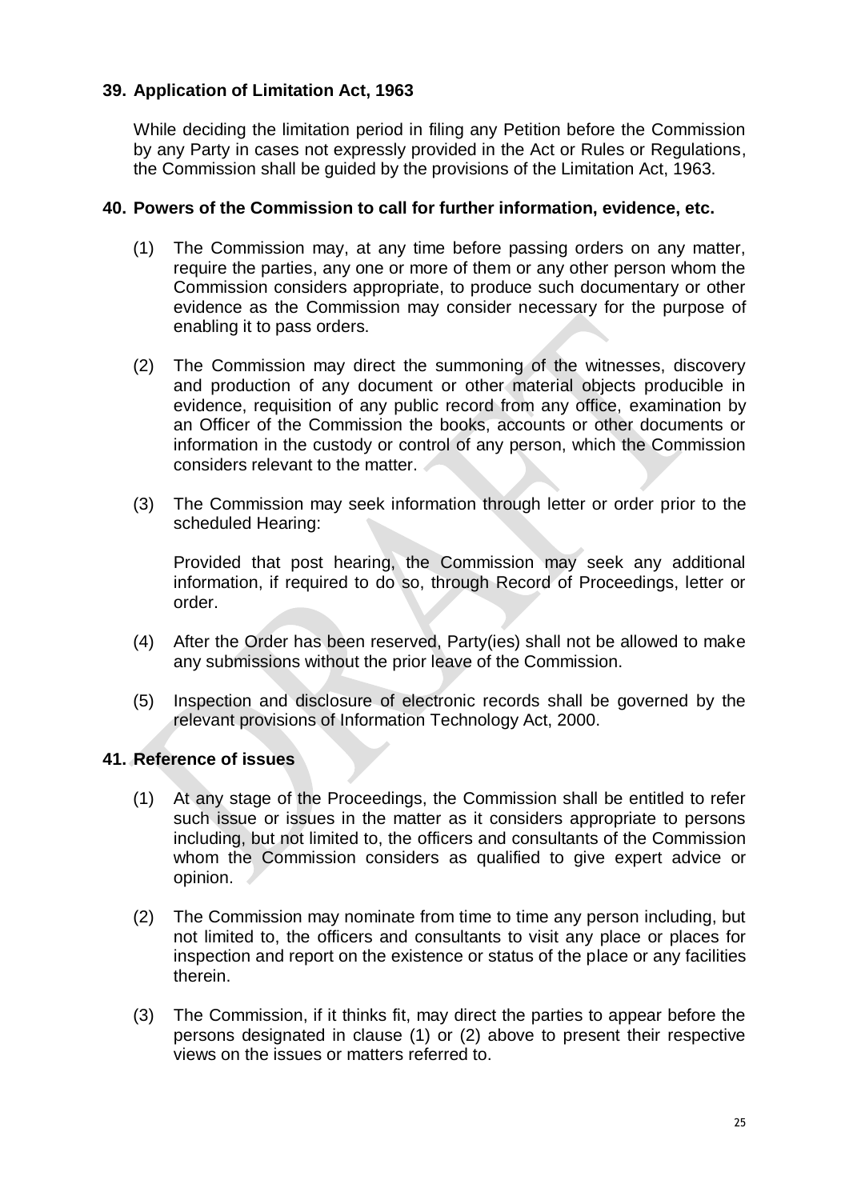## 39. Application of Limitation Act, 1963

While deciding the limitation period in filing any Petition before the Commission by any Party in cases not expressly provided in the Act or Rules or Regulations, the Commission shall be guided by the provisions of the Limitation Act, 1963.

## 40. Powers of the Commission to call for further information, evidence, etc.

(1) The Commission may, at any time before passing orders on any matter, require the parties, any one or more of them or any other person whom the Commission considers appropriate, to produce such documentary or other evidence as the Commission may consider necessary for the purpose of enabling it to pass orders.

(2) The Commission may direct the summoning of the witnesses, discovery and production of any document or other material objects producible in evidence, requisition of any public record from any office, examination by an Officer of the Commission the books, accounts or other documents or information in the custody or control of any person, which the Commission considers relevant to the matter.

(3) The Commission may seek information through letter or order prior to the scheduled Hearing:

Provided that post hearing, the Commission may seek any additional information, if required to do so, through Record of Proceedings, letter or order.

(4) After the Order has been reserved, Party(ies) shall not be allowed to make any submissions without the prior leave of the Commission.

(5) Inspection and disclosure of electronic records shall be governed by the relevant provisions of Information Technology Act, 2000.

## 41. Reference of issues

(1) At any stage of the Proceedings, the Commission shall be entitled to refer such issue or issues in the matter as it considers appropriate to persons including, but not limited to, the officers and consultants of the Commission whom the Commission considers as qualified to give expert advice or opinion.

(2) The Commission may nominate from time to time any person including, but not limited to, the officers and consultants to visit any place or places for inspection and report on the existence or status of the place or any facilities therein.

(3) The Commission, if it thinks fit, may direct the parties to appear before the persons designated in clause (1) or (2) above to present their respective views on the issues or matters referred to.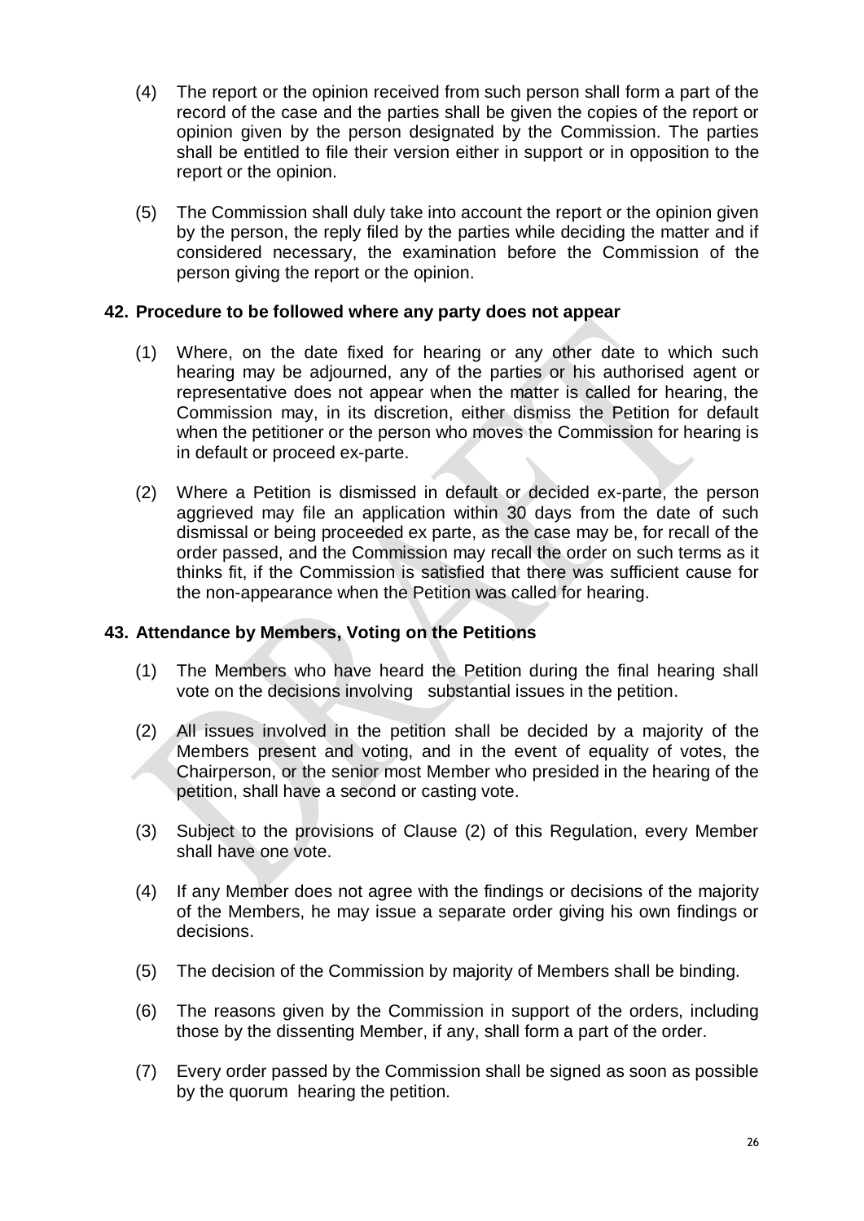(4) The report or the opinion received from such person shall form a part of the record of the case and the parties shall be given the copies of the report or opinion given by the person designated by the Commission. The parties shall be entitled to file their version either in support or in opposition to the report or the opinion.

(5) The Commission shall duly take into account the report or the opinion given by the person, the reply filed by the parties while deciding the matter and if considered necessary, the examination before the Commission of the person giving the report or the opinion.

## 42. Procedure to be followed where any party does not appear

(1) Where, on the date fixed for hearing or any other date to which such hearing may be adjourned, any of the parties or his authorised agent or representative does not appear when the matter is called for hearing, the Commission may, in its discretion, either dismiss the Petition for default when the petitioner or the person who moves the Commission for hearing is in default or proceed ex-parte.

(2) Where a Petition is dismissed in default or decided ex-parte, the person aggrieved may file an application within 30 days from the date of such dismissal or being proceeded ex parte, as the case may be, for recall of the order passed, and the Commission may recall the order on such terms as it thinks fit, if the Commission is satisfied that there was sufficient cause for the non-appearance when the Petition was called for hearing.

## 43. Attendance by Members, Voting on the Petitions

(1) The Members who have heard the Petition during the final hearing shall vote on the decisions involving substantial issues in the petition.

(2) All issues involved in the petition shall be decided by a majority of the Members present and voting, and in the event of equality of votes, the Chairperson, or the senior most Member who presided in the hearing of the petition, shall have a second or casting vote.

(3) Subject to the provisions of Clause (2) of this Regulation, every Member shall have one vote.

(4) If any Member does not agree with the findings or decisions of the majority of the Members, he may issue a separate order giving his own findings or decisions.

(5) The decision of the Commission by majority of Members shall be binding.

(6) The reasons given by the Commission in support of the orders, including those by the dissenting Member, if any, shall form a part of the order.

(7) Every order passed by the Commission shall be signed as soon as possible by the quorum hearing the petition.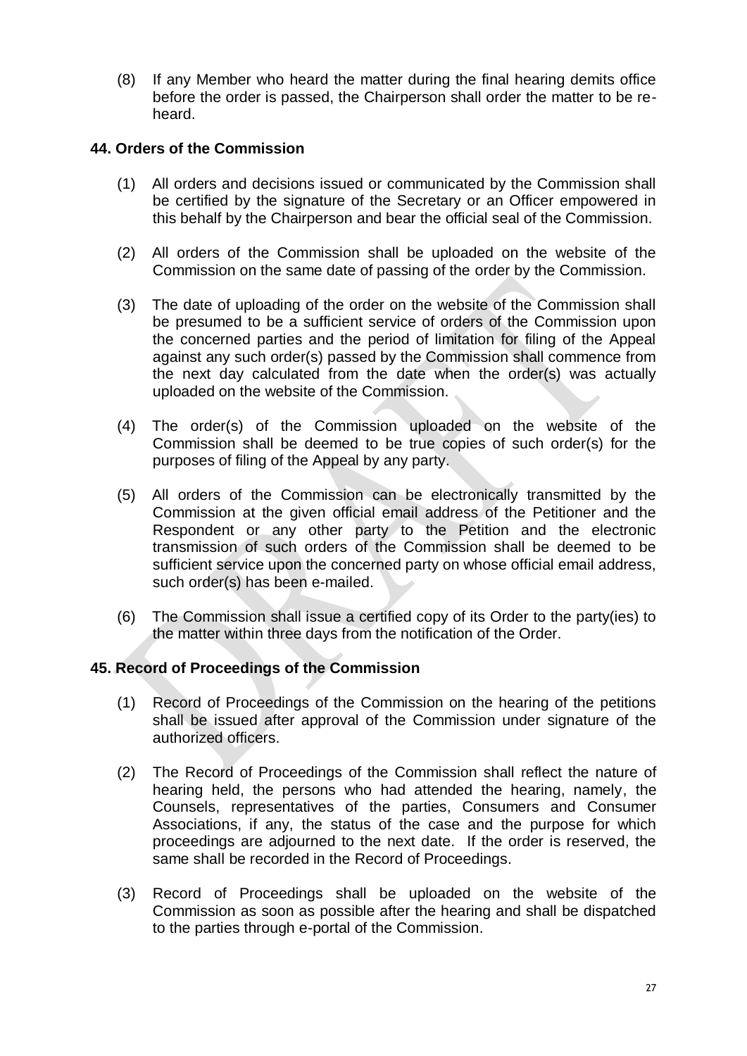(8) If any Member who heard the matter during the final hearing demits office before the order is passed, the Chairperson shall order the matter to be re-heard.

### 44. Orders of the Commission

(1) All orders and decisions issued or communicated by the Commission shall be certified by the signature of the Secretary or an Officer empowered in this behalf by the Chairperson and bear the official seal of the Commission.

(2) All orders of the Commission shall be uploaded on the website of the Commission on the same date of passing of the order by the Commission.

(3) The date of uploading of the order on the website of the Commission shall be presumed to be a sufficient service of orders of the Commission upon the concerned parties and the period of limitation for filing of the Appeal against any such order(s) passed by the Commission shall commence from the next day calculated from the date when the order(s) was actually uploaded on the website of the Commission.

(4) The order(s) of the Commission uploaded on the website of the Commission shall be deemed to be true copies of such order(s) for the purposes of filing of the Appeal by any party.

(5) All orders of the Commission can be electronically transmitted by the Commission at the given official email address of the Petitioner and the Respondent or any other party to the Petition and the electronic transmission of such orders of the Commission shall be deemed to be sufficient service upon the concerned party on whose official email address, such order(s) has been e-mailed.

(6) The Commission shall issue a certified copy of its Order to the party(ies) to the matter within three days from the notification of the Order.

### 45. Record of Proceedings of the Commission

(1) Record of Proceedings of the Commission on the hearing of the petitions shall be issued after approval of the Commission under signature of the authorized officers.

(2) The Record of Proceedings of the Commission shall reflect the nature of hearing held, the persons who had attended the hearing, namely, the Counsels, representatives of the parties, Consumers and Consumer Associations, if any, the status of the case and the purpose for which proceedings are adjourned to the next date. If the order is reserved, the same shall be recorded in the Record of Proceedings.

(3) Record of Proceedings shall be uploaded on the website of the Commission as soon as possible after the hearing and shall be dispatched to the parties through e-portal of the Commission.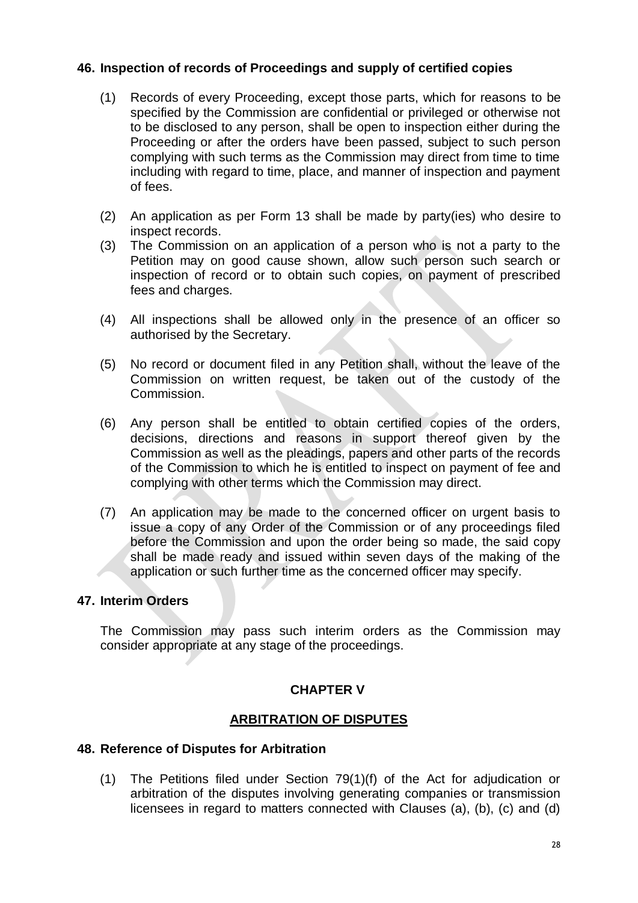### 46. Inspection of records of Proceedings and supply of certified copies

(1) Records of every Proceeding, except those parts, which for reasons to be specified by the Commission are confidential or privileged or otherwise not to be disclosed to any person, shall be open to inspection either during the Proceeding or after the orders have been passed, subject to such person complying with such terms as the Commission may direct from time to time including with regard to time, place, and manner of inspection and payment of fees.

(2) An application as per Form 13 shall be made by party(ies) who desire to inspect records.

(3) The Commission on an application of a person who is not a party to the Petition may on good cause shown, allow such person such search or inspection of record or to obtain such copies, on payment of prescribed fees and charges.

(4) All inspections shall be allowed only in the presence of an officer so authorised by the Secretary.

(5) No record or document filed in any Petition shall, without the leave of the Commission on written request, be taken out of the custody of the Commission.

(6) Any person shall be entitled to obtain certified copies of the orders, decisions, directions and reasons in support thereof given by the Commission as well as the pleadings, papers and other parts of the records of the Commission to which he is entitled to inspect on payment of fee and complying with other terms which the Commission may direct.

(7) An application may be made to the concerned officer on urgent basis to issue a copy of any Order of the Commission or of any proceedings filed before the Commission and upon the order being so made, the said copy shall be made ready and issued within seven days of the making of the application or such further time as the concerned officer may specify.

### 47. Interim Orders

The Commission may pass such interim orders as the Commission may consider appropriate at any stage of the proceedings.

## CHAPTER V

## ARBITRATION OF DISPUTES

### 48. Reference of Disputes for Arbitration

(1) The Petitions filed under Section 79(1)(f) of the Act for adjudication or arbitration of the disputes involving generating companies or transmission licensees in regard to matters connected with Clauses (a), (b), (c) and (d)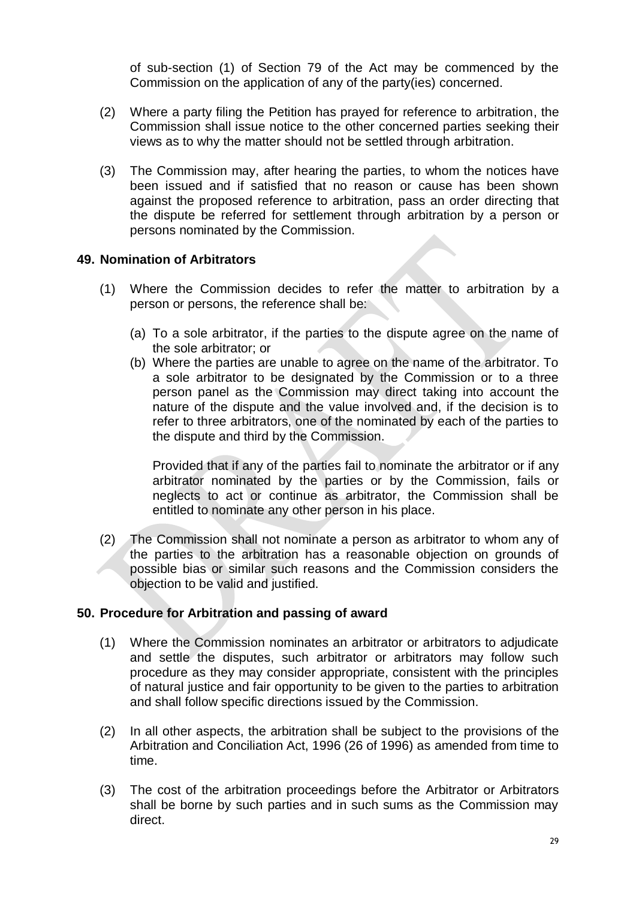of sub-section (1) of Section 79 of the Act may be commenced by the Commission on the application of any of the party(ies) concerned.

(2) Where a party filing the Petition has prayed for reference to arbitration, the Commission shall issue notice to the other concerned parties seeking their views as to why the matter should not be settled through arbitration.

(3) The Commission may, after hearing the parties, to whom the notices have been issued and if satisfied that no reason or cause has been shown against the proposed reference to arbitration, pass an order directing that the dispute be referred for settlement through arbitration by a person or persons nominated by the Commission.

## 49. Nomination of Arbitrators

(1) Where the Commission decides to refer the matter to arbitration by a person or persons, the reference shall be:

(a) To a sole arbitrator, if the parties to the dispute agree on the name of the sole arbitrator; or

(b) Where the parties are unable to agree on the name of the arbitrator. To a sole arbitrator to be designated by the Commission or to a three person panel as the Commission may direct taking into account the nature of the dispute and the value involved and, if the decision is to refer to three arbitrators, one of the nominated by each of the parties to the dispute and third by the Commission.

Provided that if any of the parties fail to nominate the arbitrator or if any arbitrator nominated by the parties or by the Commission, fails or neglects to act or continue as arbitrator, the Commission shall be entitled to nominate any other person in his place.

(2) The Commission shall not nominate a person as arbitrator to whom any of the parties to the arbitration has a reasonable objection on grounds of possible bias or similar such reasons and the Commission considers the objection to be valid and justified.

## 50. Procedure for Arbitration and passing of award

(1) Where the Commission nominates an arbitrator or arbitrators to adjudicate and settle the disputes, such arbitrator or arbitrators may follow such procedure as they may consider appropriate, consistent with the principles of natural justice and fair opportunity to be given to the parties to arbitration and shall follow specific directions issued by the Commission.

(2) In all other aspects, the arbitration shall be subject to the provisions of the Arbitration and Conciliation Act, 1996 (26 of 1996) as amended from time to time.

(3) The cost of the arbitration proceedings before the Arbitrator or Arbitrators shall be borne by such parties and in such sums as the Commission may direct.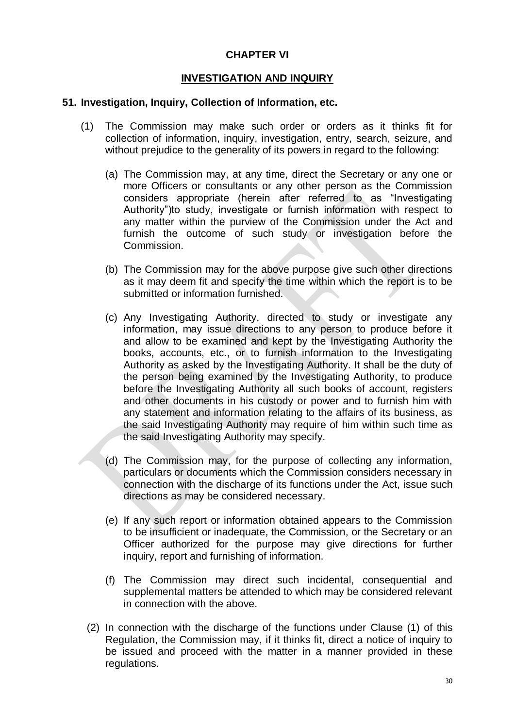## CHAPTER VI

## INVESTIGATION AND INQUIRY

### 51. Investigation, Inquiry, Collection of Information, etc.

(1) The Commission may make such order or orders as it thinks fit for collection of information, inquiry, investigation, entry, search, seizure, and without prejudice to the generality of its powers in regard to the following:

(a) The Commission may, at any time, direct the Secretary or any one or more Officers or consultants or any other person as the Commission considers appropriate (herein after referred to as "Investigating Authority")to study, investigate or furnish information with respect to any matter within the purview of the Commission under the Act and furnish the outcome of such study or investigation before the Commission.

(b) The Commission may for the above purpose give such other directions as it may deem fit and specify the time within which the report is to be submitted or information furnished.

(c) Any Investigating Authority, directed to study or investigate any information, may issue directions to any person to produce before it and allow to be examined and kept by the Investigating Authority the books, accounts, etc., or to furnish information to the Investigating Authority as asked by the Investigating Authority. It shall be the duty of the person being examined by the Investigating Authority, to produce before the Investigating Authority all such books of account, registers and other documents in his custody or power and to furnish him with any statement and information relating to the affairs of its business, as the said Investigating Authority may require of him within such time as the said Investigating Authority may specify.

(d) The Commission may, for the purpose of collecting any information, particulars or documents which the Commission considers necessary in connection with the discharge of its functions under the Act, issue such directions as may be considered necessary.

(e) If any such report or information obtained appears to the Commission to be insufficient or inadequate, the Commission, or the Secretary or an Officer authorized for the purpose may give directions for further inquiry, report and furnishing of information.

(f) The Commission may direct such incidental, consequential and supplemental matters be attended to which may be considered relevant in connection with the above.

(2) In connection with the discharge of the functions under Clause (1) of this Regulation, the Commission may, if it thinks fit, direct a notice of inquiry to be issued and proceed with the matter in a manner provided in these regulations.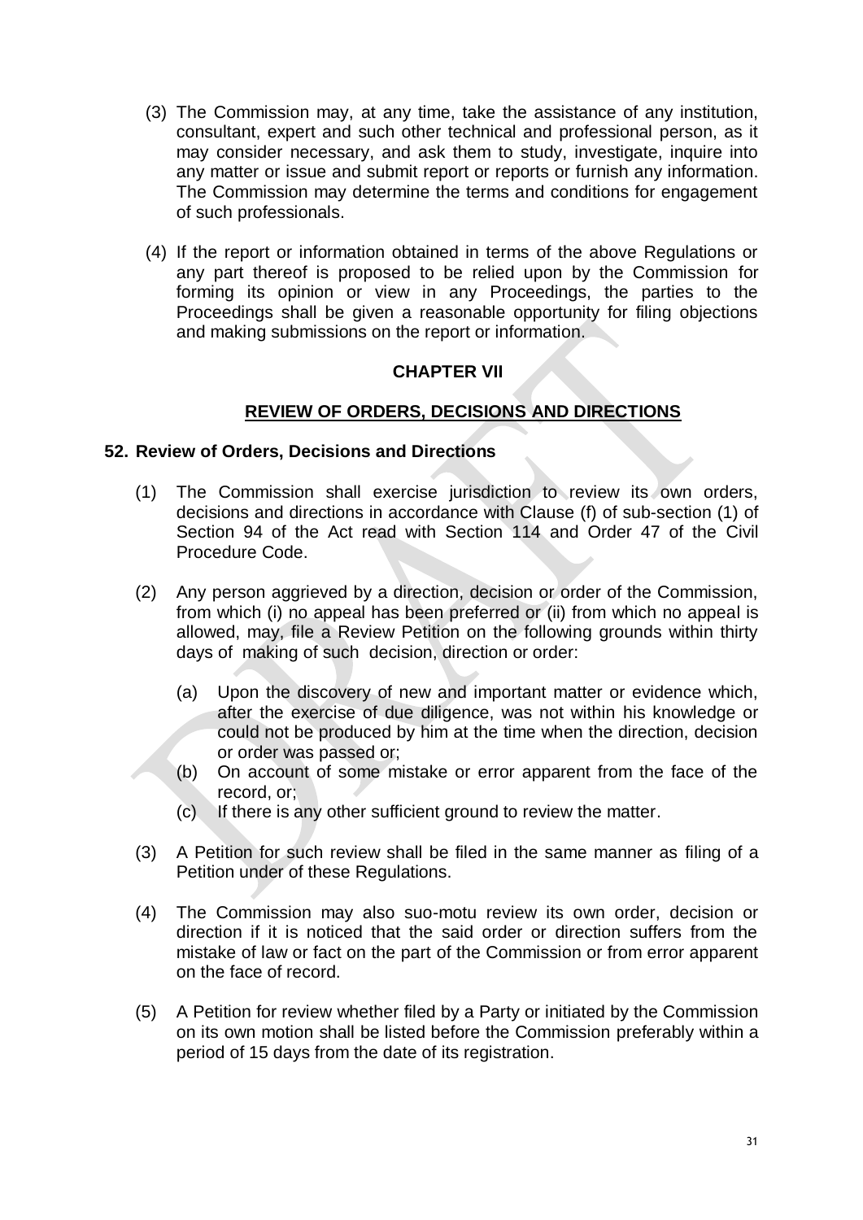(3) The Commission may, at any time, take the assistance of any institution, consultant, expert and such other technical and professional person, as it may consider necessary, and ask them to study, investigate, inquire into any matter or issue and submit report or reports or furnish any information. The Commission may determine the terms and conditions for engagement of such professionals.

(4) If the report or information obtained in terms of the above Regulations or any part thereof is proposed to be relied upon by the Commission for forming its opinion or view in any Proceedings, the parties to the Proceedings shall be given a reasonable opportunity for filing objections and making submissions on the report or information.

## CHAPTER VII

## REVIEW OF ORDERS, DECISIONS AND DIRECTIONS

### 52. Review of Orders, Decisions and Directions

(1) The Commission shall exercise jurisdiction to review its own orders, decisions and directions in accordance with Clause (f) of sub-section (1) of Section 94 of the Act read with Section 114 and Order 47 of the Civil Procedure Code.

(2) Any person aggrieved by a direction, decision or order of the Commission, from which (i) no appeal has been preferred or (ii) from which no appeal is allowed, may, file a Review Petition on the following grounds within thirty days of making of such decision, direction or order:

(a) Upon the discovery of new and important matter or evidence which, after the exercise of due diligence, was not within his knowledge or could not be produced by him at the time when the direction, decision or order was passed or;

(b) On account of some mistake or error apparent from the face of the record, or;

(c) If there is any other sufficient ground to review the matter.

(3) A Petition for such review shall be filed in the same manner as filing of a Petition under of these Regulations.

(4) The Commission may also suo-motu review its own order, decision or direction if it is noticed that the said order or direction suffers from the mistake of law or fact on the part of the Commission or from error apparent on the face of record.

(5) A Petition for review whether filed by a Party or initiated by the Commission on its own motion shall be listed before the Commission preferably within a period of 15 days from the date of its registration.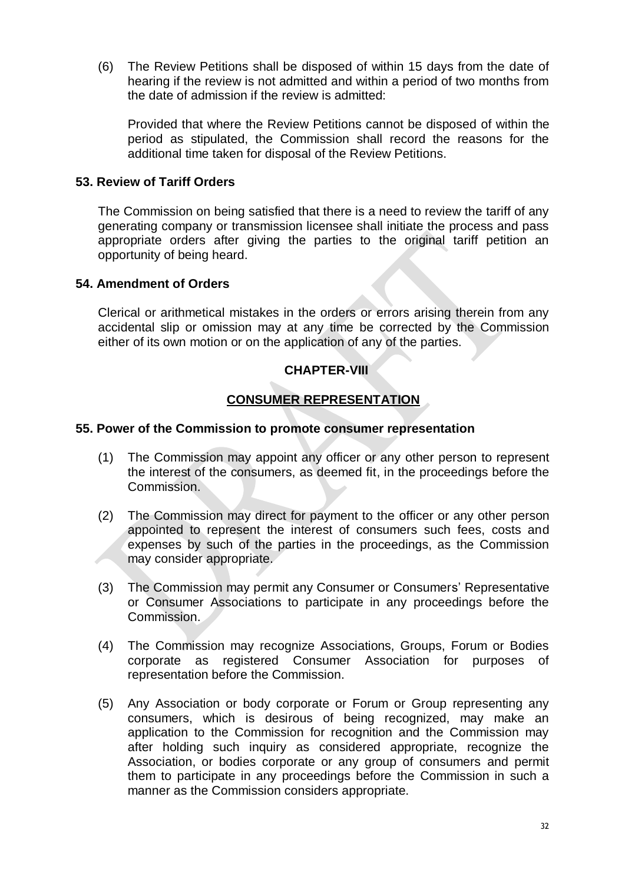(6) The Review Petitions shall be disposed of within 15 days from the date of hearing if the review is not admitted and within a period of two months from the date of admission if the review is admitted:

Provided that where the Review Petitions cannot be disposed of within the period as stipulated, the Commission shall record the reasons for the additional time taken for disposal of the Review Petitions.

**53. Review of Tariff Orders**

The Commission on being satisfied that there is a need to review the tariff of any generating company or transmission licensee shall initiate the process and pass appropriate orders after giving the parties to the original tariff petition an opportunity of being heard.

**54. Amendment of Orders**

Clerical or arithmetical mistakes in the orders or errors arising therein from any accidental slip or omission may at any time be corrected by the Commission either of its own motion or on the application of any of the parties.

## CHAPTER-VIII

## CONSUMER REPRESENTATION

**55. Power of the Commission to promote consumer representation**

(1) The Commission may appoint any officer or any other person to represent the interest of the consumers, as deemed fit, in the proceedings before the Commission.

(2) The Commission may direct for payment to the officer or any other person appointed to represent the interest of consumers such fees, costs and expenses by such of the parties in the proceedings, as the Commission may consider appropriate.

(3) The Commission may permit any Consumer or Consumers' Representative or Consumer Associations to participate in any proceedings before the Commission.

(4) The Commission may recognize Associations, Groups, Forum or Bodies corporate as registered Consumer Association for purposes of representation before the Commission.

(5) Any Association or body corporate or Forum or Group representing any consumers, which is desirous of being recognized, may make an application to the Commission for recognition and the Commission may after holding such inquiry as considered appropriate, recognize the Association, or bodies corporate or any group of consumers and permit them to participate in any proceedings before the Commission in such a manner as the Commission considers appropriate.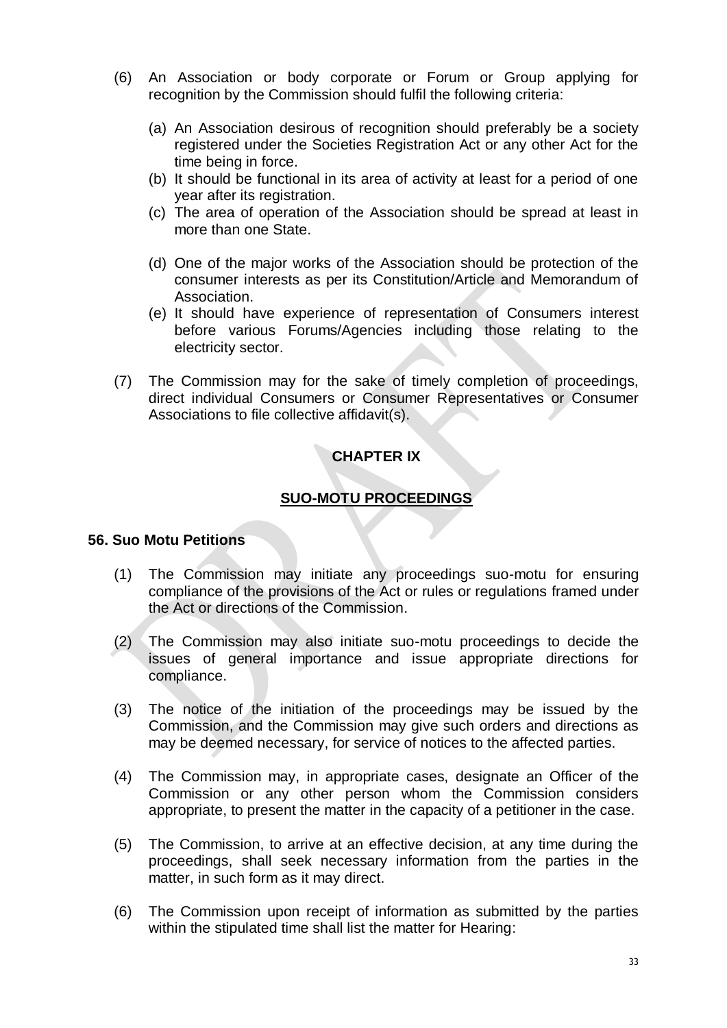(6) An Association or body corporate or Forum or Group applying for recognition by the Commission should fulfil the following criteria:

   (a) An Association desirous of recognition should preferably be a society registered under the Societies Registration Act or any other Act for the time being in force.
   (b) It should be functional in its area of activity at least for a period of one year after its registration.
   (c) The area of operation of the Association should be spread at least in more than one State.
   (d) One of the major works of the Association should be protection of the consumer interests as per its Constitution/Article and Memorandum of Association.
   (e) It should have experience of representation of Consumers interest before various Forums/Agencies including those relating to the electricity sector.

(7) The Commission may for the sake of timely completion of proceedings, direct individual Consumers or Consumer Representatives or Consumer Associations to file collective affidavit(s).

## CHAPTER IX

## SUO-MOTU PROCEEDINGS

### 56. Suo Motu Petitions

(1) The Commission may initiate any proceedings suo-motu for ensuring compliance of the provisions of the Act or rules or regulations framed under the Act or directions of the Commission.

(2) The Commission may also initiate suo-motu proceedings to decide the issues of general importance and issue appropriate directions for compliance.

(3) The notice of the initiation of the proceedings may be issued by the Commission, and the Commission may give such orders and directions as may be deemed necessary, for service of notices to the affected parties.

(4) The Commission may, in appropriate cases, designate an Officer of the Commission or any other person whom the Commission considers appropriate, to present the matter in the capacity of a petitioner in the case.

(5) The Commission, to arrive at an effective decision, at any time during the proceedings, shall seek necessary information from the parties in the matter, in such form as it may direct.

(6) The Commission upon receipt of information as submitted by the parties within the stipulated time shall list the matter for Hearing: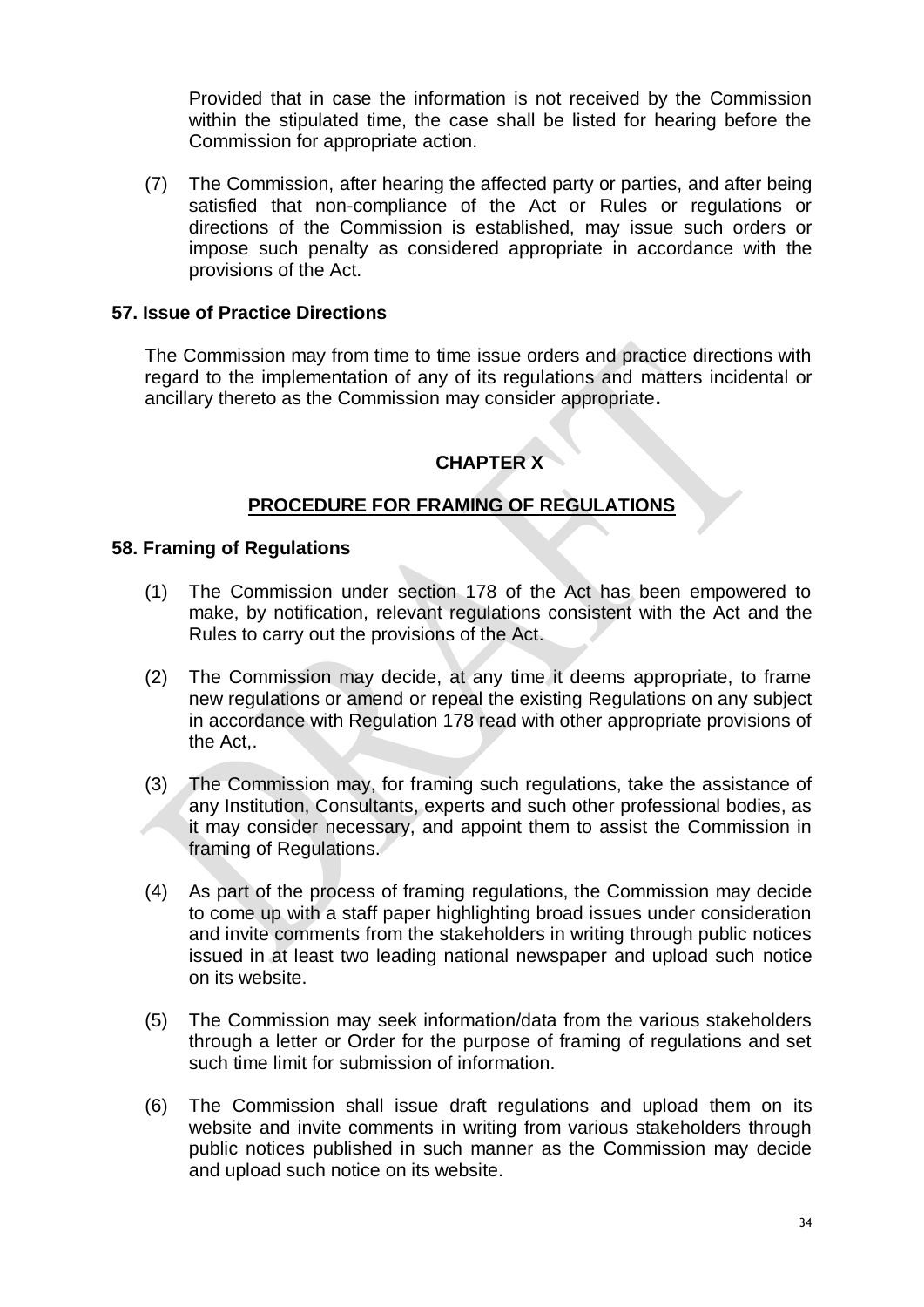Provided that in case the information is not received by the Commission within the stipulated time, the case shall be listed for hearing before the Commission for appropriate action.

(7) The Commission, after hearing the affected party or parties, and after being satisfied that non-compliance of the Act or Rules or regulations or directions of the Commission is established, may issue such orders or impose such penalty as considered appropriate in accordance with the provisions of the Act.

**57. Issue of Practice Directions**

The Commission may from time to time issue orders and practice directions with regard to the implementation of any of its regulations and matters incidental or ancillary thereto as the Commission may consider appropriate**.**

## CHAPTER X

## PROCEDURE FOR FRAMING OF REGULATIONS

**58. Framing of Regulations**

(1) The Commission under section 178 of the Act has been empowered to make, by notification, relevant regulations consistent with the Act and the Rules to carry out the provisions of the Act.

(2) The Commission may decide, at any time it deems appropriate, to frame new regulations or amend or repeal the existing Regulations on any subject in accordance with Regulation 178 read with other appropriate provisions of the Act,.

(3) The Commission may, for framing such regulations, take the assistance of any Institution, Consultants, experts and such other professional bodies, as it may consider necessary, and appoint them to assist the Commission in framing of Regulations.

(4) As part of the process of framing regulations, the Commission may decide to come up with a staff paper highlighting broad issues under consideration and invite comments from the stakeholders in writing through public notices issued in at least two leading national newspaper and upload such notice on its website.

(5) The Commission may seek information/data from the various stakeholders through a letter or Order for the purpose of framing of regulations and set such time limit for submission of information.

(6) The Commission shall issue draft regulations and upload them on its website and invite comments in writing from various stakeholders through public notices published in such manner as the Commission may decide and upload such notice on its website.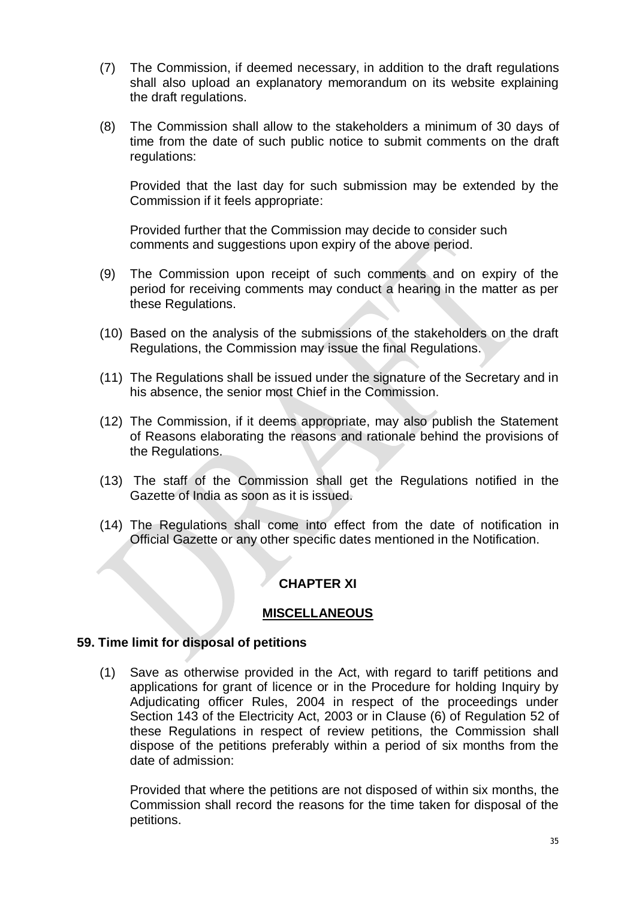(7) The Commission, if deemed necessary, in addition to the draft regulations shall also upload an explanatory memorandum on its website explaining the draft regulations.

(8) The Commission shall allow to the stakeholders a minimum of 30 days of time from the date of such public notice to submit comments on the draft regulations:

Provided that the last day for such submission may be extended by the Commission if it feels appropriate:

Provided further that the Commission may decide to consider such comments and suggestions upon expiry of the above period.

(9) The Commission upon receipt of such comments and on expiry of the period for receiving comments may conduct a hearing in the matter as per these Regulations.

(10) Based on the analysis of the submissions of the stakeholders on the draft Regulations, the Commission may issue the final Regulations.

(11) The Regulations shall be issued under the signature of the Secretary and in his absence, the senior most Chief in the Commission.

(12) The Commission, if it deems appropriate, may also publish the Statement of Reasons elaborating the reasons and rationale behind the provisions of the Regulations.

(13) The staff of the Commission shall get the Regulations notified in the Gazette of India as soon as it is issued.

(14) The Regulations shall come into effect from the date of notification in Official Gazette or any other specific dates mentioned in the Notification.

## CHAPTER XI

## MISCELLANEOUS

### 59. Time limit for disposal of petitions

(1) Save as otherwise provided in the Act, with regard to tariff petitions and applications for grant of licence or in the Procedure for holding Inquiry by Adjudicating officer Rules, 2004 in respect of the proceedings under Section 143 of the Electricity Act, 2003 or in Clause (6) of Regulation 52 of these Regulations in respect of review petitions, the Commission shall dispose of the petitions preferably within a period of six months from the date of admission:

Provided that where the petitions are not disposed of within six months, the Commission shall record the reasons for the time taken for disposal of the petitions.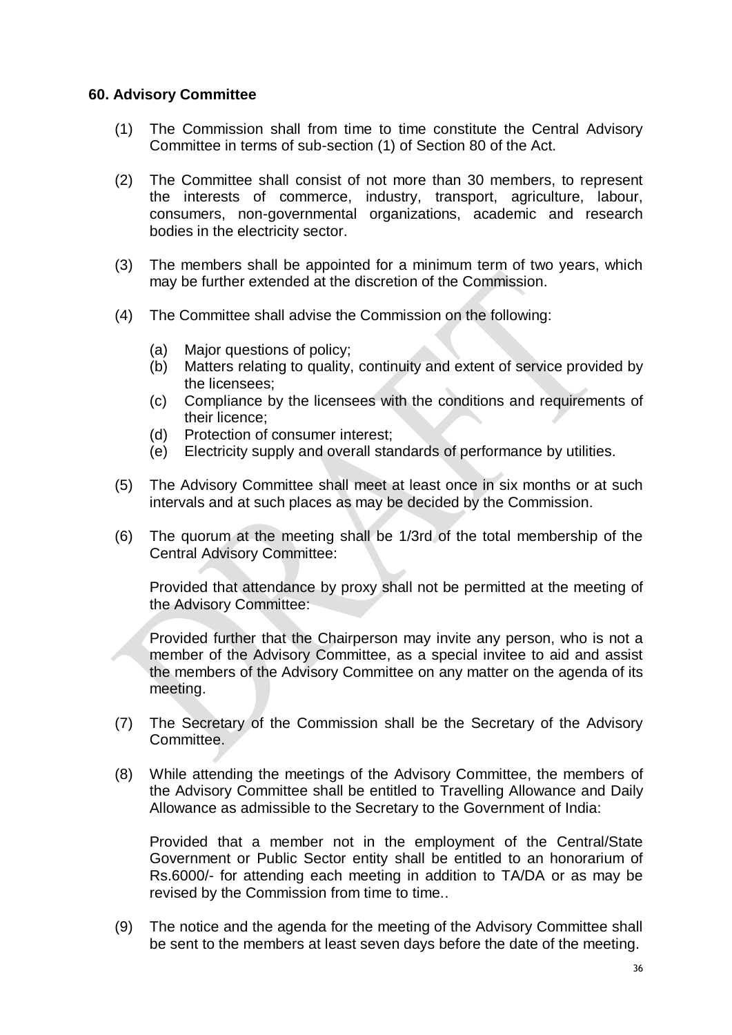### 60. Advisory Committee

(1) The Commission shall from time to time constitute the Central Advisory Committee in terms of sub-section (1) of Section 80 of the Act.

(2) The Committee shall consist of not more than 30 members, to represent the interests of commerce, industry, transport, agriculture, labour, consumers, non-governmental organizations, academic and research bodies in the electricity sector.

(3) The members shall be appointed for a minimum term of two years, which may be further extended at the discretion of the Commission.

(4) The Committee shall advise the Commission on the following:

   (a) Major questions of policy;
   (b) Matters relating to quality, continuity and extent of service provided by the licensees;
   (c) Compliance by the licensees with the conditions and requirements of their licence;
   (d) Protection of consumer interest;
   (e) Electricity supply and overall standards of performance by utilities.

(5) The Advisory Committee shall meet at least once in six months or at such intervals and at such places as may be decided by the Commission.

(6) The quorum at the meeting shall be 1/3rd of the total membership of the Central Advisory Committee:

   Provided that attendance by proxy shall not be permitted at the meeting of the Advisory Committee:

   Provided further that the Chairperson may invite any person, who is not a member of the Advisory Committee, as a special invitee to aid and assist the members of the Advisory Committee on any matter on the agenda of its meeting.

(7) The Secretary of the Commission shall be the Secretary of the Advisory Committee.

(8) While attending the meetings of the Advisory Committee, the members of the Advisory Committee shall be entitled to Travelling Allowance and Daily Allowance as admissible to the Secretary to the Government of India:

   Provided that a member not in the employment of the Central/State Government or Public Sector entity shall be entitled to an honorarium of Rs.6000/- for attending each meeting in addition to TA/DA or as may be revised by the Commission from time to time..

(9) The notice and the agenda for the meeting of the Advisory Committee shall be sent to the members at least seven days before the date of the meeting.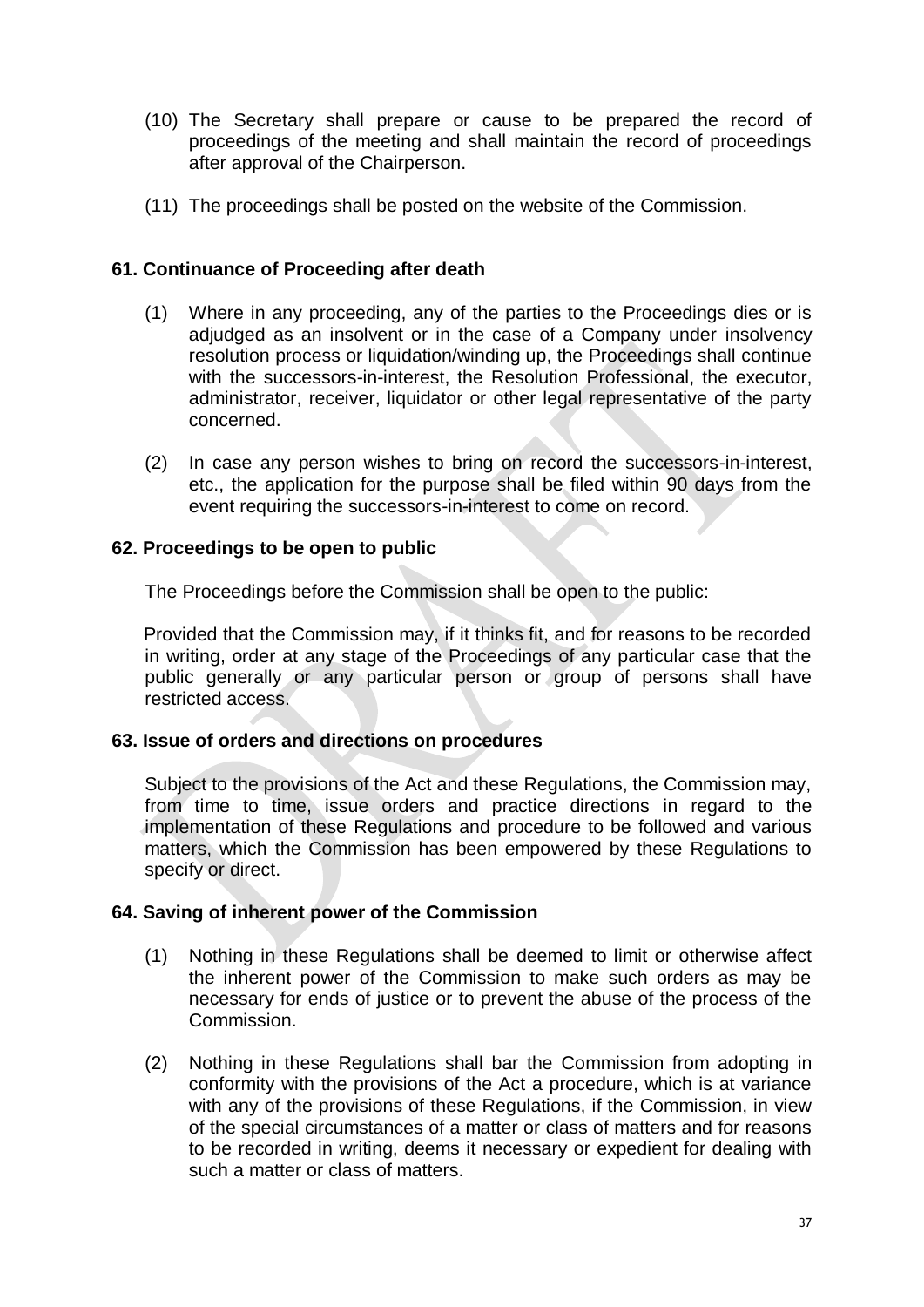(10) The Secretary shall prepare or cause to be prepared the record of proceedings of the meeting and shall maintain the record of proceedings after approval of the Chairperson.

(11) The proceedings shall be posted on the website of the Commission.

### 61. Continuance of Proceeding after death

(1) Where in any proceeding, any of the parties to the Proceedings dies or is adjudged as an insolvent or in the case of a Company under insolvency resolution process or liquidation/winding up, the Proceedings shall continue with the successors-in-interest, the Resolution Professional, the executor, administrator, receiver, liquidator or other legal representative of the party concerned.

(2) In case any person wishes to bring on record the successors-in-interest, etc., the application for the purpose shall be filed within 90 days from the event requiring the successors-in-interest to come on record.

### 62. Proceedings to be open to public

The Proceedings before the Commission shall be open to the public:

Provided that the Commission may, if it thinks fit, and for reasons to be recorded in writing, order at any stage of the Proceedings of any particular case that the public generally or any particular person or group of persons shall have restricted access.

### 63. Issue of orders and directions on procedures

Subject to the provisions of the Act and these Regulations, the Commission may, from time to time, issue orders and practice directions in regard to the implementation of these Regulations and procedure to be followed and various matters, which the Commission has been empowered by these Regulations to specify or direct.

### 64. Saving of inherent power of the Commission

(1) Nothing in these Regulations shall be deemed to limit or otherwise affect the inherent power of the Commission to make such orders as may be necessary for ends of justice or to prevent the abuse of the process of the Commission.

(2) Nothing in these Regulations shall bar the Commission from adopting in conformity with the provisions of the Act a procedure, which is at variance with any of the provisions of these Regulations, if the Commission, in view of the special circumstances of a matter or class of matters and for reasons to be recorded in writing, deems it necessary or expedient for dealing with such a matter or class of matters.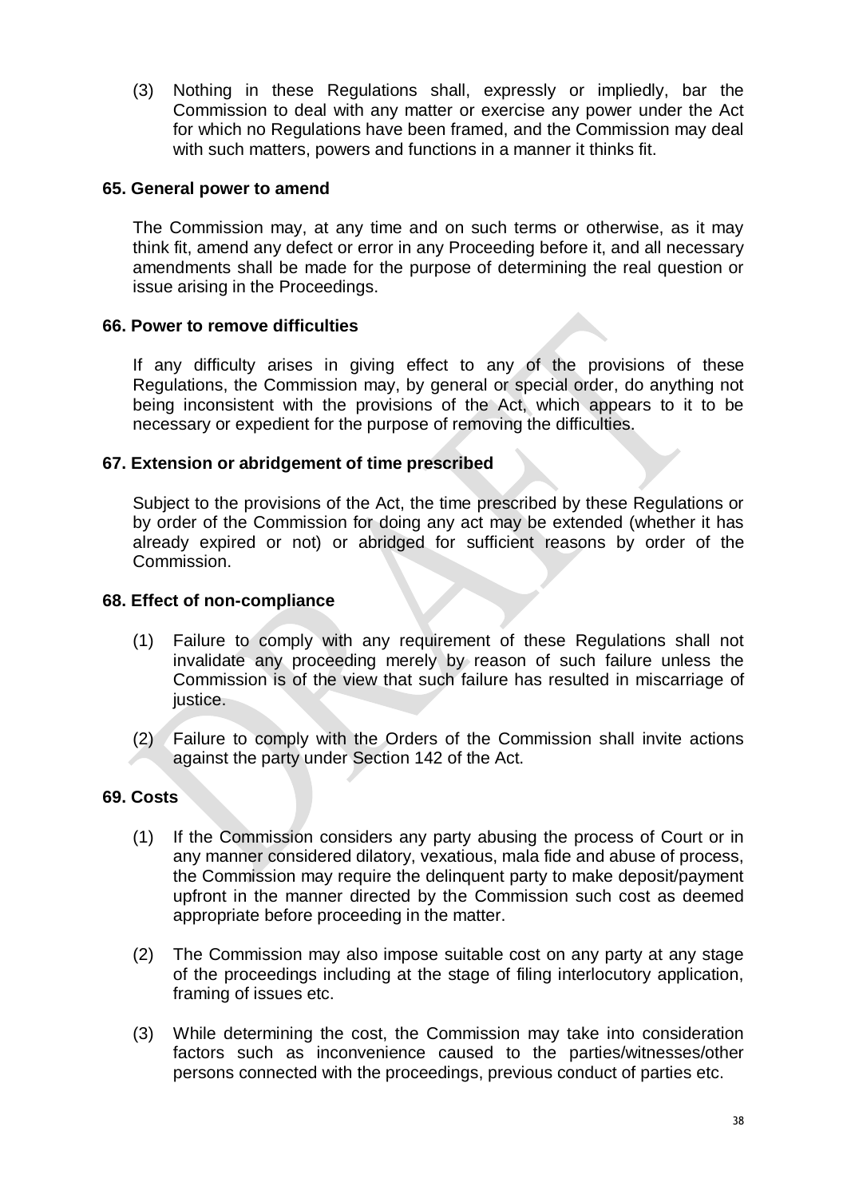(3) Nothing in these Regulations shall, expressly or impliedly, bar the Commission to deal with any matter or exercise any power under the Act for which no Regulations have been framed, and the Commission may deal with such matters, powers and functions in a manner it thinks fit.

### 65. General power to amend

The Commission may, at any time and on such terms or otherwise, as it may think fit, amend any defect or error in any Proceeding before it, and all necessary amendments shall be made for the purpose of determining the real question or issue arising in the Proceedings.

### 66. Power to remove difficulties

If any difficulty arises in giving effect to any of the provisions of these Regulations, the Commission may, by general or special order, do anything not being inconsistent with the provisions of the Act, which appears to it to be necessary or expedient for the purpose of removing the difficulties.

### 67. Extension or abridgement of time prescribed

Subject to the provisions of the Act, the time prescribed by these Regulations or by order of the Commission for doing any act may be extended (whether it has already expired or not) or abridged for sufficient reasons by order of the Commission.

### 68. Effect of non-compliance

(1) Failure to comply with any requirement of these Regulations shall not invalidate any proceeding merely by reason of such failure unless the Commission is of the view that such failure has resulted in miscarriage of justice.

(2) Failure to comply with the Orders of the Commission shall invite actions against the party under Section 142 of the Act.

### 69. Costs

(1) If the Commission considers any party abusing the process of Court or in any manner considered dilatory, vexatious, mala fide and abuse of process, the Commission may require the delinquent party to make deposit/payment upfront in the manner directed by the Commission such cost as deemed appropriate before proceeding in the matter.

(2) The Commission may also impose suitable cost on any party at any stage of the proceedings including at the stage of filing interlocutory application, framing of issues etc.

(3) While determining the cost, the Commission may take into consideration factors such as inconvenience caused to the parties/witnesses/other persons connected with the proceedings, previous conduct of parties etc.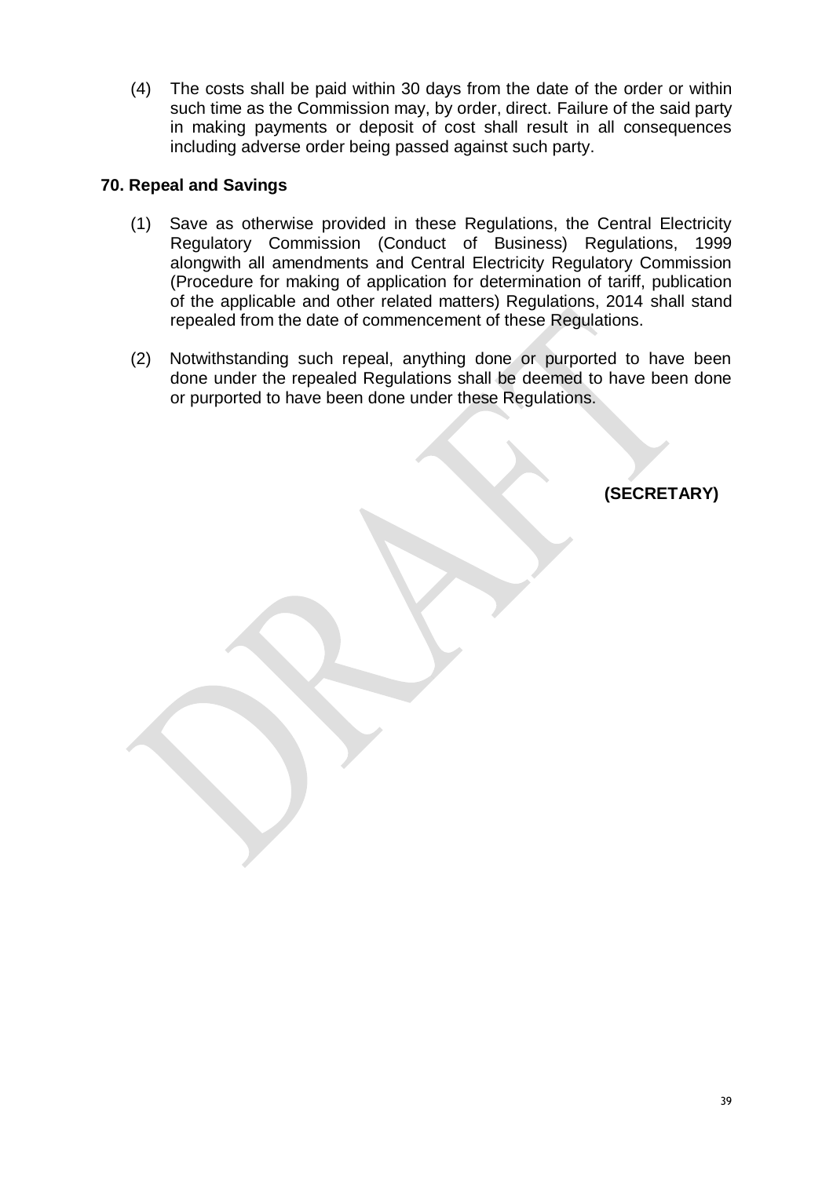(4) The costs shall be paid within 30 days from the date of the order or within such time as the Commission may, by order, direct. Failure of the said party in making payments or deposit of cost shall result in all consequences including adverse order being passed against such party.

**70. Repeal and Savings**

(1) Save as otherwise provided in these Regulations, the Central Electricity Regulatory Commission (Conduct of Business) Regulations, 1999 alongwith all amendments and Central Electricity Regulatory Commission (Procedure for making of application for determination of tariff, publication of the applicable and other related matters) Regulations, 2014 shall stand repealed from the date of commencement of these Regulations.

(2) Notwithstanding such repeal, anything done or purported to have been done under the repealed Regulations shall be deemed to have been done or purported to have been done under these Regulations.

**(SECRETARY)**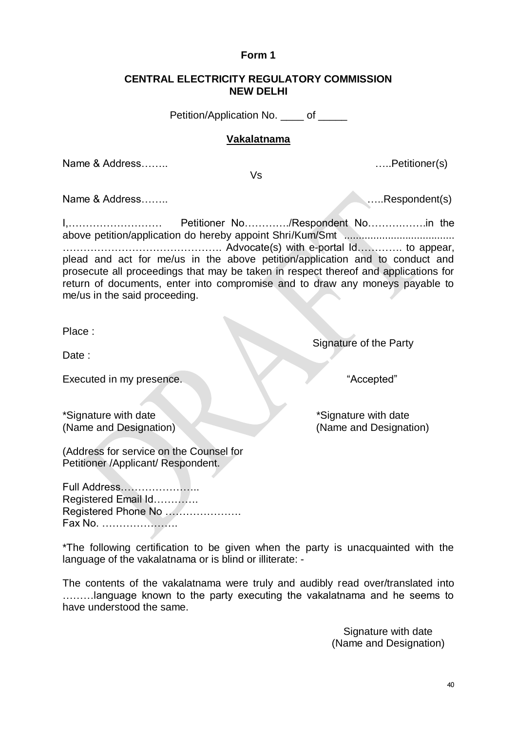**Form 1**

**CENTRAL ELECTRICITY REGULATORY COMMISSION**
**NEW DELHI**

Petition/Application No. ____ of _____

**Vakalatnama**

Name & Address…….. …..Petitioner(s)

Vs

Name & Address…….. …..Respondent(s)

I,……………………… Petitioner No…………./Respondent No…………….in the above petition/application do hereby appoint Shri/Kum/Smt ..................................... ………………………………………. Advocate(s) with e-portal Id…………. to appear, plead and act for me/us in the above petition/application and to conduct and prosecute all proceedings that may be taken in respect thereof and applications for return of documents, enter into compromise and to draw any moneys payable to me/us in the said proceeding.

Place :

Signature of the Party

Date :

Executed in my presence. “Accepted”

*Signature with date *Signature with date
(Name and Designation) (Name and Designation)

(Address for service on the Counsel for Petitioner /Applicant/ Respondent.

Full Address…………………..
Registered Email Id………….
Registered Phone No ………………….
Fax No. ………………….

*The following certification to be given when the party is unacquainted with the language of the vakalatnama or is blind or illiterate: -

The contents of the vakalatnama were truly and audibly read over/translated into ………language known to the party executing the vakalatnama and he seems to have understood the same.

Signature with date
(Name and Designation)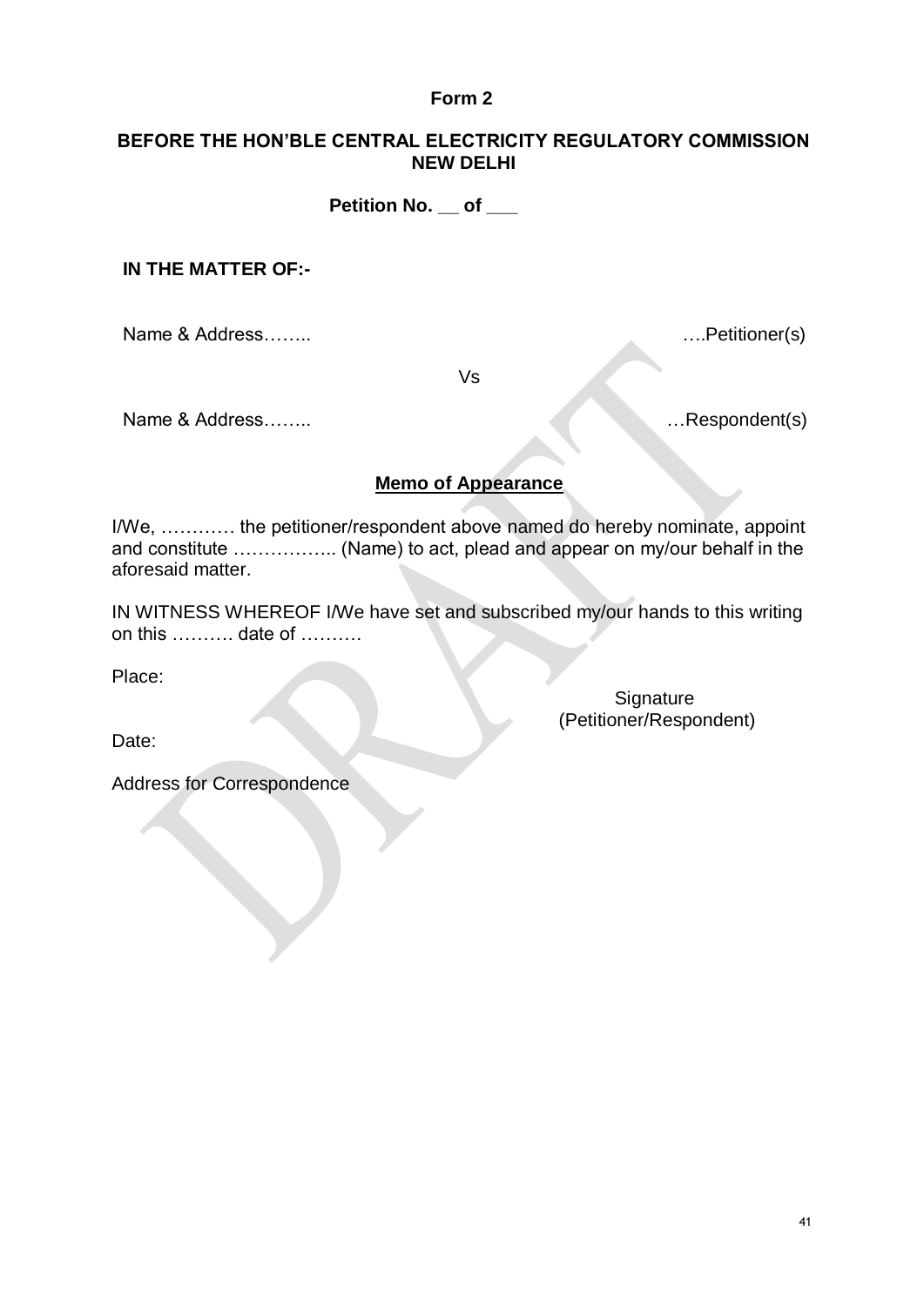**Form 2**

**BEFORE THE HON'BLE CENTRAL ELECTRICITY REGULATORY COMMISSION NEW DELHI**

**Petition No. __ of ___**

**IN THE MATTER OF:-**

Name & Address…….. ….Petitioner(s)

Vs

Name & Address…….. …Respondent(s)

**<u>Memo of Appearance</u>**

I/We, ………… the petitioner/respondent above named do hereby nominate, appoint and constitute …………….. (Name) to act, plead and appear on my/our behalf in the aforesaid matter.

IN WITNESS WHEREOF I/We have set and subscribed my/our hands to this writing on this ………. date of ……….

Place:

Signature
(Petitioner/Respondent)

Date:

Address for Correspondence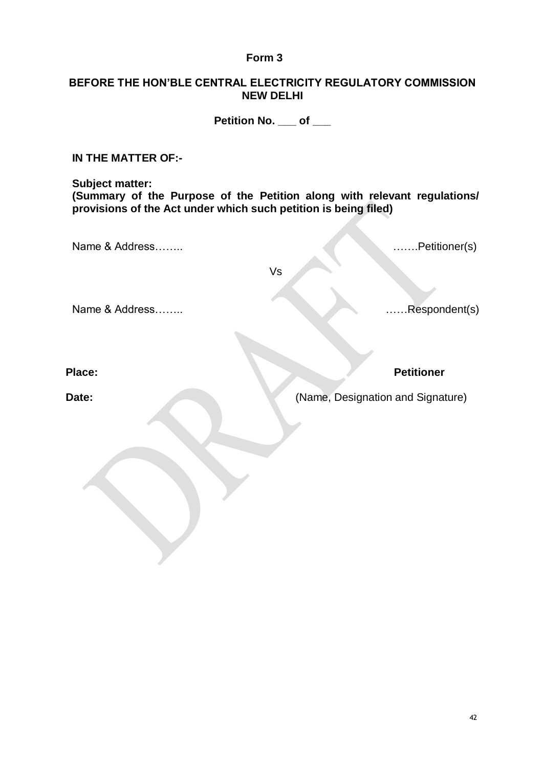**Form 3**

**BEFORE THE HON'BLE CENTRAL ELECTRICITY REGULATORY COMMISSION NEW DELHI**

**Petition No. ___ of ___**

**IN THE MATTER OF:-**

**Subject matter:**
**(Summary of the Purpose of the Petition along with relevant regulations/ provisions of the Act under which such petition is being filed)**

Name & Address…….. …….Petitioner(s)

Vs

Name & Address…….. ……Respondent(s)

**Place:** **Petitioner**

**Date:** (Name, Designation and Signature)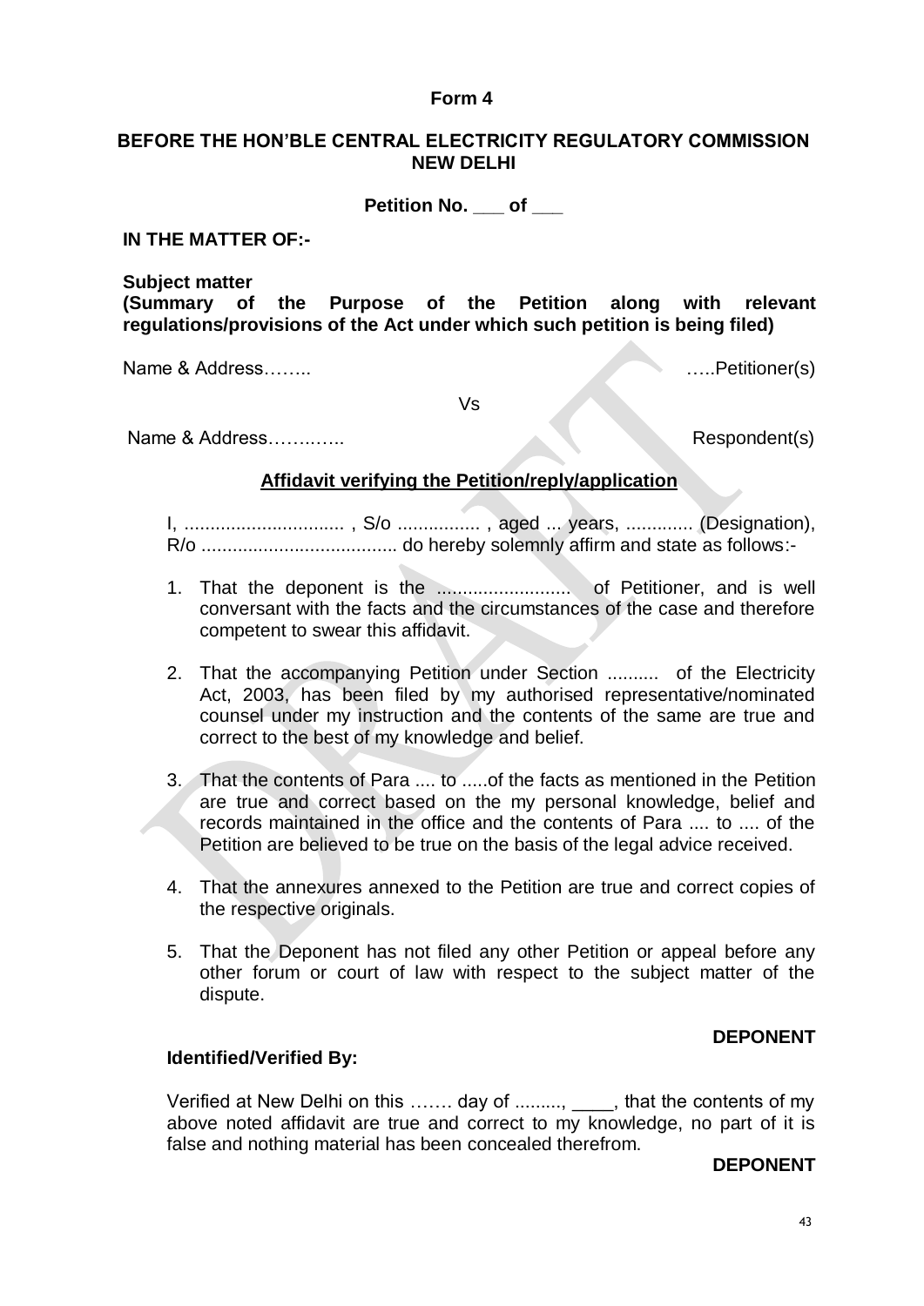**Form 4**

**BEFORE THE HON'BLE CENTRAL ELECTRICITY REGULATORY COMMISSION NEW DELHI**

**Petition No. ___ of ___**

**IN THE MATTER OF:-**

**Subject matter**
**(Summary of the Purpose of the Petition along with relevant regulations/provisions of the Act under which such petition is being filed)**

Name & Address…….. …..Petitioner(s)

Vs

Name & Address……..….. Respondent(s)

**<u>Affidavit verifying the Petition/reply/application</u>**

I, .............................. , S/o ................ , aged ... years, ............. (Designation), R/o ..................................... do hereby solemnly affirm and state as follows:-

1. That the deponent is the ......................... of Petitioner, and is well conversant with the facts and the circumstances of the case and therefore competent to swear this affidavit.
2. That the accompanying Petition under Section .......... of the Electricity Act, 2003, has been filed by my authorised representative/nominated counsel under my instruction and the contents of the same are true and correct to the best of my knowledge and belief.
3. That the contents of Para .... to .....of the facts as mentioned in the Petition are true and correct based on the my personal knowledge, belief and records maintained in the office and the contents of Para .... to .... of the Petition are believed to be true on the basis of the legal advice received.
4. That the annexures annexed to the Petition are true and correct copies of the respective originals.
5. That the Deponent has not filed any other Petition or appeal before any other forum or court of law with respect to the subject matter of the dispute.

**DEPONENT**

**Identified/Verified By:**

Verified at New Delhi on this ……. day of ........., ____, that the contents of my above noted affidavit are true and correct to my knowledge, no part of it is false and nothing material has been concealed therefrom.

**DEPONENT**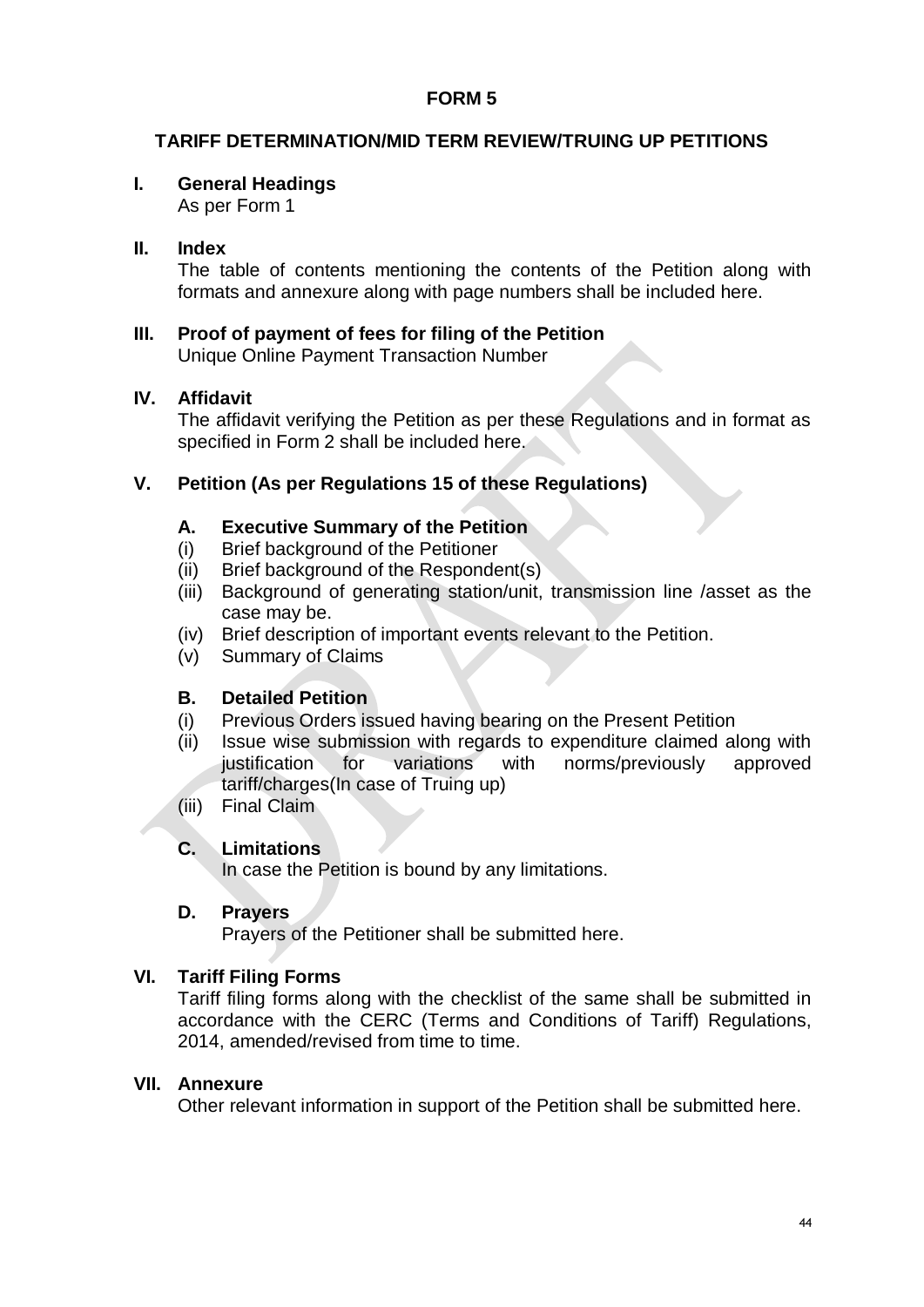# FORM 5

## TARIFF DETERMINATION/MID TERM REVIEW/TRUING UP PETITIONS

### I. General Headings

As per Form 1

### II. Index

The table of contents mentioning the contents of the Petition along with formats and annexure along with page numbers shall be included here.

### III. Proof of payment of fees for filing of the Petition

Unique Online Payment Transaction Number

### IV. Affidavit

The affidavit verifying the Petition as per these Regulations and in format as specified in Form 2 shall be included here.

### V. Petition (As per Regulations 15 of these Regulations)

#### A. Executive Summary of the Petition

(i) Brief background of the Petitioner

(ii) Brief background of the Respondent(s)

(iii) Background of generating station/unit, transmission line /asset as the case may be.

(iv) Brief description of important events relevant to the Petition.

(v) Summary of Claims

#### B. Detailed Petition

(i) Previous Orders issued having bearing on the Present Petition

(ii) Issue wise submission with regards to expenditure claimed along with justification for variations with norms/previously approved tariff/charges(In case of Truing up)

(iii) Final Claim

#### C. Limitations

In case the Petition is bound by any limitations.

#### D. Prayers

Prayers of the Petitioner shall be submitted here.

### VI. Tariff Filing Forms

Tariff filing forms along with the checklist of the same shall be submitted in accordance with the CERC (Terms and Conditions of Tariff) Regulations, 2014, amended/revised from time to time.

### VII. Annexure

Other relevant information in support of the Petition shall be submitted here.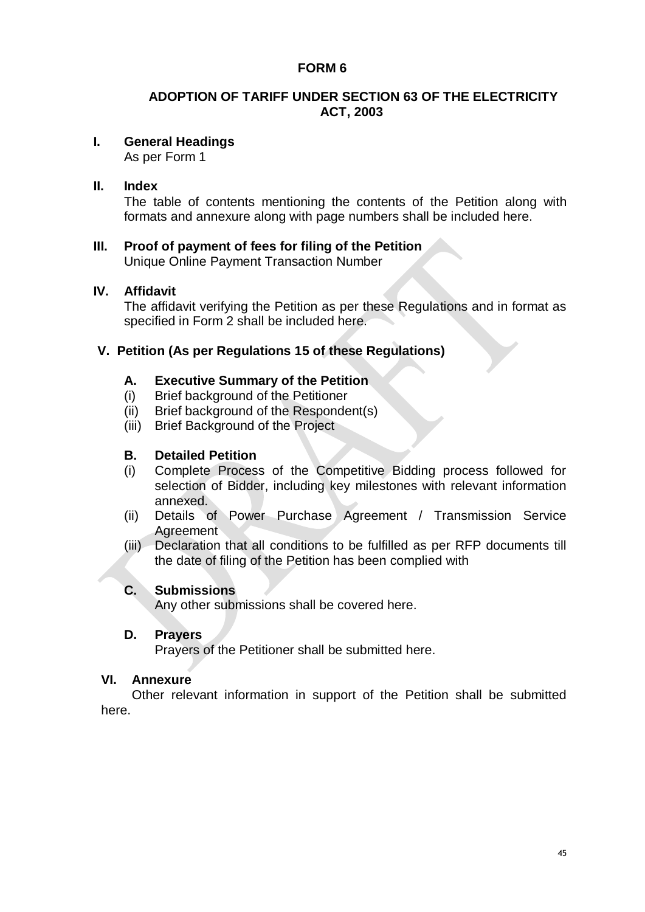# FORM 6

## ADOPTION OF TARIFF UNDER SECTION 63 OF THE ELECTRICITY ACT, 2003

### I. General Headings

As per Form 1

### II. Index

The table of contents mentioning the contents of the Petition along with formats and annexure along with page numbers shall be included here.

### III. Proof of payment of fees for filing of the Petition

Unique Online Payment Transaction Number

### IV. Affidavit

The affidavit verifying the Petition as per these Regulations and in format as specified in Form 2 shall be included here.

### V. Petition (As per Regulations 15 of these Regulations)

#### A. Executive Summary of the Petition

(i) Brief background of the Petitioner

(ii) Brief background of the Respondent(s)

(iii) Brief Background of the Project

#### B. Detailed Petition

(i) Complete Process of the Competitive Bidding process followed for selection of Bidder, including key milestones with relevant information annexed.

(ii) Details of Power Purchase Agreement / Transmission Service Agreement

(iii) Declaration that all conditions to be fulfilled as per RFP documents till the date of filing of the Petition has been complied with

#### C. Submissions

Any other submissions shall be covered here.

#### D. Prayers

Prayers of the Petitioner shall be submitted here.

### VI. Annexure

Other relevant information in support of the Petition shall be submitted here.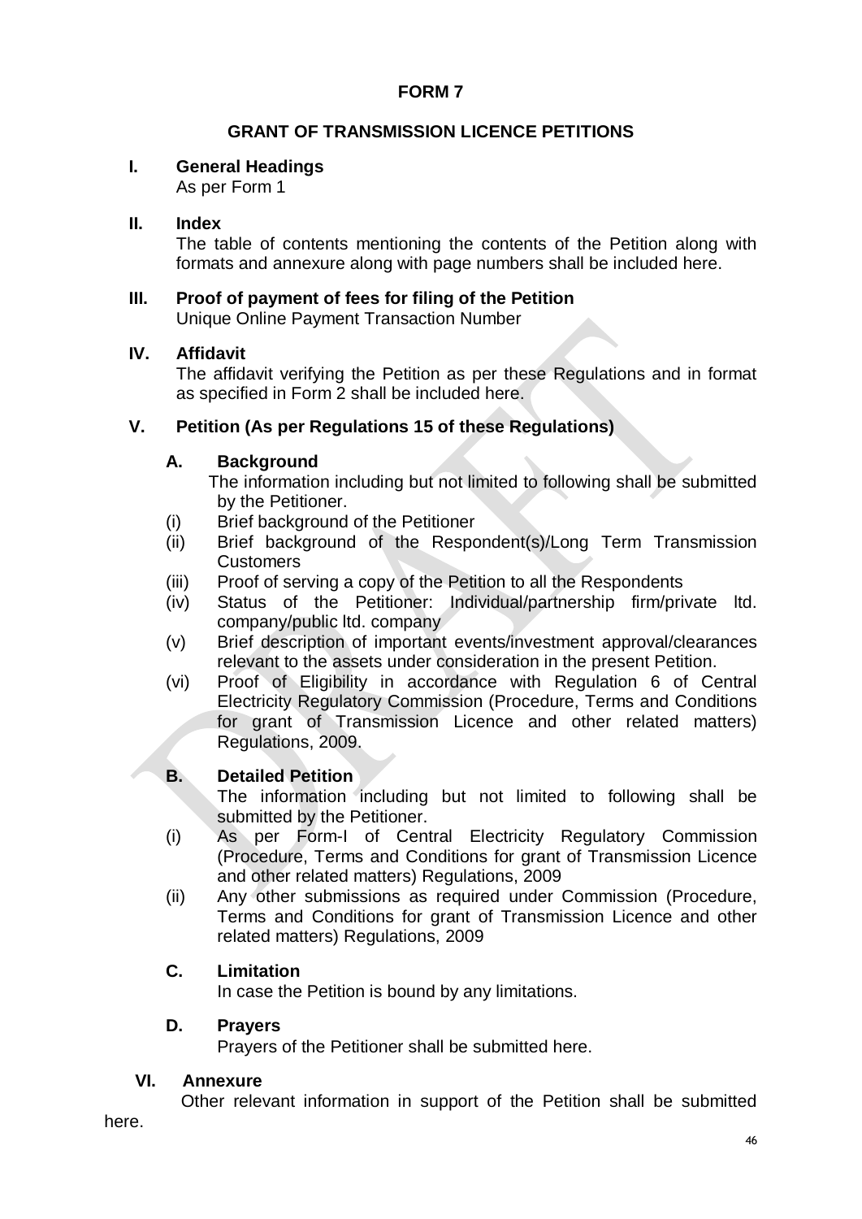# FORM 7

## GRANT OF TRANSMISSION LICENCE PETITIONS

**I. General Headings**

As per Form 1

**II. Index**

The table of contents mentioning the contents of the Petition along with formats and annexure along with page numbers shall be included here.

**III. Proof of payment of fees for filing of the Petition**

Unique Online Payment Transaction Number

**IV. Affidavit**

The affidavit verifying the Petition as per these Regulations and in format as specified in Form 2 shall be included here.

**V. Petition (As per Regulations 15 of these Regulations)**

**A. Background**

The information including but not limited to following shall be submitted by the Petitioner.

(i) Brief background of the Petitioner

(ii) Brief background of the Respondent(s)/Long Term Transmission Customers

(iii) Proof of serving a copy of the Petition to all the Respondents

(iv) Status of the Petitioner: Individual/partnership firm/private ltd. company/public ltd. company

(v) Brief description of important events/investment approval/clearances relevant to the assets under consideration in the present Petition.

(vi) Proof of Eligibility in accordance with Regulation 6 of Central Electricity Regulatory Commission (Procedure, Terms and Conditions for grant of Transmission Licence and other related matters) Regulations, 2009.

**B. Detailed Petition**

The information including but not limited to following shall be submitted by the Petitioner.

(i) As per Form-I of Central Electricity Regulatory Commission (Procedure, Terms and Conditions for grant of Transmission Licence and other related matters) Regulations, 2009

(ii) Any other submissions as required under Commission (Procedure, Terms and Conditions for grant of Transmission Licence and other related matters) Regulations, 2009

**C. Limitation**

In case the Petition is bound by any limitations.

**D. Prayers**

Prayers of the Petitioner shall be submitted here.

**VI. Annexure**

Other relevant information in support of the Petition shall be submitted here.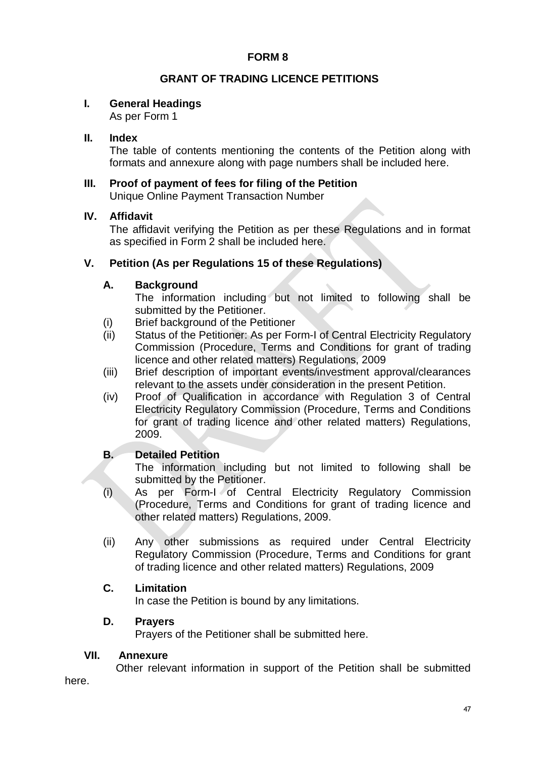**FORM 8**

**GRANT OF TRADING LICENCE PETITIONS**

**I. General Headings**

As per Form 1

**II. Index**

The table of contents mentioning the contents of the Petition along with formats and annexure along with page numbers shall be included here.

**III. Proof of payment of fees for filing of the Petition**

Unique Online Payment Transaction Number

**IV. Affidavit**

The affidavit verifying the Petition as per these Regulations and in format as specified in Form 2 shall be included here.

**V. Petition (As per Regulations 15 of these Regulations)**

**A. Background**

The information including but not limited to following shall be submitted by the Petitioner.

(i) Brief background of the Petitioner

(ii) Status of the Petitioner: As per Form-I of Central Electricity Regulatory Commission (Procedure, Terms and Conditions for grant of trading licence and other related matters) Regulations, 2009

(iii) Brief description of important events/investment approval/clearances relevant to the assets under consideration in the present Petition.

(iv) Proof of Qualification in accordance with Regulation 3 of Central Electricity Regulatory Commission (Procedure, Terms and Conditions for grant of trading licence and other related matters) Regulations, 2009.

**B. Detailed Petition**

The information including but not limited to following shall be submitted by the Petitioner.

(i) As per Form-I of Central Electricity Regulatory Commission (Procedure, Terms and Conditions for grant of trading licence and other related matters) Regulations, 2009.

(ii) Any other submissions as required under Central Electricity Regulatory Commission (Procedure, Terms and Conditions for grant of trading licence and other related matters) Regulations, 2009

**C. Limitation**

In case the Petition is bound by any limitations.

**D. Prayers**

Prayers of the Petitioner shall be submitted here.

**VII. Annexure**

Other relevant information in support of the Petition shall be submitted here.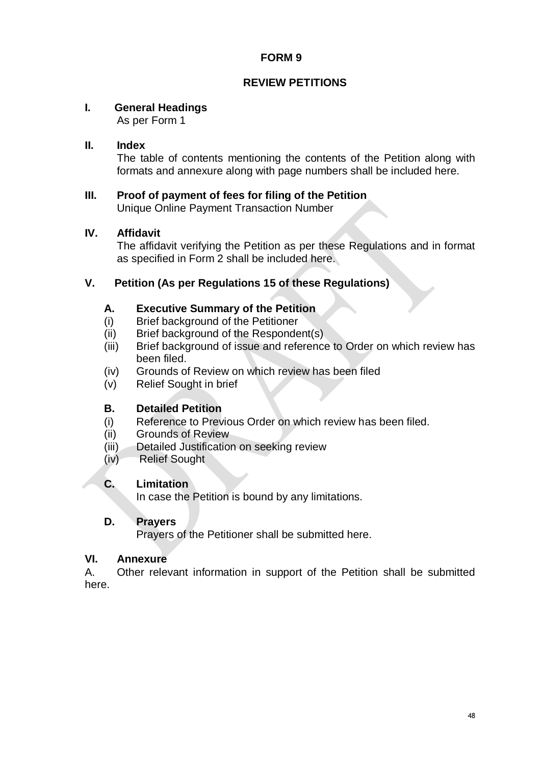# FORM 9

## REVIEW PETITIONS

### I. General Headings

As per Form 1

### II. Index

The table of contents mentioning the contents of the Petition along with formats and annexure along with page numbers shall be included here.

### III. Proof of payment of fees for filing of the Petition

Unique Online Payment Transaction Number

### IV. Affidavit

The affidavit verifying the Petition as per these Regulations and in format as specified in Form 2 shall be included here.

### V. Petition (As per Regulations 15 of these Regulations)

#### A. Executive Summary of the Petition

(i) Brief background of the Petitioner
(ii) Brief background of the Respondent(s)
(iii) Brief background of issue and reference to Order on which review has been filed.
(iv) Grounds of Review on which review has been filed
(v) Relief Sought in brief

#### B. Detailed Petition

(i) Reference to Previous Order on which review has been filed.
(ii) Grounds of Review
(iii) Detailed Justification on seeking review
(iv) Relief Sought

#### C. Limitation

In case the Petition is bound by any limitations.

#### D. Prayers

Prayers of the Petitioner shall be submitted here.

### VI. Annexure

A. Other relevant information in support of the Petition shall be submitted here.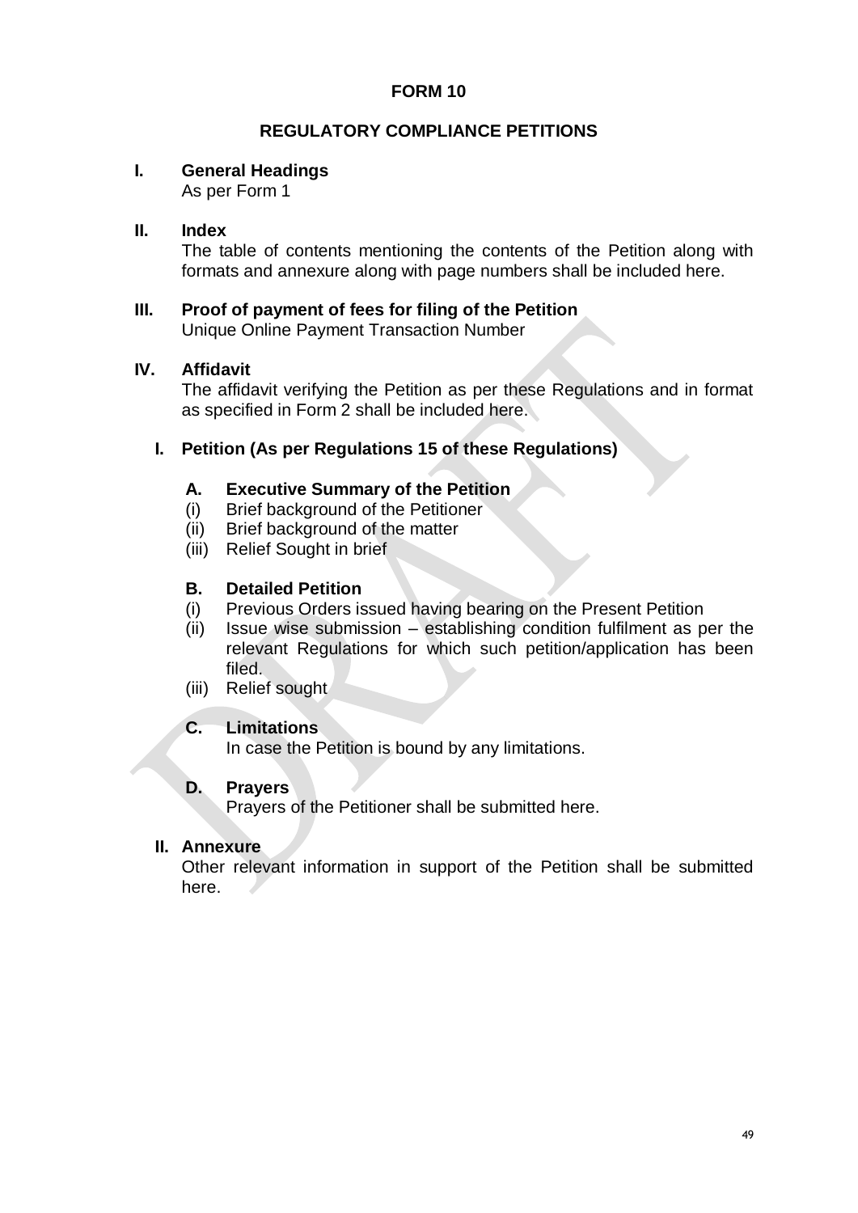**FORM 10**

**REGULATORY COMPLIANCE PETITIONS**

**I. General Headings**
As per Form 1

**II. Index**
The table of contents mentioning the contents of the Petition along with formats and annexure along with page numbers shall be included here.

**III. Proof of payment of fees for filing of the Petition**
Unique Online Payment Transaction Number

**IV. Affidavit**
The affidavit verifying the Petition as per these Regulations and in format as specified in Form 2 shall be included here.

**I. Petition (As per Regulations 15 of these Regulations)**

**A. Executive Summary of the Petition**

(i) Brief background of the Petitioner
(ii) Brief background of the matter
(iii) Relief Sought in brief

**B. Detailed Petition**

(i) Previous Orders issued having bearing on the Present Petition
(ii) Issue wise submission – establishing condition fulfilment as per the relevant Regulations for which such petition/application has been filed.
(iii) Relief sought

**C. Limitations**
In case the Petition is bound by any limitations.

**D. Prayers**
Prayers of the Petitioner shall be submitted here.

**II. Annexure**
Other relevant information in support of the Petition shall be submitted here.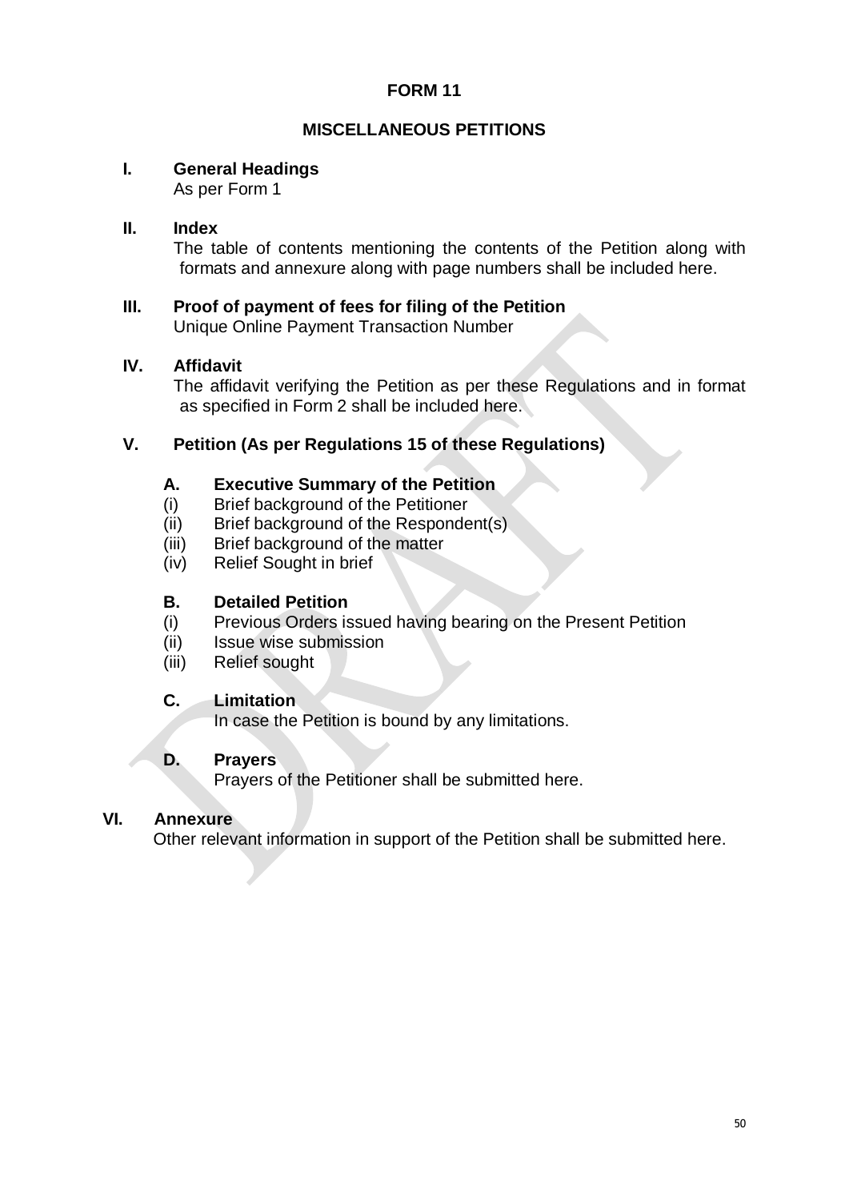# FORM 11

## MISCELLANEOUS PETITIONS

**I. General Headings**

As per Form 1

**II. Index**

The table of contents mentioning the contents of the Petition along with formats and annexure along with page numbers shall be included here.

**III. Proof of payment of fees for filing of the Petition**

Unique Online Payment Transaction Number

**IV. Affidavit**

The affidavit verifying the Petition as per these Regulations and in format as specified in Form 2 shall be included here.

**V. Petition (As per Regulations 15 of these Regulations)**

**A. Executive Summary of the Petition**

(i) Brief background of the Petitioner
(ii) Brief background of the Respondent(s)
(iii) Brief background of the matter
(iv) Relief Sought in brief

**B. Detailed Petition**

(i) Previous Orders issued having bearing on the Present Petition
(ii) Issue wise submission
(iii) Relief sought

**C. Limitation**

In case the Petition is bound by any limitations.

**D. Prayers**

Prayers of the Petitioner shall be submitted here.

**VI. Annexure**

Other relevant information in support of the Petition shall be submitted here.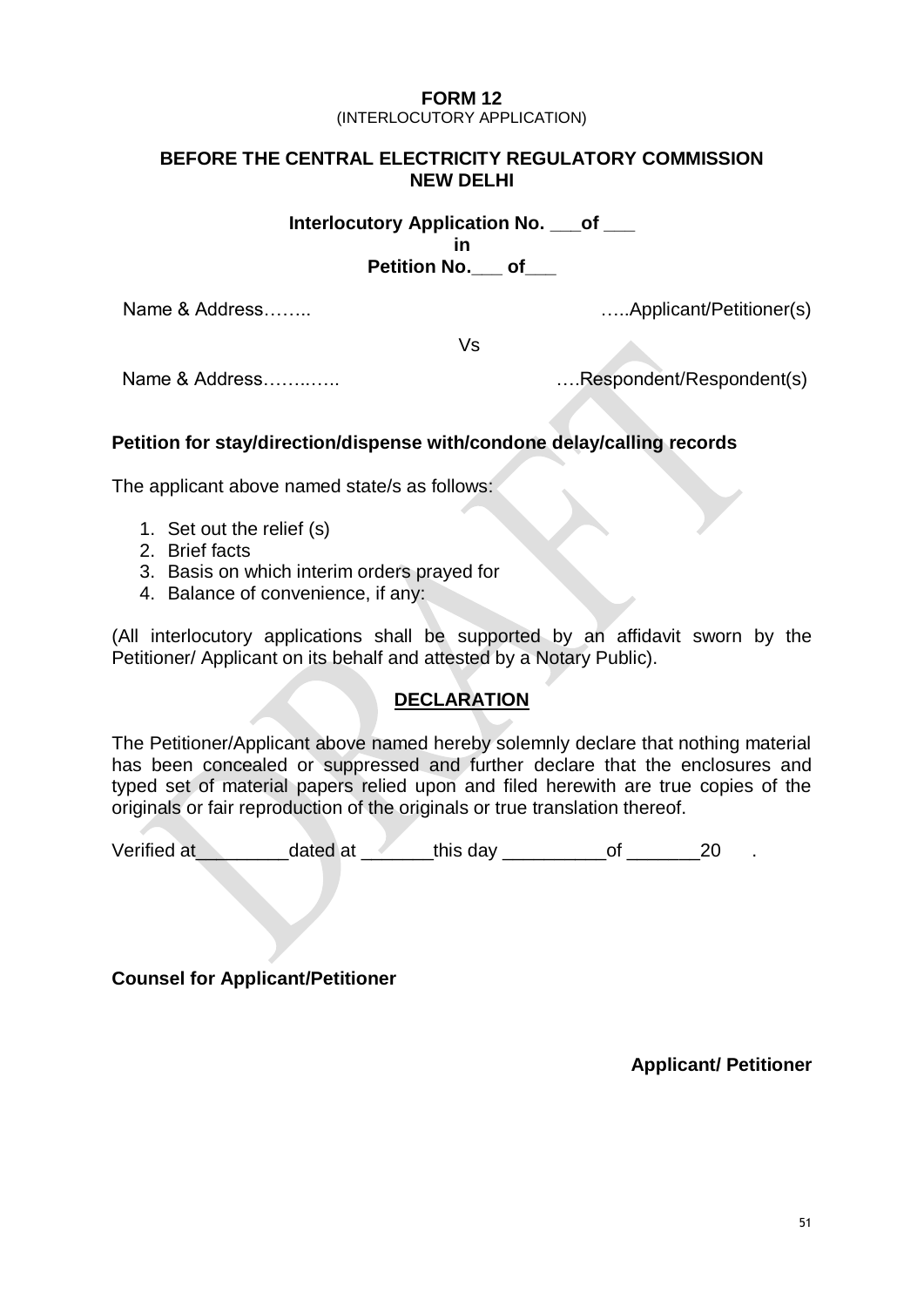**FORM 12**
(INTERLOCUTORY APPLICATION)

**BEFORE THE CENTRAL ELECTRICITY REGULATORY COMMISSION**
**NEW DELHI**

**Interlocutory Application No. \_\_\_of \_\_\_**
**in**
**Petition No.\_\_\_ of\_\_\_**

Name & Address…….. …..Applicant/Petitioner(s)

Vs

Name & Address……..….. ….Respondent/Respondent(s)

**Petition for stay/direction/dispense with/condone delay/calling records**

The applicant above named state/s as follows:

1. Set out the relief (s)
2. Brief facts
3. Basis on which interim orders prayed for
4. Balance of convenience, if any:

(All interlocutory applications shall be supported by an affidavit sworn by the Petitioner/ Applicant on its behalf and attested by a Notary Public).

**DECLARATION**

The Petitioner/Applicant above named hereby solemnly declare that nothing material has been concealed or suppressed and further declare that the enclosures and typed set of material papers relied upon and filed herewith are true copies of the originals or fair reproduction of the originals or true translation thereof.

Verified at\_\_\_\_\_\_\_\_\_dated at \_\_\_\_\_\_\_this day \_\_\_\_\_\_\_\_\_\_of \_\_\_\_\_\_\_20 .

**Counsel for Applicant/Petitioner**

**Applicant/ Petitioner**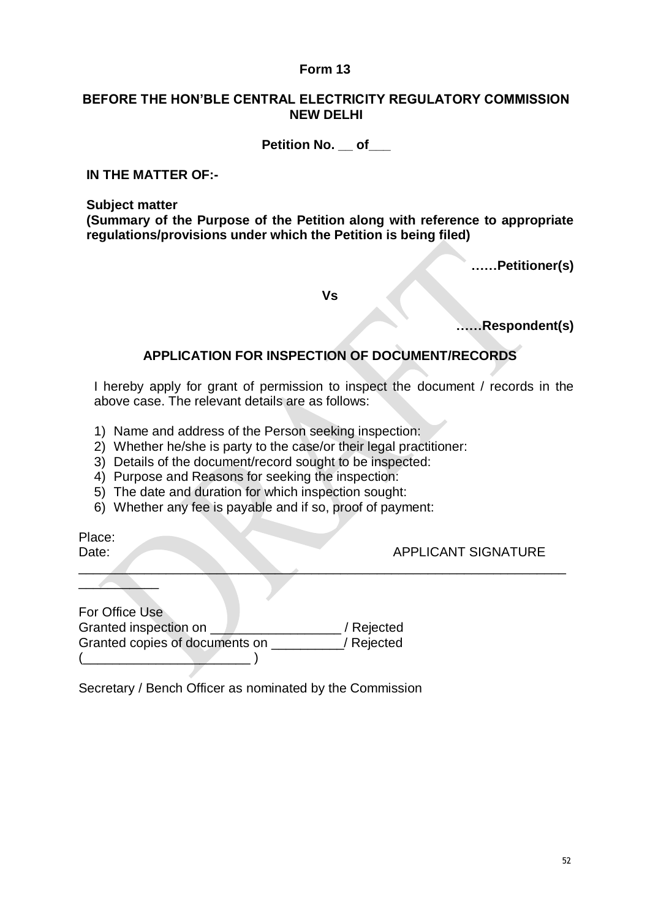**Form 13**

**BEFORE THE HON'BLE CENTRAL ELECTRICITY REGULATORY COMMISSION NEW DELHI**

**Petition No. __ of___**

**IN THE MATTER OF:-**

**Subject matter**
**(Summary of the Purpose of the Petition along with reference to appropriate regulations/provisions under which the Petition is being filed)**

**……Petitioner(s)**

**Vs**

**……Respondent(s)**

**APPLICATION FOR INSPECTION OF DOCUMENT/RECORDS**

I hereby apply for grant of permission to inspect the document / records in the above case. The relevant details are as follows:

1) Name and address of the Person seeking inspection:
2) Whether he/she is party to the case/or their legal practitioner:
3) Details of the document/record sought to be inspected:
4) Purpose and Reasons for seeking the inspection:
5) The date and duration for which inspection sought:
6) Whether any fee is payable and if so, proof of payment:

Place:
Date: APPLICANT SIGNATURE

---

For Office Use
Granted inspection on __________________ / Rejected
Granted copies of documents on __________/ Rejected
(_______________________ )

Secretary / Bench Officer as nominated by the Commission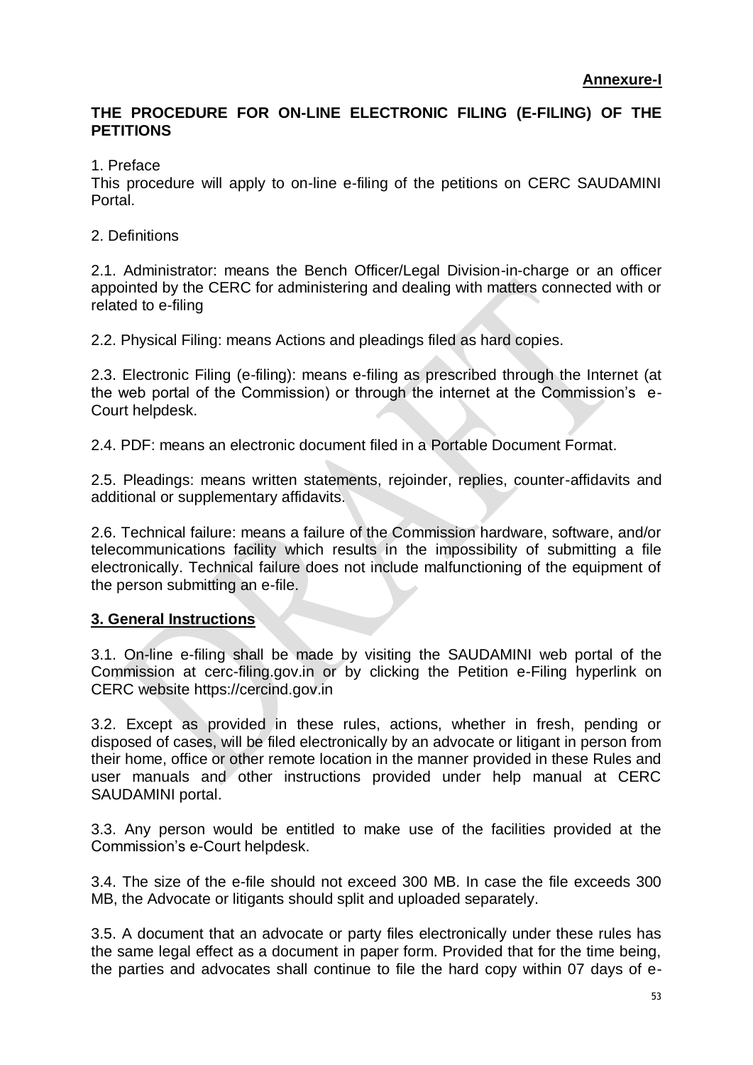**Annexure-I**

## THE PROCEDURE FOR ON-LINE ELECTRONIC FILING (E-FILING) OF THE PETITIONS

1. Preface

This procedure will apply to on-line e-filing of the petitions on CERC SAUDAMINI Portal.

2. Definitions

2.1. Administrator: means the Bench Officer/Legal Division-in-charge or an officer appointed by the CERC for administering and dealing with matters connected with or related to e-filing

2.2. Physical Filing: means Actions and pleadings filed as hard copies.

2.3. Electronic Filing (e-filing): means e-filing as prescribed through the Internet (at the web portal of the Commission) or through the internet at the Commission's e-Court helpdesk.

2.4. PDF: means an electronic document filed in a Portable Document Format.

2.5. Pleadings: means written statements, rejoinder, replies, counter-affidavits and additional or supplementary affidavits.

2.6. Technical failure: means a failure of the Commission hardware, software, and/or telecommunications facility which results in the impossibility of submitting a file electronically. Technical failure does not include malfunctioning of the equipment of the person submitting an e-file.

### 3. General Instructions

3.1. On-line e-filing shall be made by visiting the SAUDAMINI web portal of the Commission at cerc-filing.gov.in or by clicking the Petition e-Filing hyperlink on CERC website https://cercind.gov.in

3.2. Except as provided in these rules, actions, whether in fresh, pending or disposed of cases, will be filed electronically by an advocate or litigant in person from their home, office or other remote location in the manner provided in these Rules and user manuals and other instructions provided under help manual at CERC SAUDAMINI portal.

3.3. Any person would be entitled to make use of the facilities provided at the Commission's e-Court helpdesk.

3.4. The size of the e-file should not exceed 300 MB. In case the file exceeds 300 MB, the Advocate or litigants should split and uploaded separately.

3.5. A document that an advocate or party files electronically under these rules has the same legal effect as a document in paper form. Provided that for the time being, the parties and advocates shall continue to file the hard copy within 07 days of e-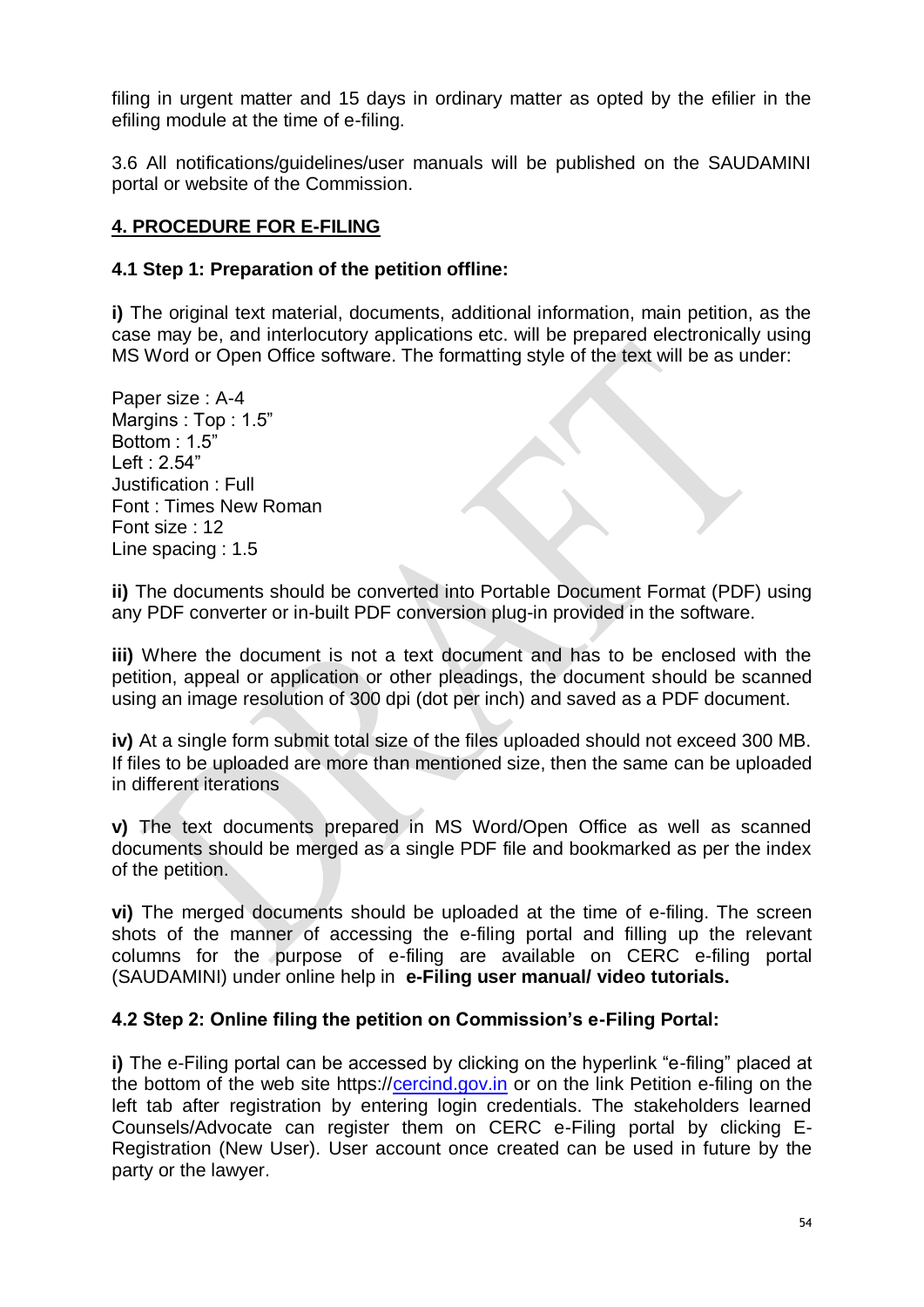filing in urgent matter and 15 days in ordinary matter as opted by the efilier in the efiling module at the time of e-filing.

3.6 All notifications/guidelines/user manuals will be published on the SAUDAMINI portal or website of the Commission.

## 4. PROCEDURE FOR E-FILING

### 4.1 Step 1: Preparation of the petition offline:

**i)** The original text material, documents, additional information, main petition, as the case may be, and interlocutory applications etc. will be prepared electronically using MS Word or Open Office software. The formatting style of the text will be as under:

Paper size : A-4
Margins : Top : 1.5"
Bottom : 1.5"
Left : 2.54"
Justification : Full
Font : Times New Roman
Font size : 12
Line spacing : 1.5

**ii)** The documents should be converted into Portable Document Format (PDF) using any PDF converter or in-built PDF conversion plug-in provided in the software.

**iii)** Where the document is not a text document and has to be enclosed with the petition, appeal or application or other pleadings, the document should be scanned using an image resolution of 300 dpi (dot per inch) and saved as a PDF document.

**iv)** At a single form submit total size of the files uploaded should not exceed 300 MB. If files to be uploaded are more than mentioned size, then the same can be uploaded in different iterations

**v)** The text documents prepared in MS Word/Open Office as well as scanned documents should be merged as a single PDF file and bookmarked as per the index of the petition.

**vi)** The merged documents should be uploaded at the time of e-filing. The screen shots of the manner of accessing the e-filing portal and filling up the relevant columns for the purpose of e-filing are available on CERC e-filing portal (SAUDAMINI) under online help in **e-Filing user manual/ video tutorials.**

### 4.2 Step 2: Online filing the petition on Commission's e-Filing Portal:

**i)** The e-Filing portal can be accessed by clicking on the hyperlink "e-filing" placed at the bottom of the web site https://cercind.gov.in or on the link Petition e-filing on the left tab after registration by entering login credentials. The stakeholders learned Counsels/Advocate can register them on CERC e-Filing portal by clicking E-Registration (New User). User account once created can be used in future by the party or the lawyer.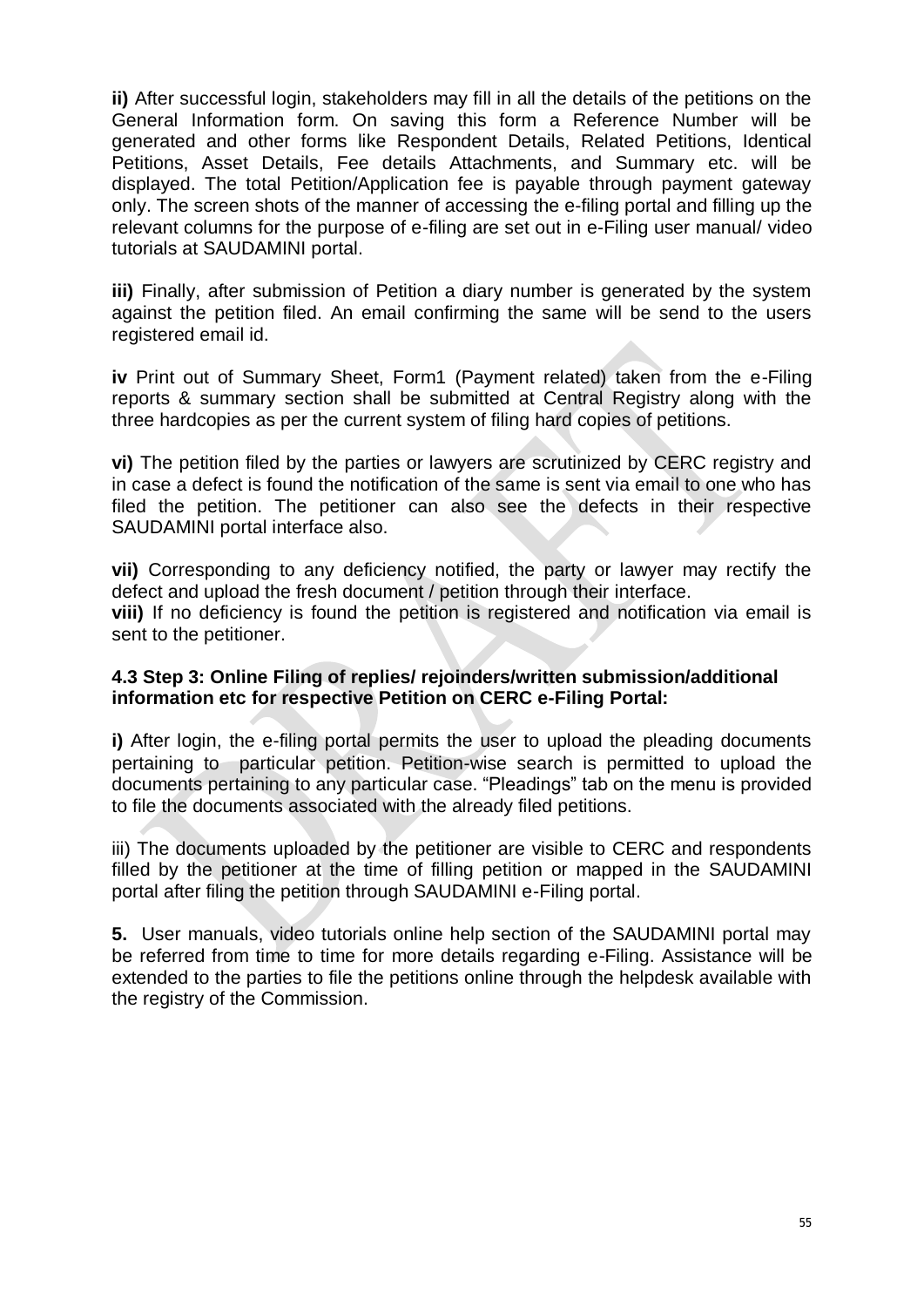**ii)** After successful login, stakeholders may fill in all the details of the petitions on the General Information form. On saving this form a Reference Number will be generated and other forms like Respondent Details, Related Petitions, Identical Petitions, Asset Details, Fee details Attachments, and Summary etc. will be displayed. The total Petition/Application fee is payable through payment gateway only. The screen shots of the manner of accessing the e-filing portal and filling up the relevant columns for the purpose of e-filing are set out in e-Filing user manual/ video tutorials at SAUDAMINI portal.

**iii)** Finally, after submission of Petition a diary number is generated by the system against the petition filed. An email confirming the same will be send to the users registered email id.

**iv** Print out of Summary Sheet, Form1 (Payment related) taken from the e-Filing reports & summary section shall be submitted at Central Registry along with the three hardcopies as per the current system of filing hard copies of petitions.

**vi)** The petition filed by the parties or lawyers are scrutinized by CERC registry and in case a defect is found the notification of the same is sent via email to one who has filed the petition. The petitioner can also see the defects in their respective SAUDAMINI portal interface also.

**vii)** Corresponding to any deficiency notified, the party or lawyer may rectify the defect and upload the fresh document / petition through their interface.
**viii)** If no deficiency is found the petition is registered and notification via email is sent to the petitioner.

**4.3 Step 3: Online Filing of replies/ rejoinders/written submission/additional information etc for respective Petition on CERC e-Filing Portal:**

**i)** After login, the e-filing portal permits the user to upload the pleading documents pertaining to particular petition. Petition-wise search is permitted to upload the documents pertaining to any particular case. "Pleadings" tab on the menu is provided to file the documents associated with the already filed petitions.

iii) The documents uploaded by the petitioner are visible to CERC and respondents filled by the petitioner at the time of filling petition or mapped in the SAUDAMINI portal after filing the petition through SAUDAMINI e-Filing portal.

**5.** User manuals, video tutorials online help section of the SAUDAMINI portal may be referred from time to time for more details regarding e-Filing. Assistance will be extended to the parties to file the petitions online through the helpdesk available with the registry of the Commission.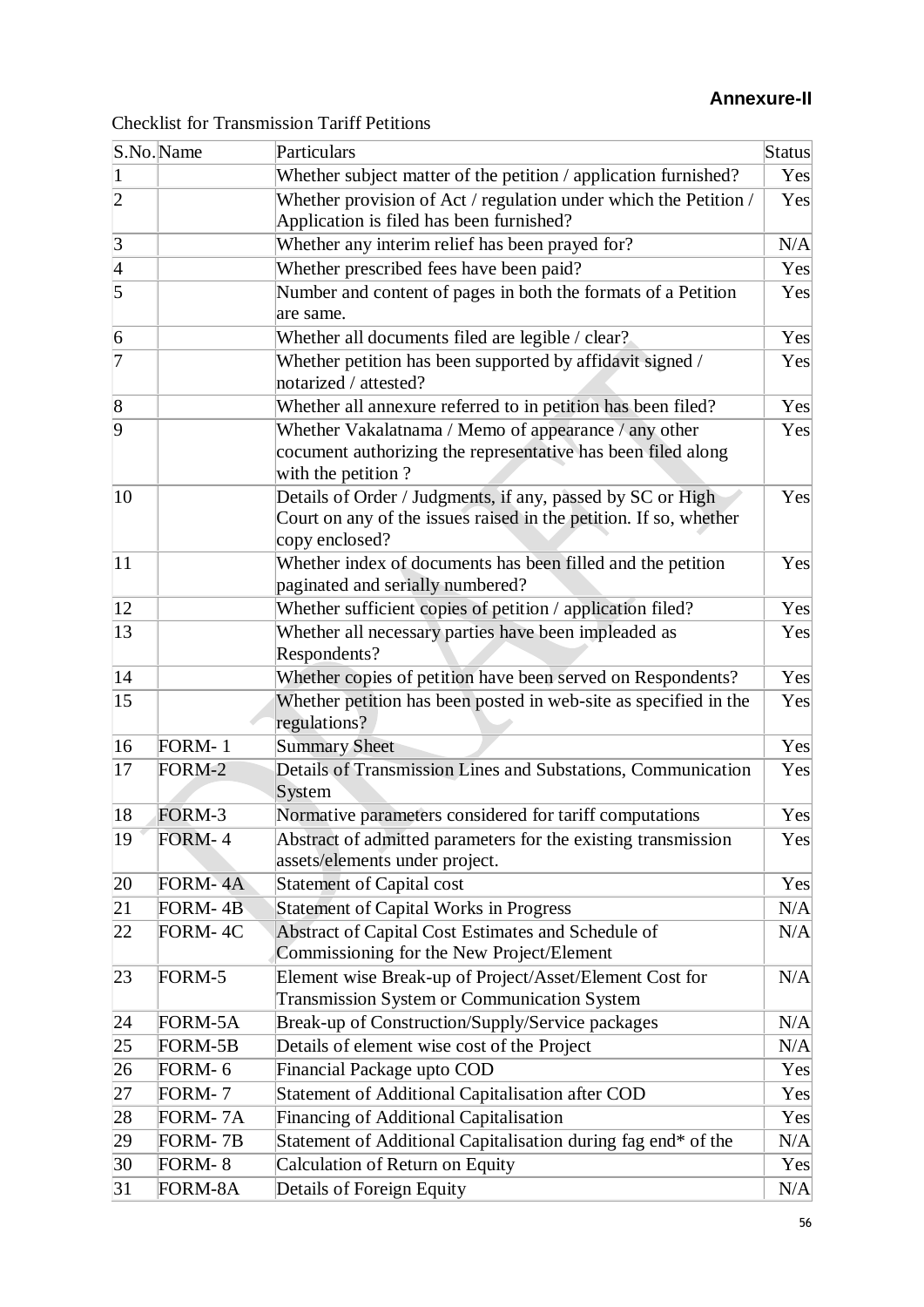**Annexure-II**

Checklist for Transmission Tariff Petitions

| S.No. | Name | Particulars | Status |
|---|---|---|---|
| 1 | | Whether subject matter of the petition / application furnished? | Yes |
| 2 | | Whether provision of Act / regulation under which the Petition / Application is filed has been furnished? | Yes |
| 3 | | Whether any interim relief has been prayed for? | N/A |
| 4 | | Whether prescribed fees have been paid? | Yes |
| 5 | | Number and content of pages in both the formats of a Petition are same. | Yes |
| 6 | | Whether all documents filed are legible / clear? | Yes |
| 7 | | Whether petition has been supported by affidavit signed / notarized / attested? | Yes |
| 8 | | Whether all annexure referred to in petition has been filed? | Yes |
| 9 | | Whether Vakalatnama / Memo of appearance / any other cocument authorizing the representative has been filed along with the petition ? | Yes |
| 10 | | Details of Order / Judgments, if any, passed by SC or High Court on any of the issues raised in the petition. If so, whether copy enclosed? | Yes |
| 11 | | Whether index of documents has been filled and the petition paginated and serially numbered? | Yes |
| 12 | | Whether sufficient copies of petition / application filed? | Yes |
| 13 | | Whether all necessary parties have been impleaded as Respondents? | Yes |
| 14 | | Whether copies of petition have been served on Respondents? | Yes |
| 15 | | Whether petition has been posted in web-site as specified in the regulations? | Yes |
| 16 | FORM- 1 | Summary Sheet | Yes |
| 17 | FORM-2 | Details of Transmission Lines and Substations, Communication System | Yes |
| 18 | FORM-3 | Normative parameters considered for tariff computations | Yes |
| 19 | FORM- 4 | Abstract of admitted parameters for the existing transmission assets/elements under project. | Yes |
| 20 | FORM- 4A | Statement of Capital cost | Yes |
| 21 | FORM- 4B | Statement of Capital Works in Progress | N/A |
| 22 | FORM- 4C | Abstract of Capital Cost Estimates and Schedule of Commissioning for the New Project/Element | N/A |
| 23 | FORM-5 | Element wise Break-up of Project/Asset/Element Cost for Transmission System or Communication System | N/A |
| 24 | FORM-5A | Break-up of Construction/Supply/Service packages | N/A |
| 25 | FORM-5B | Details of element wise cost of the Project | N/A |
| 26 | FORM- 6 | Financial Package upto COD | Yes |
| 27 | FORM- 7 | Statement of Additional Capitalisation after COD | Yes |
| 28 | FORM- 7A | Financing of Additional Capitalisation | Yes |
| 29 | FORM- 7B | Statement of Additional Capitalisation during fag end* of the | N/A |
| 30 | FORM- 8 | Calculation of Return on Equity | Yes |
| 31 | FORM-8A | Details of Foreign Equity | N/A |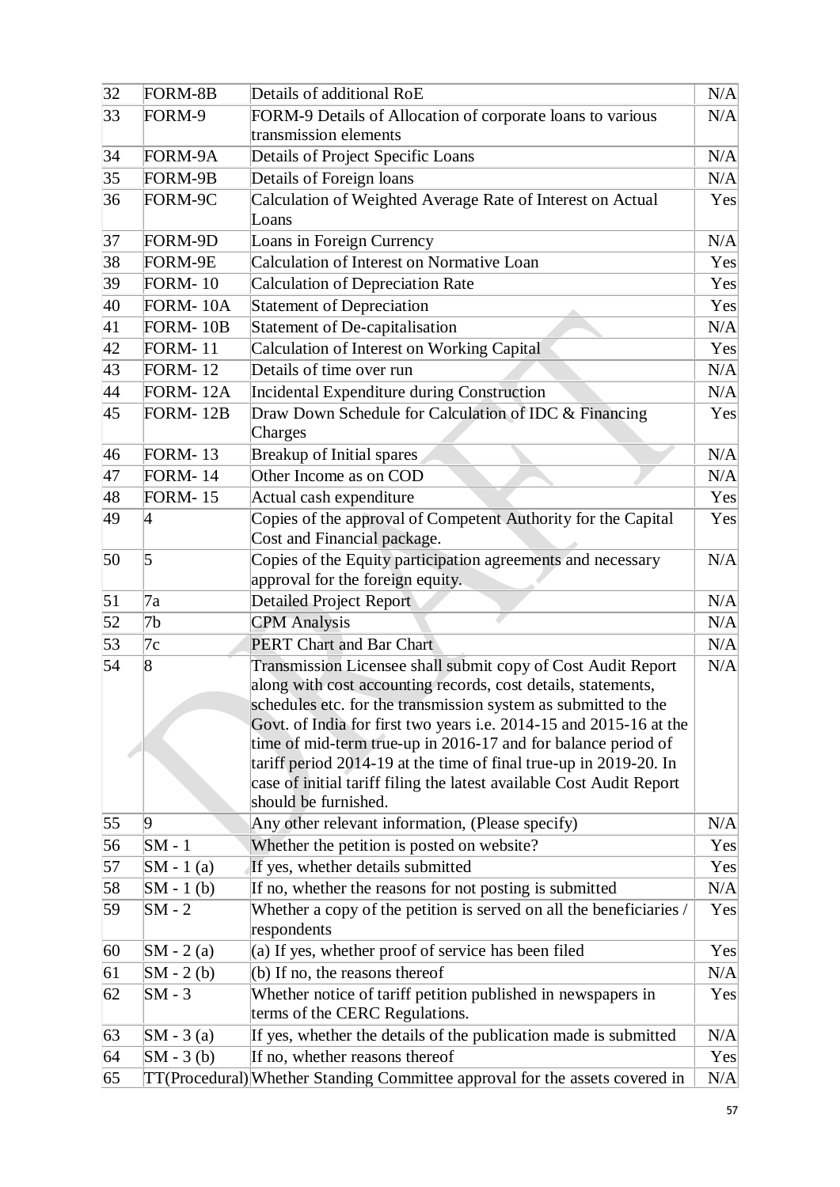| 32 | FORM-8B | Details of additional RoE | N/A |
|---|---|---|---|
| 33 | FORM-9 | FORM-9 Details of Allocation of corporate loans to various transmission elements | N/A |
| 34 | FORM-9A | Details of Project Specific Loans | N/A |
| 35 | FORM-9B | Details of Foreign loans | N/A |
| 36 | FORM-9C | Calculation of Weighted Average Rate of Interest on Actual Loans | Yes |
| 37 | FORM-9D | Loans in Foreign Currency | N/A |
| 38 | FORM-9E | Calculation of Interest on Normative Loan | Yes |
| 39 | FORM- 10 | Calculation of Depreciation Rate | Yes |
| 40 | FORM- 10A | Statement of Depreciation | Yes |
| 41 | FORM- 10B | Statement of De-capitalisation | N/A |
| 42 | FORM- 11 | Calculation of Interest on Working Capital | Yes |
| 43 | FORM- 12 | Details of time over run | N/A |
| 44 | FORM- 12A | Incidental Expenditure during Construction | N/A |
| 45 | FORM- 12B | Draw Down Schedule for Calculation of IDC & Financing Charges | Yes |
| 46 | FORM- 13 | Breakup of Initial spares | N/A |
| 47 | FORM- 14 | Other Income as on COD | N/A |
| 48 | FORM- 15 | Actual cash expenditure | Yes |
| 49 | 4 | Copies of the approval of Competent Authority for the Capital Cost and Financial package. | Yes |
| 50 | 5 | Copies of the Equity participation agreements and necessary approval for the foreign equity. | N/A |
| 51 | 7a | Detailed Project Report | N/A |
| 52 | 7b | CPM Analysis | N/A |
| 53 | 7c | PERT Chart and Bar Chart | N/A |
| 54 | 8 | Transmission Licensee shall submit copy of Cost Audit Report along with cost accounting records, cost details, statements, schedules etc. for the transmission system as submitted to the Govt. of India for first two years i.e. 2014-15 and 2015-16 at the time of mid-term true-up in 2016-17 and for balance period of tariff period 2014-19 at the time of final true-up in 2019-20. In case of initial tariff filing the latest available Cost Audit Report should be furnished. | N/A |
| 55 | 9 | Any other relevant information, (Please specify) | N/A |
| 56 | SM - 1 | Whether the petition is posted on website? | Yes |
| 57 | SM - 1 (a) | If yes, whether details submitted | Yes |
| 58 | SM - 1 (b) | If no, whether the reasons for not posting is submitted | N/A |
| 59 | SM - 2 | Whether a copy of the petition is served on all the beneficiaries / respondents | Yes |
| 60 | SM - 2 (a) | (a) If yes, whether proof of service has been filed | Yes |
| 61 | SM - 2 (b) | (b) If no, the reasons thereof | N/A |
| 62 | SM - 3 | Whether notice of tariff petition published in newspapers in terms of the CERC Regulations. | Yes |
| 63 | SM - 3 (a) | If yes, whether the details of the publication made is submitted | N/A |
| 64 | SM - 3 (b) | If no, whether reasons thereof | Yes |
| 65 | TT(Procedural) | Whether Standing Committee approval for the assets covered in | N/A |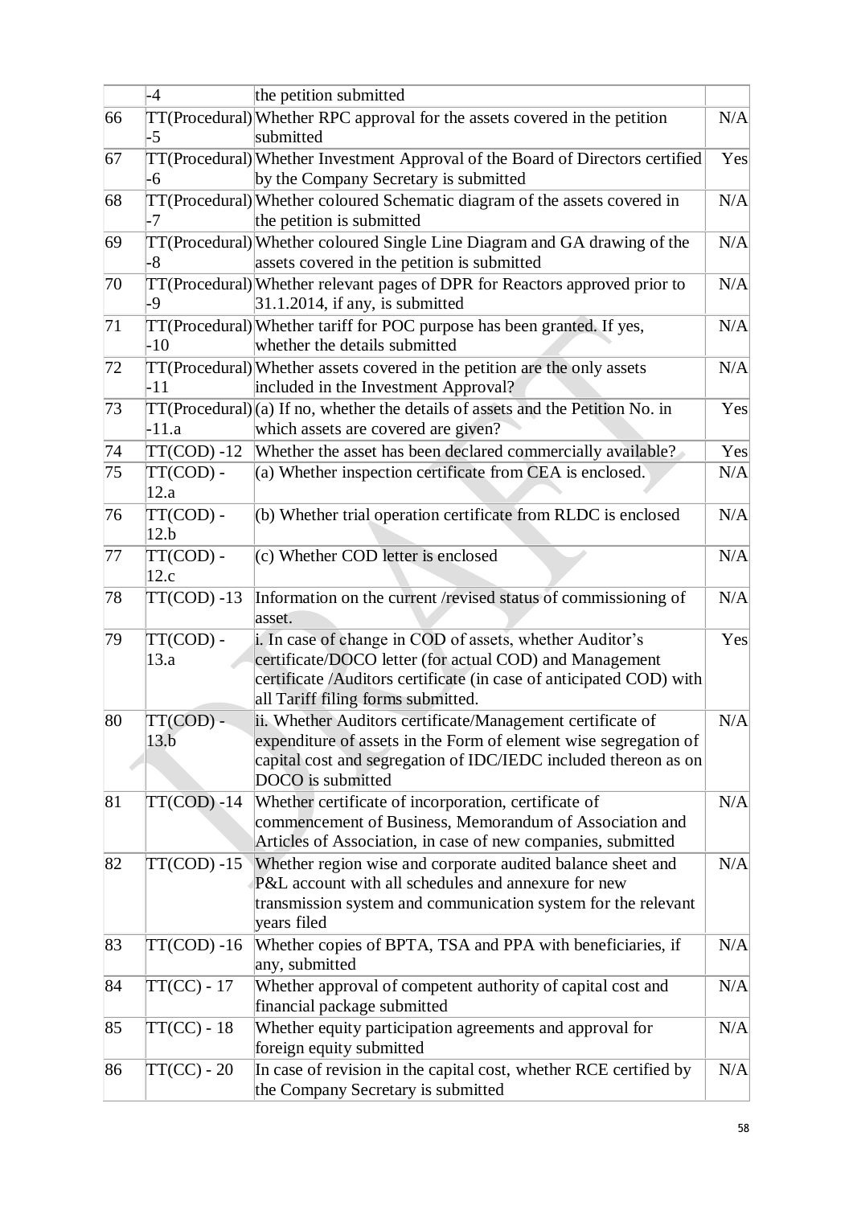| | -4 | the petition submitted | |
|---|---|---|---|
| 66 | TT(Procedural) -5 | Whether RPC approval for the assets covered in the petition submitted | N/A |
| 67 | TT(Procedural) -6 | Whether Investment Approval of the Board of Directors certified by the Company Secretary is submitted | Yes |
| 68 | TT(Procedural) -7 | Whether coloured Schematic diagram of the assets covered in the petition is submitted | N/A |
| 69 | TT(Procedural) -8 | Whether coloured Single Line Diagram and GA drawing of the assets covered in the petition is submitted | N/A |
| 70 | TT(Procedural) -9 | Whether relevant pages of DPR for Reactors approved prior to 31.1.2014, if any, is submitted | N/A |
| 71 | TT(Procedural) -10 | Whether tariff for POC purpose has been granted. If yes, whether the details submitted | N/A |
| 72 | TT(Procedural) -11 | Whether assets covered in the petition are the only assets included in the Investment Approval? | N/A |
| 73 | TT(Procedural) -11.a | (a) If no, whether the details of assets and the Petition No. in which assets are covered are given? | Yes |
| 74 | TT(COD) -12 | Whether the asset has been declared commercially available? | Yes |
| 75 | TT(COD) - 12.a | (a) Whether inspection certificate from CEA is enclosed. | N/A |
| 76 | TT(COD) - 12.b | (b) Whether trial operation certificate from RLDC is enclosed | N/A |
| 77 | TT(COD) - 12.c | (c) Whether COD letter is enclosed | N/A |
| 78 | TT(COD) -13 | Information on the current /revised status of commissioning of asset. | N/A |
| 79 | TT(COD) - 13.a | i. In case of change in COD of assets, whether Auditor's certificate/DOCO letter (for actual COD) and Management certificate /Auditors certificate (in case of anticipated COD) with all Tariff filing forms submitted. | Yes |
| 80 | TT(COD) - 13.b | ii. Whether Auditors certificate/Management certificate of expenditure of assets in the Form of element wise segregation of capital cost and segregation of IDC/IEDC included thereon as on DOCO is submitted | N/A |
| 81 | TT(COD) -14 | Whether certificate of incorporation, certificate of commencement of Business, Memorandum of Association and Articles of Association, in case of new companies, submitted | N/A |
| 82 | TT(COD) -15 | Whether region wise and corporate audited balance sheet and P&L account with all schedules and annexure for new transmission system and communication system for the relevant years filed | N/A |
| 83 | TT(COD) -16 | Whether copies of BPTA, TSA and PPA with beneficiaries, if any, submitted | N/A |
| 84 | TT(CC) - 17 | Whether approval of competent authority of capital cost and financial package submitted | N/A |
| 85 | TT(CC) - 18 | Whether equity participation agreements and approval for foreign equity submitted | N/A |
| 86 | TT(CC) - 20 | In case of revision in the capital cost, whether RCE certified by the Company Secretary is submitted | N/A |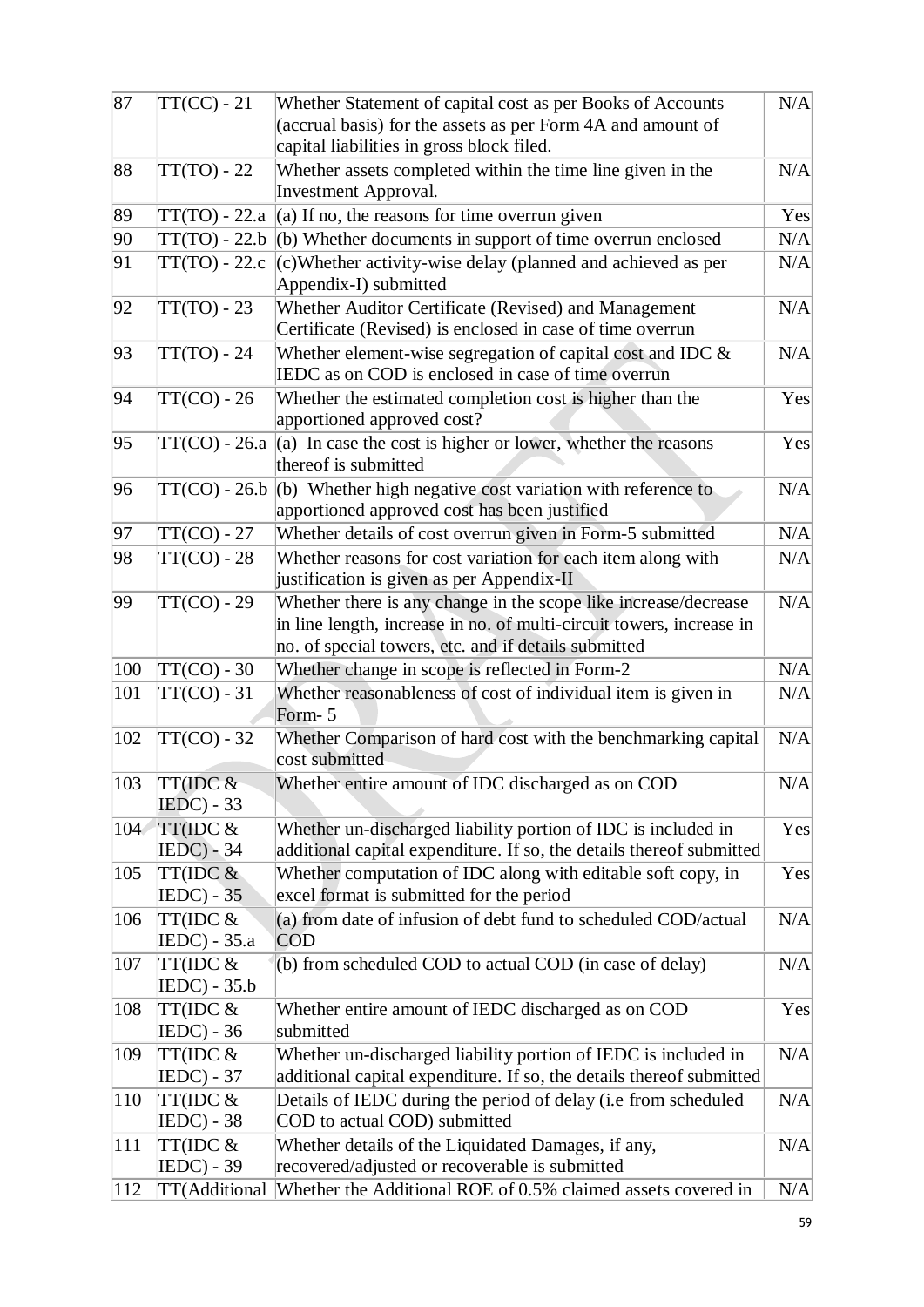| | | | |
|---|---|---|---|
| 87 | TT(CC) - 21 | Whether Statement of capital cost as per Books of Accounts (accrual basis) for the assets as per Form 4A and amount of capital liabilities in gross block filed. | N/A |
| 88 | TT(TO) - 22 | Whether assets completed within the time line given in the Investment Approval. | N/A |
| 89 | TT(TO) - 22.a | (a) If no, the reasons for time overrun given | Yes |
| 90 | TT(TO) - 22.b | (b) Whether documents in support of time overrun enclosed | N/A |
| 91 | TT(TO) - 22.c | (c)Whether activity-wise delay (planned and achieved as per Appendix-I) submitted | N/A |
| 92 | TT(TO) - 23 | Whether Auditor Certificate (Revised) and Management Certificate (Revised) is enclosed in case of time overrun | N/A |
| 93 | TT(TO) - 24 | Whether element-wise segregation of capital cost and IDC & IEDC as on COD is enclosed in case of time overrun | N/A |
| 94 | TT(CO) - 26 | Whether the estimated completion cost is higher than the apportioned approved cost? | Yes |
| 95 | TT(CO) - 26.a | (a) In case the cost is higher or lower, whether the reasons thereof is submitted | Yes |
| 96 | TT(CO) - 26.b | (b) Whether high negative cost variation with reference to apportioned approved cost has been justified | N/A |
| 97 | TT(CO) - 27 | Whether details of cost overrun given in Form-5 submitted | N/A |
| 98 | TT(CO) - 28 | Whether reasons for cost variation for each item along with justification is given as per Appendix-II | N/A |
| 99 | TT(CO) - 29 | Whether there is any change in the scope like increase/decrease in line length, increase in no. of multi-circuit towers, increase in no. of special towers, etc. and if details submitted | N/A |
| 100 | TT(CO) - 30 | Whether change in scope is reflected in Form-2 | N/A |
| 101 | TT(CO) - 31 | Whether reasonableness of cost of individual item is given in Form- 5 | N/A |
| 102 | TT(CO) - 32 | Whether Comparison of hard cost with the benchmarking capital cost submitted | N/A |
| 103 | TT(IDC & IEDC) - 33 | Whether entire amount of IDC discharged as on COD | N/A |
| 104 | TT(IDC & IEDC) - 34 | Whether un-discharged liability portion of IDC is included in additional capital expenditure. If so, the details thereof submitted | Yes |
| 105 | TT(IDC & IEDC) - 35 | Whether computation of IDC along with editable soft copy, in excel format is submitted for the period | Yes |
| 106 | TT(IDC & IEDC) - 35.a | (a) from date of infusion of debt fund to scheduled COD/actual COD | N/A |
| 107 | TT(IDC & IEDC) - 35.b | (b) from scheduled COD to actual COD (in case of delay) | N/A |
| 108 | TT(IDC & IEDC) - 36 | Whether entire amount of IEDC discharged as on COD submitted | Yes |
| 109 | TT(IDC & IEDC) - 37 | Whether un-discharged liability portion of IEDC is included in additional capital expenditure. If so, the details thereof submitted | N/A |
| 110 | TT(IDC & IEDC) - 38 | Details of IEDC during the period of delay (i.e from scheduled COD to actual COD) submitted | N/A |
| 111 | TT(IDC & IEDC) - 39 | Whether details of the Liquidated Damages, if any, recovered/adjusted or recoverable is submitted | N/A |
| 112 | TT(Additional | Whether the Additional ROE of 0.5% claimed assets covered in | N/A |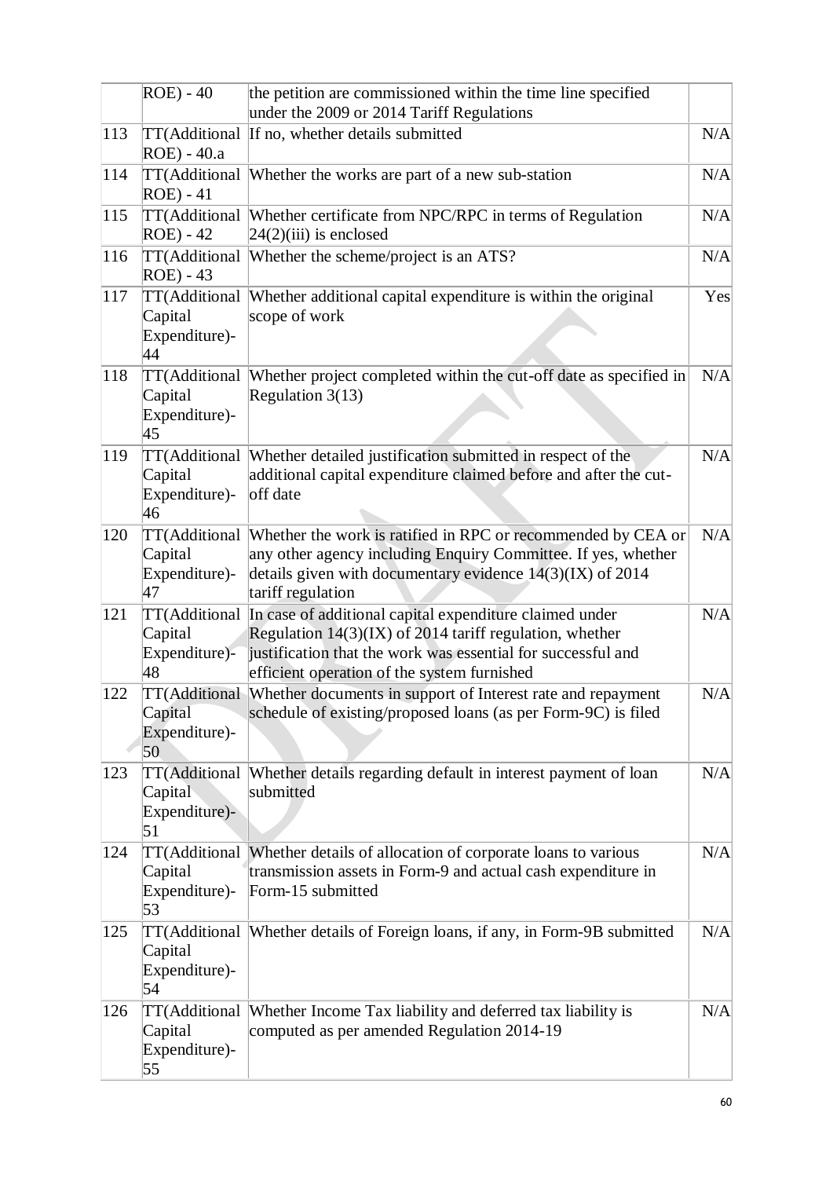| | ROE) - 40 | the petition are commissioned within the time line specified under the 2009 or 2014 Tariff Regulations | |
|---|---|---|---|
| 113 | TT(Additional ROE) - 40.a | If no, whether details submitted | N/A |
| 114 | TT(Additional ROE) - 41 | Whether the works are part of a new sub-station | N/A |
| 115 | TT(Additional ROE) - 42 | Whether certificate from NPC/RPC in terms of Regulation 24(2)(iii) is enclosed | N/A |
| 116 | TT(Additional ROE) - 43 | Whether the scheme/project is an ATS? | N/A |
| 117 | TT(Additional Capital Expenditure)-44 | Whether additional capital expenditure is within the original scope of work | Yes |
| 118 | TT(Additional Capital Expenditure)-45 | Whether project completed within the cut-off date as specified in Regulation 3(13) | N/A |
| 119 | TT(Additional Capital Expenditure)-46 | Whether detailed justification submitted in respect of the additional capital expenditure claimed before and after the cut-off date | N/A |
| 120 | TT(Additional Capital Expenditure)-47 | Whether the work is ratified in RPC or recommended by CEA or any other agency including Enquiry Committee. If yes, whether details given with documentary evidence 14(3)(IX) of 2014 tariff regulation | N/A |
| 121 | TT(Additional Capital Expenditure)-48 | In case of additional capital expenditure claimed under Regulation 14(3)(IX) of 2014 tariff regulation, whether justification that the work was essential for successful and efficient operation of the system furnished | N/A |
| 122 | TT(Additional Capital Expenditure)-50 | Whether documents in support of Interest rate and repayment schedule of existing/proposed loans (as per Form-9C) is filed | N/A |
| 123 | TT(Additional Capital Expenditure)-51 | Whether details regarding default in interest payment of loan submitted | N/A |
| 124 | TT(Additional Capital Expenditure)-53 | Whether details of allocation of corporate loans to various transmission assets in Form-9 and actual cash expenditure in Form-15 submitted | N/A |
| 125 | TT(Additional Capital Expenditure)-54 | Whether details of Foreign loans, if any, in Form-9B submitted | N/A |
| 126 | TT(Additional Capital Expenditure)-55 | Whether Income Tax liability and deferred tax liability is computed as per amended Regulation 2014-19 | N/A |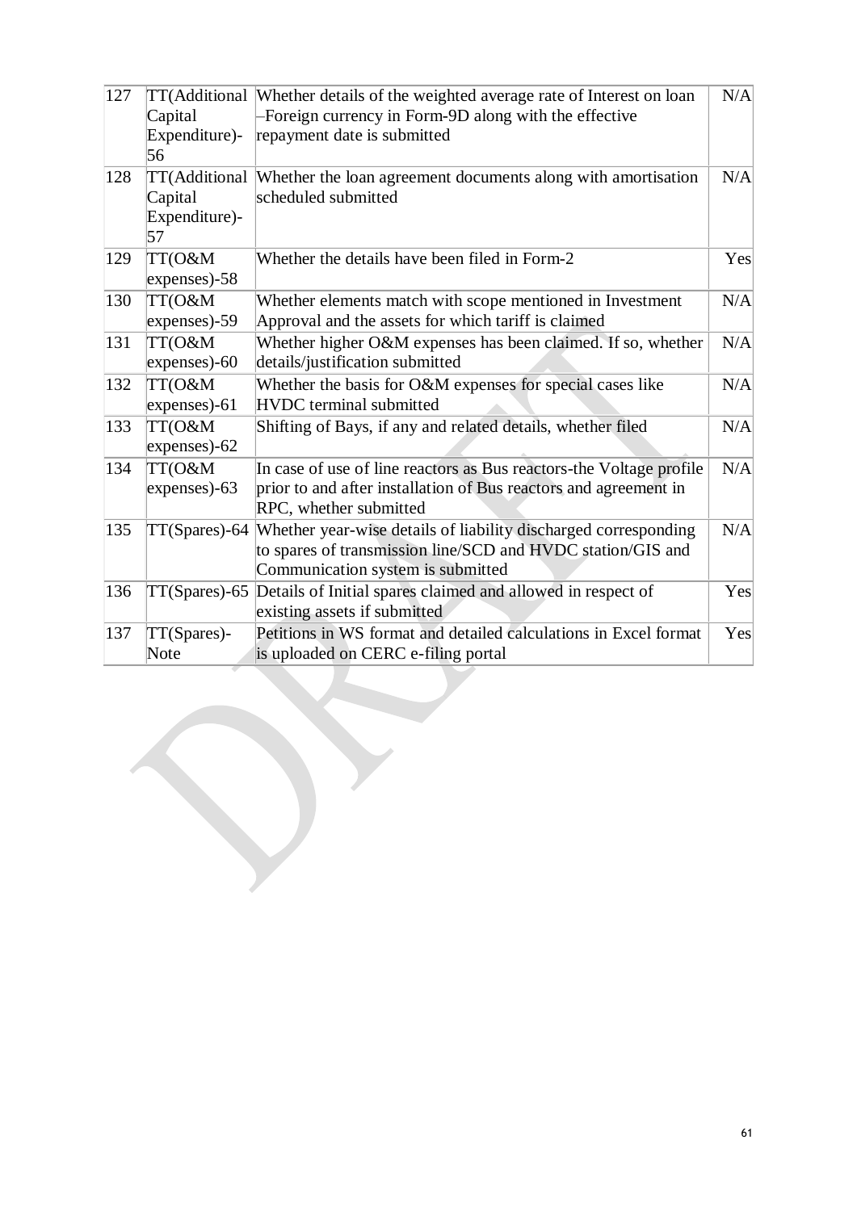| 127 | TT(Additional Capital Expenditure)-56 | Whether details of the weighted average rate of Interest on loan –Foreign currency in Form-9D along with the effective repayment date is submitted | N/A |
|---|---|---|---|
| 128 | TT(Additional Capital Expenditure)-57 | Whether the loan agreement documents along with amortisation scheduled submitted | N/A |
| 129 | TT(O&M expenses)-58 | Whether the details have been filed in Form-2 | Yes |
| 130 | TT(O&M expenses)-59 | Whether elements match with scope mentioned in Investment Approval and the assets for which tariff is claimed | N/A |
| 131 | TT(O&M expenses)-60 | Whether higher O&M expenses has been claimed. If so, whether details/justification submitted | N/A |
| 132 | TT(O&M expenses)-61 | Whether the basis for O&M expenses for special cases like HVDC terminal submitted | N/A |
| 133 | TT(O&M expenses)-62 | Shifting of Bays, if any and related details, whether filed | N/A |
| 134 | TT(O&M expenses)-63 | In case of use of line reactors as Bus reactors-the Voltage profile prior to and after installation of Bus reactors and agreement in RPC, whether submitted | N/A |
| 135 | TT(Spares)-64 | Whether year-wise details of liability discharged corresponding to spares of transmission line/SCD and HVDC station/GIS and Communication system is submitted | N/A |
| 136 | TT(Spares)-65 | Details of Initial spares claimed and allowed in respect of existing assets if submitted | Yes |
| 137 | TT(Spares)-Note | Petitions in WS format and detailed calculations in Excel format is uploaded on CERC e-filing portal | Yes |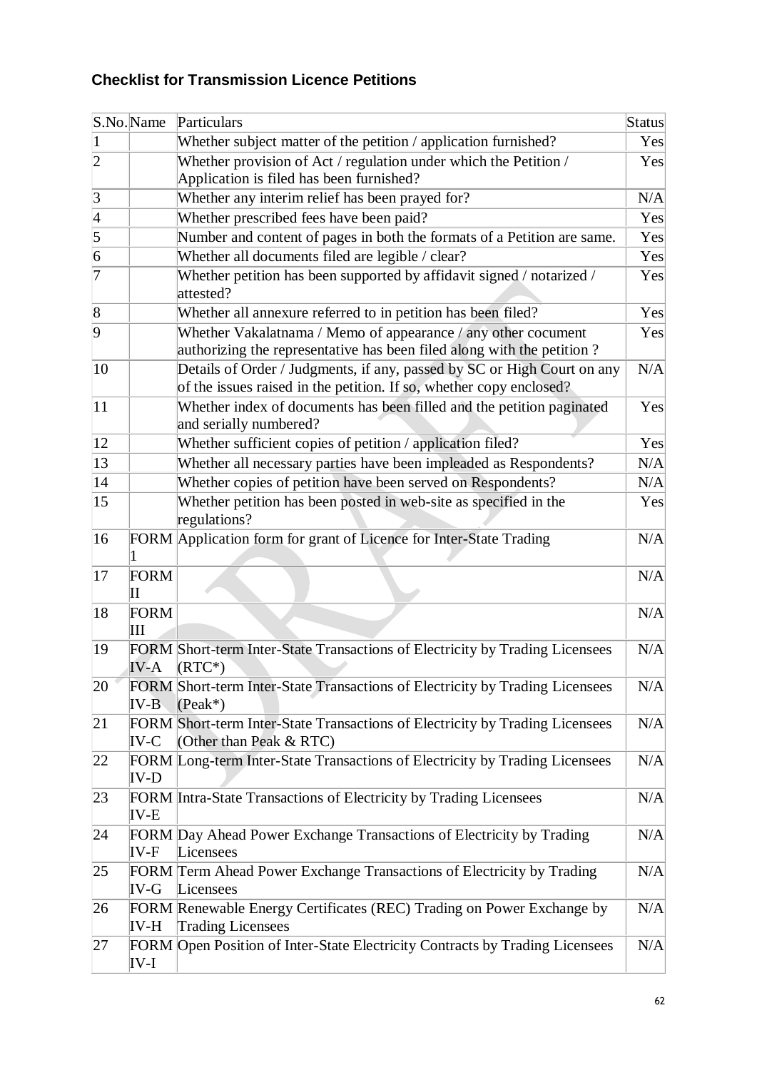### Checklist for Transmission Licence Petitions

| S.No. | Name | Particulars | Status |
|---|---|---|---|
| 1 | | Whether subject matter of the petition / application furnished? | Yes |
| 2 | | Whether provision of Act / regulation under which the Petition / Application is filed has been furnished? | Yes |
| 3 | | Whether any interim relief has been prayed for? | N/A |
| 4 | | Whether prescribed fees have been paid? | Yes |
| 5 | | Number and content of pages in both the formats of a Petition are same. | Yes |
| 6 | | Whether all documents filed are legible / clear? | Yes |
| 7 | | Whether petition has been supported by affidavit signed / notarized / attested? | Yes |
| 8 | | Whether all annexure referred to in petition has been filed? | Yes |
| 9 | | Whether Vakalatnama / Memo of appearance / any other cocument authorizing the representative has been filed along with the petition ? | Yes |
| 10 | | Details of Order / Judgments, if any, passed by SC or High Court on any of the issues raised in the petition. If so, whether copy enclosed? | N/A |
| 11 | | Whether index of documents has been filled and the petition paginated and serially numbered? | Yes |
| 12 | | Whether sufficient copies of petition / application filed? | Yes |
| 13 | | Whether all necessary parties have been impleaded as Respondents? | N/A |
| 14 | | Whether copies of petition have been served on Respondents? | N/A |
| 15 | | Whether petition has been posted in web-site as specified in the regulations? | Yes |
| 16 | FORM 1 | Application form for grant of Licence for Inter-State Trading | N/A |
| 17 | FORM II | | N/A |
| 18 | FORM III | | N/A |
| 19 | FORM IV-A | Short-term Inter-State Transactions of Electricity by Trading Licensees (RTC*) | N/A |
| 20 | FORM IV-B | Short-term Inter-State Transactions of Electricity by Trading Licensees (Peak*) | N/A |
| 21 | FORM IV-C | Short-term Inter-State Transactions of Electricity by Trading Licensees (Other than Peak & RTC) | N/A |
| 22 | FORM IV-D | Long-term Inter-State Transactions of Electricity by Trading Licensees | N/A |
| 23 | FORM IV-E | Intra-State Transactions of Electricity by Trading Licensees | N/A |
| 24 | FORM IV-F | Day Ahead Power Exchange Transactions of Electricity by Trading Licensees | N/A |
| 25 | FORM IV-G | Term Ahead Power Exchange Transactions of Electricity by Trading Licensees | N/A |
| 26 | FORM IV-H | Renewable Energy Certificates (REC) Trading on Power Exchange by Trading Licensees | N/A |
| 27 | FORM IV-I | Open Position of Inter-State Electricity Contracts by Trading Licensees | N/A |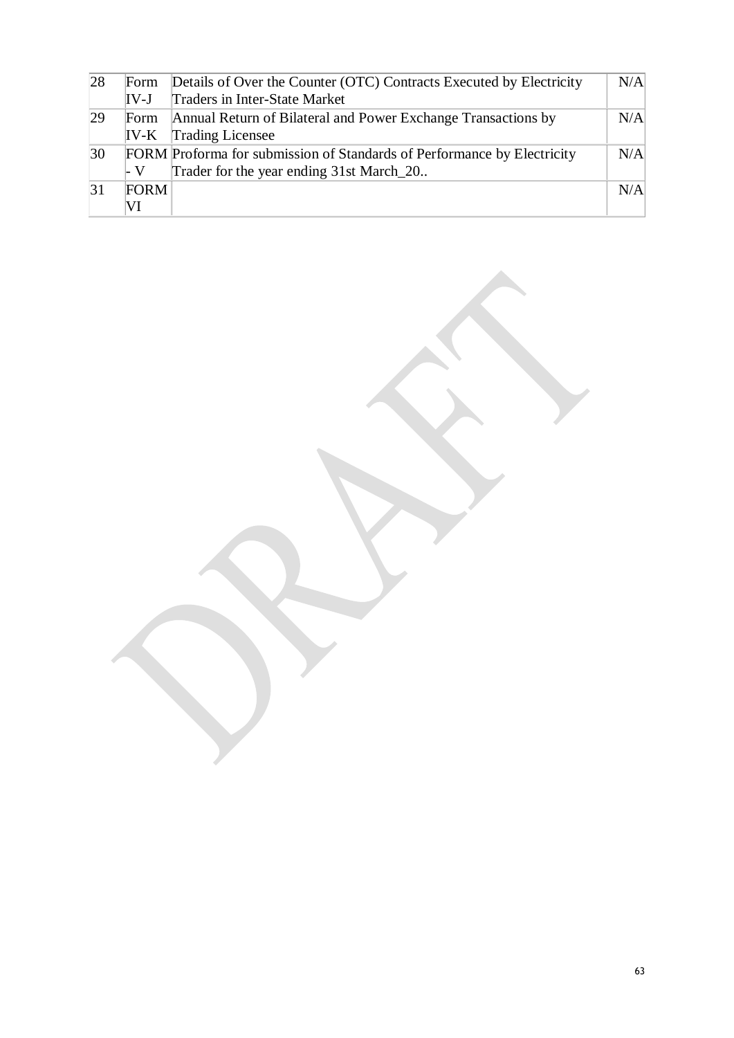| 28 | Form IV-J | Details of Over the Counter (OTC) Contracts Executed by Electricity Traders in Inter-State Market | N/A |
|---|---|---|---|
| 29 | Form IV-K | Annual Return of Bilateral and Power Exchange Transactions by Trading Licensee | N/A |
| 30 | FORM - V | Proforma for submission of Standards of Performance by Electricity Trader for the year ending 31st March_20.. | N/A |
| 31 | FORM VI | | N/A |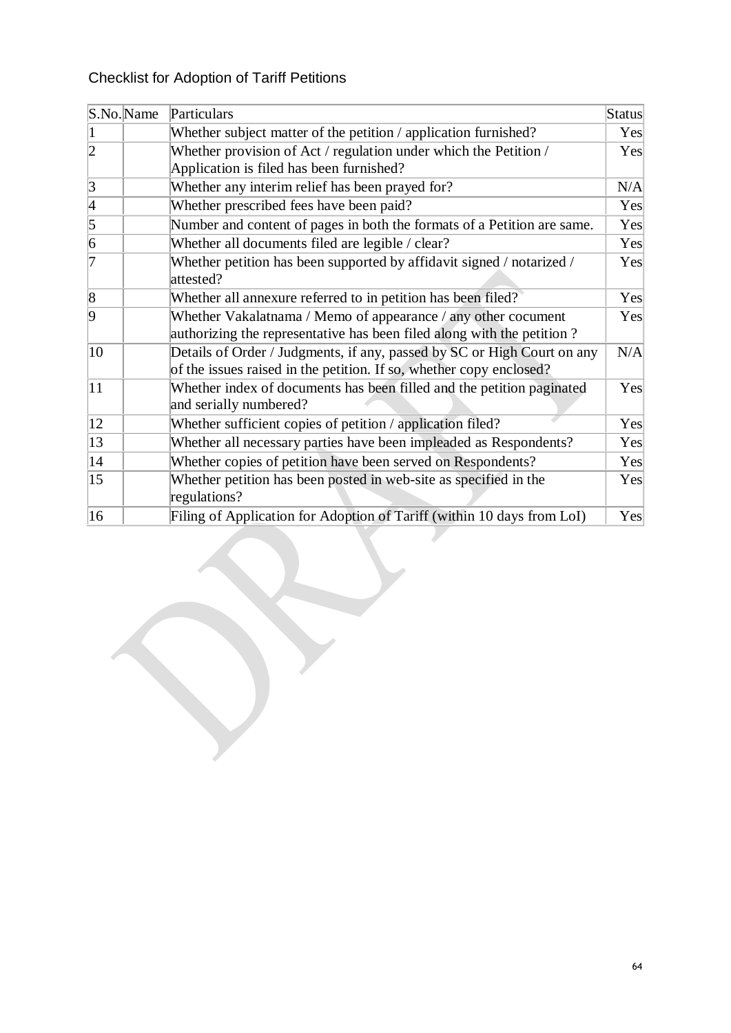Checklist for Adoption of Tariff Petitions

| S.No. | Name | Particulars | Status |
|---|---|---|---|
| 1 | | Whether subject matter of the petition / application furnished? | Yes |
| 2 | | Whether provision of Act / regulation under which the Petition / Application is filed has been furnished? | Yes |
| 3 | | Whether any interim relief has been prayed for? | N/A |
| 4 | | Whether prescribed fees have been paid? | Yes |
| 5 | | Number and content of pages in both the formats of a Petition are same. | Yes |
| 6 | | Whether all documents filed are legible / clear? | Yes |
| 7 | | Whether petition has been supported by affidavit signed / notarized / attested? | Yes |
| 8 | | Whether all annexure referred to in petition has been filed? | Yes |
| 9 | | Whether Vakalatnama / Memo of appearance / any other cocument authorizing the representative has been filed along with the petition ? | Yes |
| 10 | | Details of Order / Judgments, if any, passed by SC or High Court on any of the issues raised in the petition. If so, whether copy enclosed? | N/A |
| 11 | | Whether index of documents has been filled and the petition paginated and serially numbered? | Yes |
| 12 | | Whether sufficient copies of petition / application filed? | Yes |
| 13 | | Whether all necessary parties have been impleaded as Respondents? | Yes |
| 14 | | Whether copies of petition have been served on Respondents? | Yes |
| 15 | | Whether petition has been posted in web-site as specified in the regulations? | Yes |
| 16 | | Filing of Application for Adoption of Tariff (within 10 days from LoI) | Yes |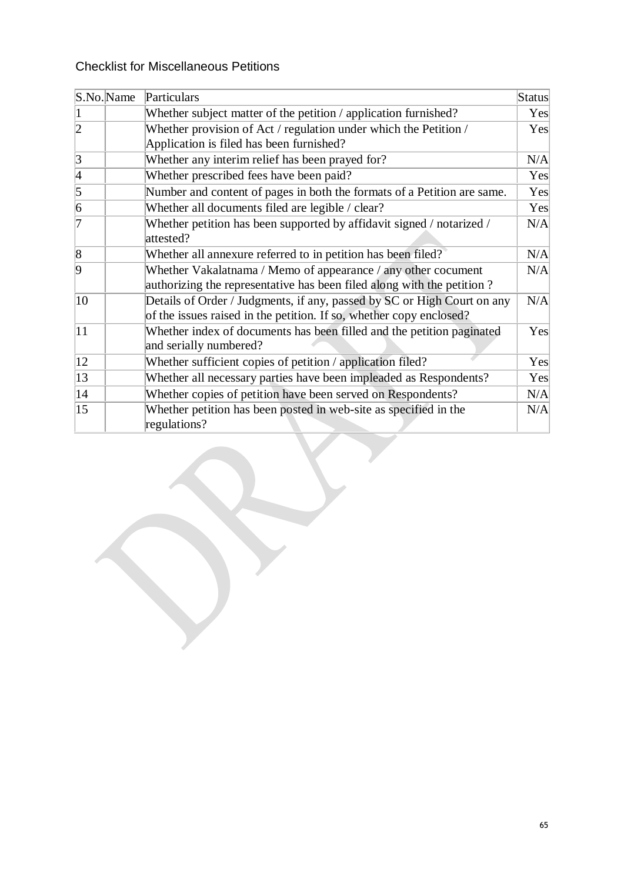Checklist for Miscellaneous Petitions

| S.No. | Name | Particulars | Status |
|---|---|---|---|
| 1 | | Whether subject matter of the petition / application furnished? | Yes |
| 2 | | Whether provision of Act / regulation under which the Petition / Application is filed has been furnished? | Yes |
| 3 | | Whether any interim relief has been prayed for? | N/A |
| 4 | | Whether prescribed fees have been paid? | Yes |
| 5 | | Number and content of pages in both the formats of a Petition are same. | Yes |
| 6 | | Whether all documents filed are legible / clear? | Yes |
| 7 | | Whether petition has been supported by affidavit signed / notarized / attested? | N/A |
| 8 | | Whether all annexure referred to in petition has been filed? | N/A |
| 9 | | Whether Vakalatnama / Memo of appearance / any other cocument authorizing the representative has been filed along with the petition ? | N/A |
| 10 | | Details of Order / Judgments, if any, passed by SC or High Court on any of the issues raised in the petition. If so, whether copy enclosed? | N/A |
| 11 | | Whether index of documents has been filled and the petition paginated and serially numbered? | Yes |
| 12 | | Whether sufficient copies of petition / application filed? | Yes |
| 13 | | Whether all necessary parties have been impleaded as Respondents? | Yes |
| 14 | | Whether copies of petition have been served on Respondents? | N/A |
| 15 | | Whether petition has been posted in web-site as specified in the regulations? | N/A |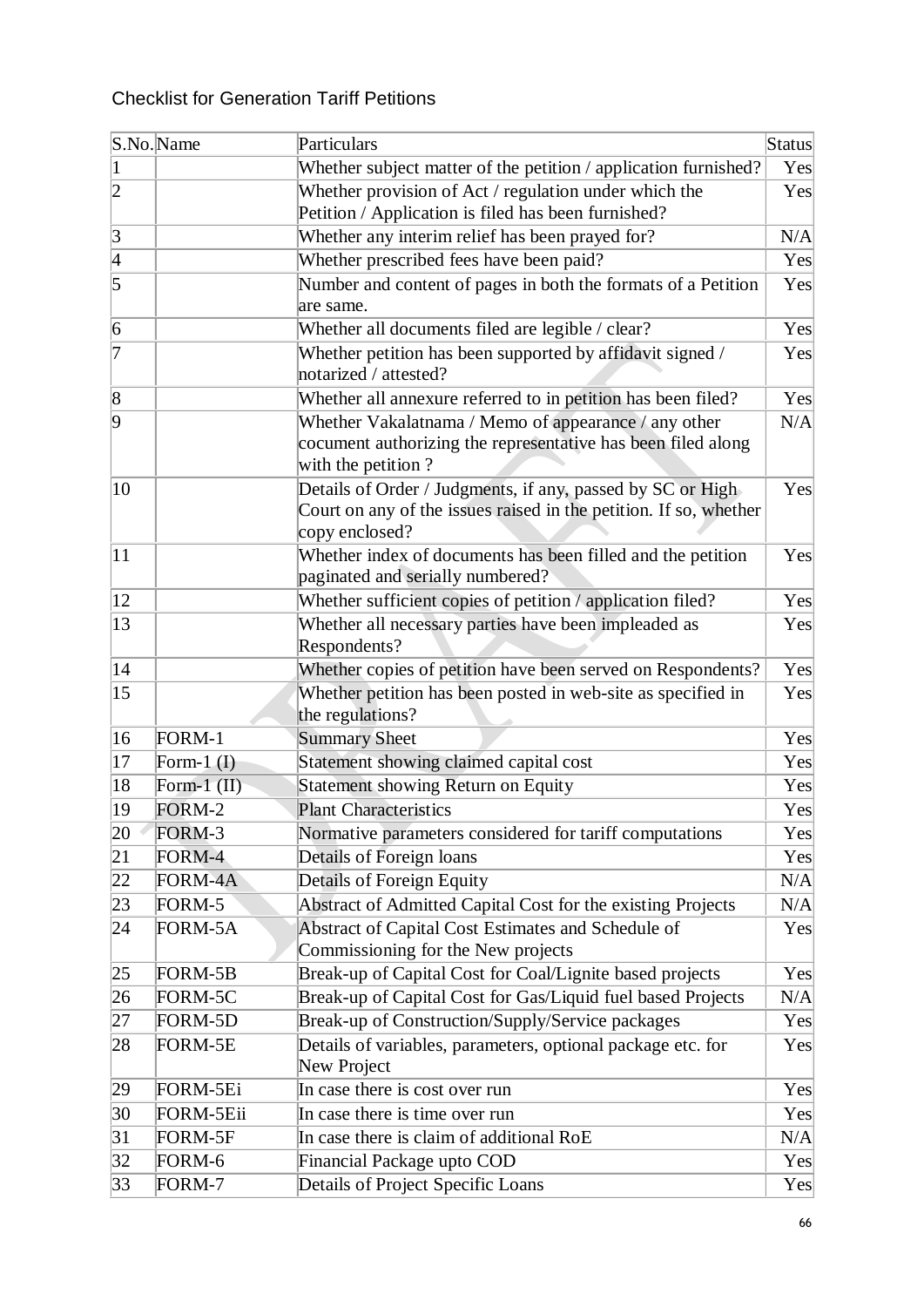Checklist for Generation Tariff Petitions

| S.No. | Name | Particulars | Status |
|---|---|---|---|
| 1 | | Whether subject matter of the petition / application furnished? | Yes |
| 2 | | Whether provision of Act / regulation under which the Petition / Application is filed has been furnished? | Yes |
| 3 | | Whether any interim relief has been prayed for? | N/A |
| 4 | | Whether prescribed fees have been paid? | Yes |
| 5 | | Number and content of pages in both the formats of a Petition are same. | Yes |
| 6 | | Whether all documents filed are legible / clear? | Yes |
| 7 | | Whether petition has been supported by affidavit signed / notarized / attested? | Yes |
| 8 | | Whether all annexure referred to in petition has been filed? | Yes |
| 9 | | Whether Vakalatnama / Memo of appearance / any other cocument authorizing the representative has been filed along with the petition ? | N/A |
| 10 | | Details of Order / Judgments, if any, passed by SC or High Court on any of the issues raised in the petition. If so, whether copy enclosed? | Yes |
| 11 | | Whether index of documents has been filled and the petition paginated and serially numbered? | Yes |
| 12 | | Whether sufficient copies of petition / application filed? | Yes |
| 13 | | Whether all necessary parties have been impleaded as Respondents? | Yes |
| 14 | | Whether copies of petition have been served on Respondents? | Yes |
| 15 | | Whether petition has been posted in web-site as specified in the regulations? | Yes |
| 16 | FORM-1 | Summary Sheet | Yes |
| 17 | Form-1 (I) | Statement showing claimed capital cost | Yes |
| 18 | Form-1 (II) | Statement showing Return on Equity | Yes |
| 19 | FORM-2 | Plant Characteristics | Yes |
| 20 | FORM-3 | Normative parameters considered for tariff computations | Yes |
| 21 | FORM-4 | Details of Foreign loans | Yes |
| 22 | FORM-4A | Details of Foreign Equity | N/A |
| 23 | FORM-5 | Abstract of Admitted Capital Cost for the existing Projects | N/A |
| 24 | FORM-5A | Abstract of Capital Cost Estimates and Schedule of Commissioning for the New projects | Yes |
| 25 | FORM-5B | Break-up of Capital Cost for Coal/Lignite based projects | Yes |
| 26 | FORM-5C | Break-up of Capital Cost for Gas/Liquid fuel based Projects | N/A |
| 27 | FORM-5D | Break-up of Construction/Supply/Service packages | Yes |
| 28 | FORM-5E | Details of variables, parameters, optional package etc. for New Project | Yes |
| 29 | FORM-5Ei | In case there is cost over run | Yes |
| 30 | FORM-5Eii | In case there is time over run | Yes |
| 31 | FORM-5F | In case there is claim of additional RoE | N/A |
| 32 | FORM-6 | Financial Package upto COD | Yes |
| 33 | FORM-7 | Details of Project Specific Loans | Yes |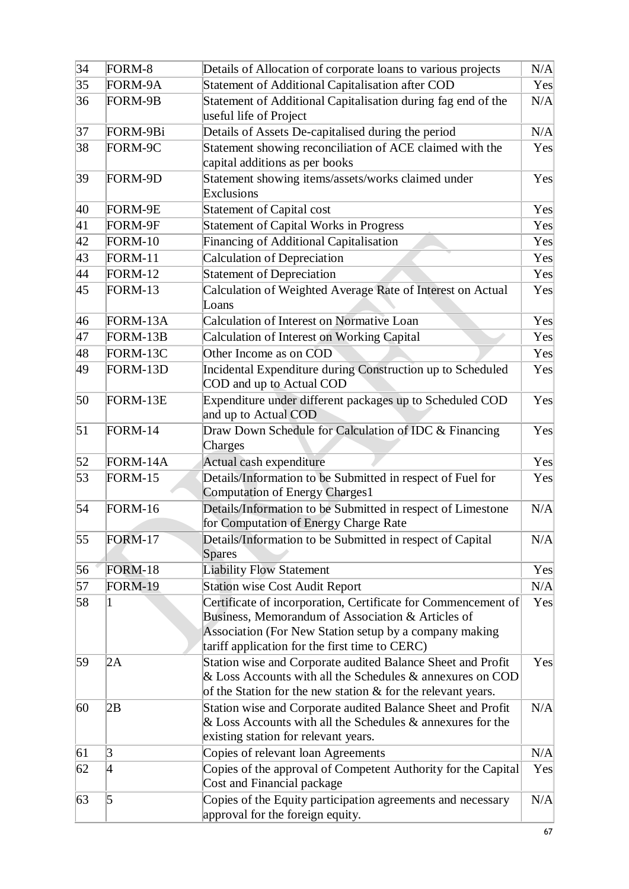| 34 | FORM-8 | Details of Allocation of corporate loans to various projects | N/A |
|---|---|---|---|
| 35 | FORM-9A | Statement of Additional Capitalisation after COD | Yes |
| 36 | FORM-9B | Statement of Additional Capitalisation during fag end of the useful life of Project | N/A |
| 37 | FORM-9Bi | Details of Assets De-capitalised during the period | N/A |
| 38 | FORM-9C | Statement showing reconciliation of ACE claimed with the capital additions as per books | Yes |
| 39 | FORM-9D | Statement showing items/assets/works claimed under Exclusions | Yes |
| 40 | FORM-9E | Statement of Capital cost | Yes |
| 41 | FORM-9F | Statement of Capital Works in Progress | Yes |
| 42 | FORM-10 | Financing of Additional Capitalisation | Yes |
| 43 | FORM-11 | Calculation of Depreciation | Yes |
| 44 | FORM-12 | Statement of Depreciation | Yes |
| 45 | FORM-13 | Calculation of Weighted Average Rate of Interest on Actual Loans | Yes |
| 46 | FORM-13A | Calculation of Interest on Normative Loan | Yes |
| 47 | FORM-13B | Calculation of Interest on Working Capital | Yes |
| 48 | FORM-13C | Other Income as on COD | Yes |
| 49 | FORM-13D | Incidental Expenditure during Construction up to Scheduled COD and up to Actual COD | Yes |
| 50 | FORM-13E | Expenditure under different packages up to Scheduled COD and up to Actual COD | Yes |
| 51 | FORM-14 | Draw Down Schedule for Calculation of IDC & Financing Charges | Yes |
| 52 | FORM-14A | Actual cash expenditure | Yes |
| 53 | FORM-15 | Details/Information to be Submitted in respect of Fuel for Computation of Energy Charges1 | Yes |
| 54 | FORM-16 | Details/Information to be Submitted in respect of Limestone for Computation of Energy Charge Rate | N/A |
| 55 | FORM-17 | Details/Information to be Submitted in respect of Capital Spares | N/A |
| 56 | FORM-18 | Liability Flow Statement | Yes |
| 57 | FORM-19 | Station wise Cost Audit Report | N/A |
| 58 | 1 | Certificate of incorporation, Certificate for Commencement of Business, Memorandum of Association & Articles of Association (For New Station setup by a company making tariff application for the first time to CERC) | Yes |
| 59 | 2A | Station wise and Corporate audited Balance Sheet and Profit & Loss Accounts with all the Schedules & annexures on COD of the Station for the new station & for the relevant years. | Yes |
| 60 | 2B | Station wise and Corporate audited Balance Sheet and Profit & Loss Accounts with all the Schedules & annexures for the existing station for relevant years. | N/A |
| 61 | 3 | Copies of relevant loan Agreements | N/A |
| 62 | 4 | Copies of the approval of Competent Authority for the Capital Cost and Financial package | Yes |
| 63 | 5 | Copies of the Equity participation agreements and necessary approval for the foreign equity. | N/A |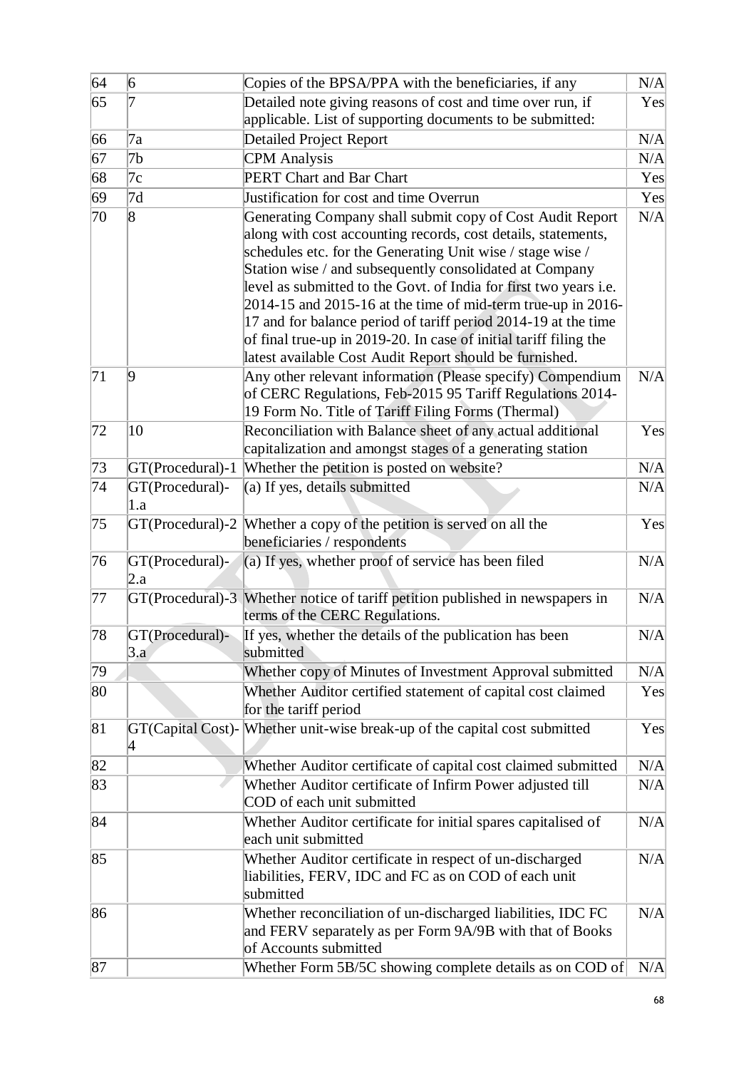| 64 | 6 | Copies of the BPSA/PPA with the beneficiaries, if any | N/A |
|---|---|---|---|
| 65 | 7 | Detailed note giving reasons of cost and time over run, if applicable. List of supporting documents to be submitted: | Yes |
| 66 | 7a | Detailed Project Report | N/A |
| 67 | 7b | CPM Analysis | N/A |
| 68 | 7c | PERT Chart and Bar Chart | Yes |
| 69 | 7d | Justification for cost and time Overrun | Yes |
| 70 | 8 | Generating Company shall submit copy of Cost Audit Report along with cost accounting records, cost details, statements, schedules etc. for the Generating Unit wise / stage wise / Station wise / and subsequently consolidated at Company level as submitted to the Govt. of India for first two years i.e. 2014-15 and 2015-16 at the time of mid-term true-up in 2016-17 and for balance period of tariff period 2014-19 at the time of final true-up in 2019-20. In case of initial tariff filing the latest available Cost Audit Report should be furnished. | N/A |
| 71 | 9 | Any other relevant information (Please specify) Compendium of CERC Regulations, Feb-2015 95 Tariff Regulations 2014-19 Form No. Title of Tariff Filing Forms (Thermal) | N/A |
| 72 | 10 | Reconciliation with Balance sheet of any actual additional capitalization and amongst stages of a generating station | Yes |
| 73 | GT(Procedural)-1 | Whether the petition is posted on website? | N/A |
| 74 | GT(Procedural)-1.a | (a) If yes, details submitted | N/A |
| 75 | GT(Procedural)-2 | Whether a copy of the petition is served on all the beneficiaries / respondents | Yes |
| 76 | GT(Procedural)-2.a | (a) If yes, whether proof of service has been filed | N/A |
| 77 | GT(Procedural)-3 | Whether notice of tariff petition published in newspapers in terms of the CERC Regulations. | N/A |
| 78 | GT(Procedural)-3.a | If yes, whether the details of the publication has been submitted | N/A |
| 79 | | Whether copy of Minutes of Investment Approval submitted | N/A |
| 80 | | Whether Auditor certified statement of capital cost claimed for the tariff period | Yes |
| 81 | GT(Capital Cost)-4 | Whether unit-wise break-up of the capital cost submitted | Yes |
| 82 | | Whether Auditor certificate of capital cost claimed submitted | N/A |
| 83 | | Whether Auditor certificate of Infirm Power adjusted till COD of each unit submitted | N/A |
| 84 | | Whether Auditor certificate for initial spares capitalised of each unit submitted | N/A |
| 85 | | Whether Auditor certificate in respect of un-discharged liabilities, FERV, IDC and FC as on COD of each unit submitted | N/A |
| 86 | | Whether reconciliation of un-discharged liabilities, IDC FC and FERV separately as per Form 9A/9B with that of Books of Accounts submitted | N/A |
| 87 | | Whether Form 5B/5C showing complete details as on COD of | N/A |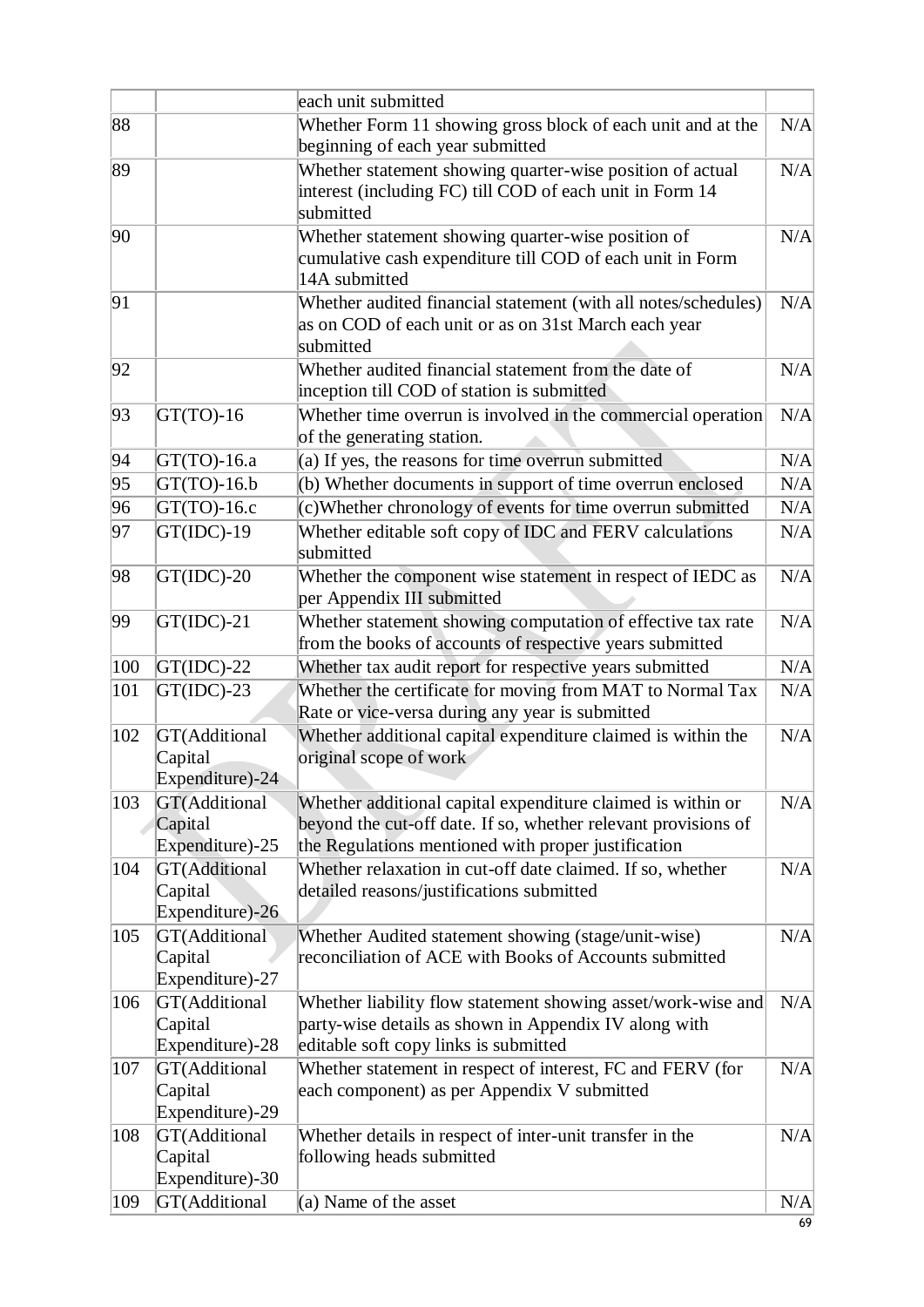| | | | |
|---|---|---|---|
| | | each unit submitted | |
| 88 | | Whether Form 11 showing gross block of each unit and at the beginning of each year submitted | N/A |
| 89 | | Whether statement showing quarter-wise position of actual interest (including FC) till COD of each unit in Form 14 submitted | N/A |
| 90 | | Whether statement showing quarter-wise position of cumulative cash expenditure till COD of each unit in Form 14A submitted | N/A |
| 91 | | Whether audited financial statement (with all notes/schedules) as on COD of each unit or as on 31st March each year submitted | N/A |
| 92 | | Whether audited financial statement from the date of inception till COD of station is submitted | N/A |
| 93 | GT(TO)-16 | Whether time overrun is involved in the commercial operation of the generating station. | N/A |
| 94 | GT(TO)-16.a | (a) If yes, the reasons for time overrun submitted | N/A |
| 95 | GT(TO)-16.b | (b) Whether documents in support of time overrun enclosed | N/A |
| 96 | GT(TO)-16.c | (c)Whether chronology of events for time overrun submitted | N/A |
| 97 | GT(IDC)-19 | Whether editable soft copy of IDC and FERV calculations submitted | N/A |
| 98 | GT(IDC)-20 | Whether the component wise statement in respect of IEDC as per Appendix III submitted | N/A |
| 99 | GT(IDC)-21 | Whether statement showing computation of effective tax rate from the books of accounts of respective years submitted | N/A |
| 100 | GT(IDC)-22 | Whether tax audit report for respective years submitted | N/A |
| 101 | GT(IDC)-23 | Whether the certificate for moving from MAT to Normal Tax Rate or vice-versa during any year is submitted | N/A |
| 102 | GT(Additional Capital Expenditure)-24 | Whether additional capital expenditure claimed is within the original scope of work | N/A |
| 103 | GT(Additional Capital Expenditure)-25 | Whether additional capital expenditure claimed is within or beyond the cut-off date. If so, whether relevant provisions of the Regulations mentioned with proper justification | N/A |
| 104 | GT(Additional Capital Expenditure)-26 | Whether relaxation in cut-off date claimed. If so, whether detailed reasons/justifications submitted | N/A |
| 105 | GT(Additional Capital Expenditure)-27 | Whether Audited statement showing (stage/unit-wise) reconciliation of ACE with Books of Accounts submitted | N/A |
| 106 | GT(Additional Capital Expenditure)-28 | Whether liability flow statement showing asset/work-wise and party-wise details as shown in Appendix IV along with editable soft copy links is submitted | N/A |
| 107 | GT(Additional Capital Expenditure)-29 | Whether statement in respect of interest, FC and FERV (for each component) as per Appendix V submitted | N/A |
| 108 | GT(Additional Capital Expenditure)-30 | Whether details in respect of inter-unit transfer in the following heads submitted | N/A |
| 109 | GT(Additional | (a) Name of the asset | N/A |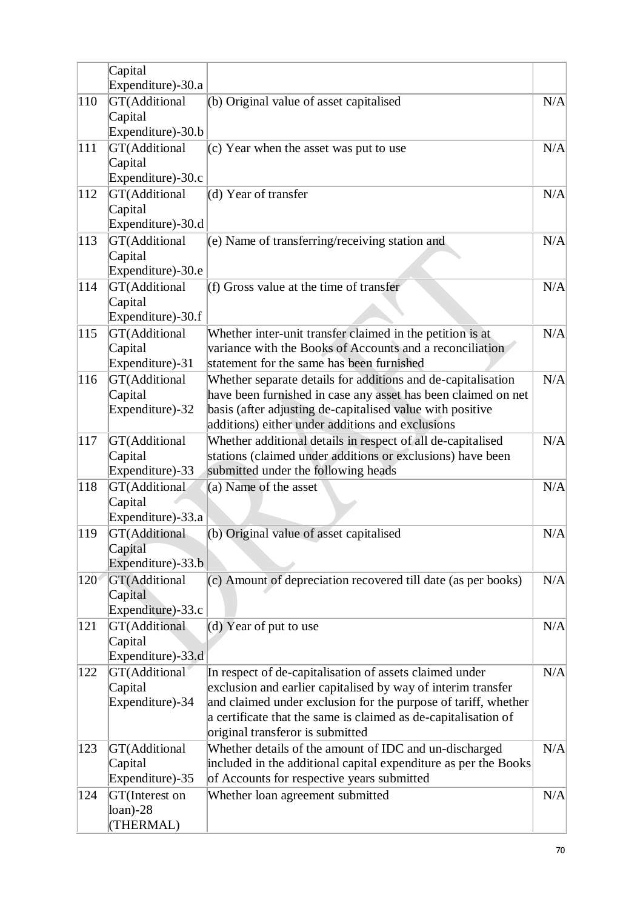| | | | |
|---|---|---|---|
| | Capital Expenditure)-30.a | | |
| 110 | GT(Additional Capital Expenditure)-30.b | (b) Original value of asset capitalised | N/A |
| 111 | GT(Additional Capital Expenditure)-30.c | (c) Year when the asset was put to use | N/A |
| 112 | GT(Additional Capital Expenditure)-30.d | (d) Year of transfer | N/A |
| 113 | GT(Additional Capital Expenditure)-30.e | (e) Name of transferring/receiving station and | N/A |
| 114 | GT(Additional Capital Expenditure)-30.f | (f) Gross value at the time of transfer | N/A |
| 115 | GT(Additional Capital Expenditure)-31 | Whether inter-unit transfer claimed in the petition is at variance with the Books of Accounts and a reconciliation statement for the same has been furnished | N/A |
| 116 | GT(Additional Capital Expenditure)-32 | Whether separate details for additions and de-capitalisation have been furnished in case any asset has been claimed on net basis (after adjusting de-capitalised value with positive additions) either under additions and exclusions | N/A |
| 117 | GT(Additional Capital Expenditure)-33 | Whether additional details in respect of all de-capitalised stations (claimed under additions or exclusions) have been submitted under the following heads | N/A |
| 118 | GT(Additional Capital Expenditure)-33.a | (a) Name of the asset | N/A |
| 119 | GT(Additional Capital Expenditure)-33.b | (b) Original value of asset capitalised | N/A |
| 120 | GT(Additional Capital Expenditure)-33.c | (c) Amount of depreciation recovered till date (as per books) | N/A |
| 121 | GT(Additional Capital Expenditure)-33.d | (d) Year of put to use | N/A |
| 122 | GT(Additional Capital Expenditure)-34 | In respect of de-capitalisation of assets claimed under exclusion and earlier capitalised by way of interim transfer and claimed under exclusion for the purpose of tariff, whether a certificate that the same is claimed as de-capitalisation of original transferor is submitted | N/A |
| 123 | GT(Additional Capital Expenditure)-35 | Whether details of the amount of IDC and un-discharged included in the additional capital expenditure as per the Books of Accounts for respective years submitted | N/A |
| 124 | GT(Interest on loan)-28 (THERMAL) | Whether loan agreement submitted | N/A |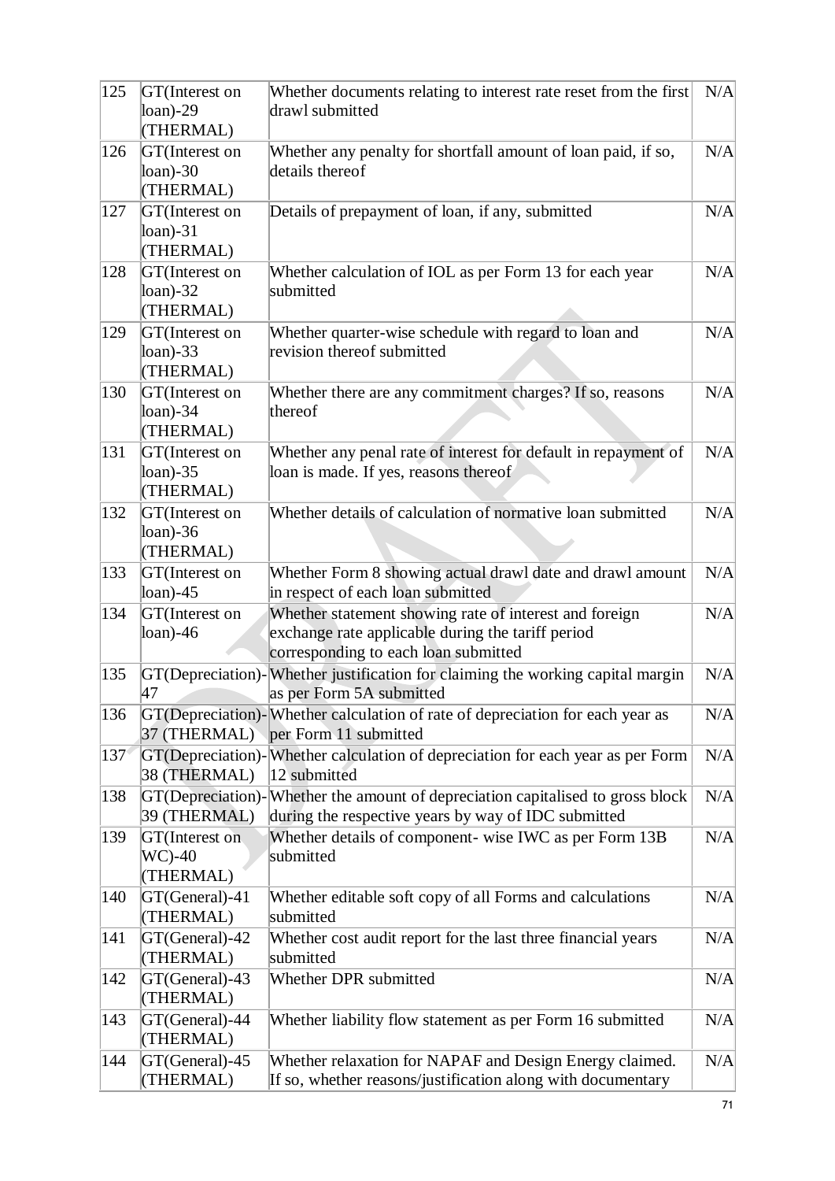| | | | |
|---|---|---|---|
| 125 | GT(Interest on loan)-29 (THERMAL) | Whether documents relating to interest rate reset from the first drawl submitted | N/A |
| 126 | GT(Interest on loan)-30 (THERMAL) | Whether any penalty for shortfall amount of loan paid, if so, details thereof | N/A |
| 127 | GT(Interest on loan)-31 (THERMAL) | Details of prepayment of loan, if any, submitted | N/A |
| 128 | GT(Interest on loan)-32 (THERMAL) | Whether calculation of IOL as per Form 13 for each year submitted | N/A |
| 129 | GT(Interest on loan)-33 (THERMAL) | Whether quarter-wise schedule with regard to loan and revision thereof submitted | N/A |
| 130 | GT(Interest on loan)-34 (THERMAL) | Whether there are any commitment charges? If so, reasons thereof | N/A |
| 131 | GT(Interest on loan)-35 (THERMAL) | Whether any penal rate of interest for default in repayment of loan is made. If yes, reasons thereof | N/A |
| 132 | GT(Interest on loan)-36 (THERMAL) | Whether details of calculation of normative loan submitted | N/A |
| 133 | GT(Interest on loan)-45 | Whether Form 8 showing actual drawl date and drawl amount in respect of each loan submitted | N/A |
| 134 | GT(Interest on loan)-46 | Whether statement showing rate of interest and foreign exchange rate applicable during the tariff period corresponding to each loan submitted | N/A |
| 135 | GT(Depreciation)-47 | Whether justification for claiming the working capital margin as per Form 5A submitted | N/A |
| 136 | GT(Depreciation)-37 (THERMAL) | Whether calculation of rate of depreciation for each year as per Form 11 submitted | N/A |
| 137 | GT(Depreciation)-38 (THERMAL) | Whether calculation of depreciation for each year as per Form 12 submitted | N/A |
| 138 | GT(Depreciation)-39 (THERMAL) | Whether the amount of depreciation capitalised to gross block during the respective years by way of IDC submitted | N/A |
| 139 | GT(Interest on WC)-40 (THERMAL) | Whether details of component- wise IWC as per Form 13B submitted | N/A |
| 140 | GT(General)-41 (THERMAL) | Whether editable soft copy of all Forms and calculations submitted | N/A |
| 141 | GT(General)-42 (THERMAL) | Whether cost audit report for the last three financial years submitted | N/A |
| 142 | GT(General)-43 (THERMAL) | Whether DPR submitted | N/A |
| 143 | GT(General)-44 (THERMAL) | Whether liability flow statement as per Form 16 submitted | N/A |
| 144 | GT(General)-45 (THERMAL) | Whether relaxation for NAPAF and Design Energy claimed. If so, whether reasons/justification along with documentary | N/A |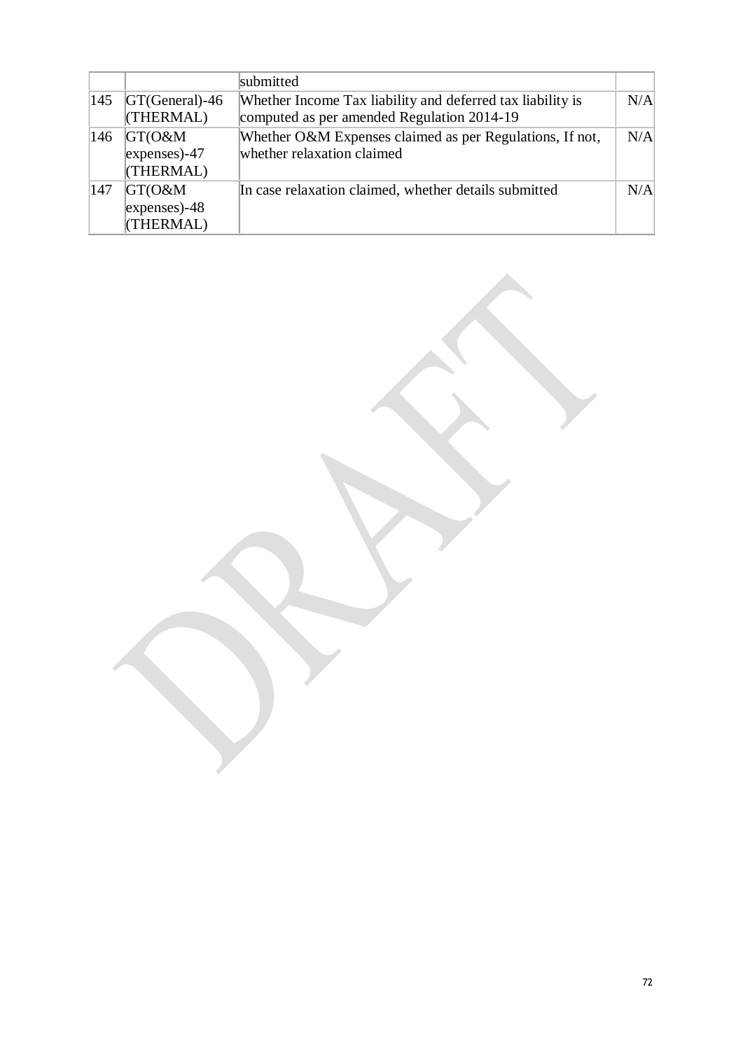|  |  | submitted |  |
|---|---|---|---|
| 145 | GT(General)-46 (THERMAL) | Whether Income Tax liability and deferred tax liability is computed as per amended Regulation 2014-19 | N/A |
| 146 | GT(O&M expenses)-47 (THERMAL) | Whether O&M Expenses claimed as per Regulations, If not, whether relaxation claimed | N/A |
| 147 | GT(O&M expenses)-48 (THERMAL) | In case relaxation claimed, whether details submitted | N/A |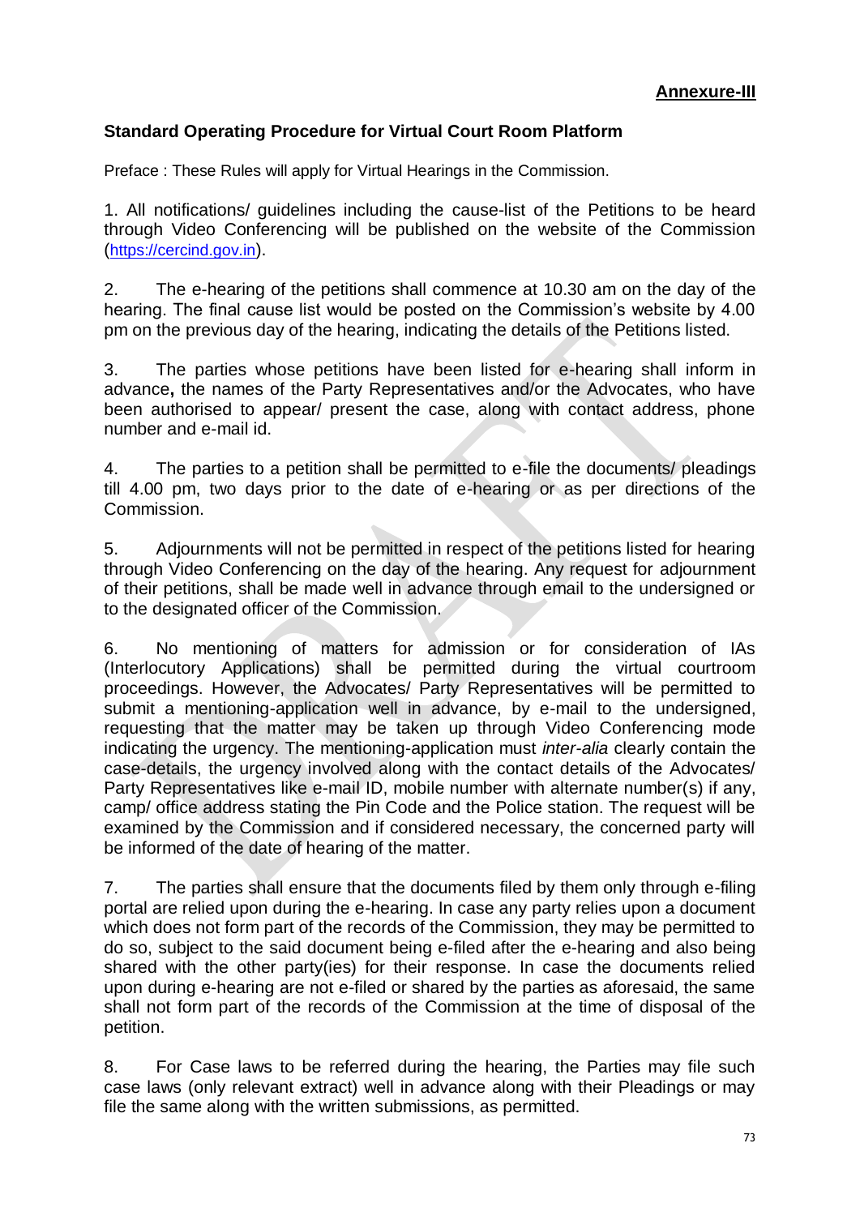**Annexure-III**

**Standard Operating Procedure for Virtual Court Room Platform**

Preface : These Rules will apply for Virtual Hearings in the Commission.

1. All notifications/ guidelines including the cause-list of the Petitions to be heard through Video Conferencing will be published on the website of the Commission (https://cercind.gov.in).

2. The e-hearing of the petitions shall commence at 10.30 am on the day of the hearing. The final cause list would be posted on the Commission's website by 4.00 pm on the previous day of the hearing, indicating the details of the Petitions listed.

3. The parties whose petitions have been listed for e-hearing shall inform in advance**,** the names of the Party Representatives and/or the Advocates, who have been authorised to appear/ present the case, along with contact address, phone number and e-mail id.

4. The parties to a petition shall be permitted to e-file the documents/ pleadings till 4.00 pm, two days prior to the date of e-hearing or as per directions of the Commission.

5. Adjournments will not be permitted in respect of the petitions listed for hearing through Video Conferencing on the day of the hearing. Any request for adjournment of their petitions, shall be made well in advance through email to the undersigned or to the designated officer of the Commission.

6. No mentioning of matters for admission or for consideration of IAs (Interlocutory Applications) shall be permitted during the virtual courtroom proceedings. However, the Advocates/ Party Representatives will be permitted to submit a mentioning-application well in advance, by e-mail to the undersigned, requesting that the matter may be taken up through Video Conferencing mode indicating the urgency. The mentioning-application must *inter-alia* clearly contain the case-details, the urgency involved along with the contact details of the Advocates/ Party Representatives like e-mail ID, mobile number with alternate number(s) if any, camp/ office address stating the Pin Code and the Police station. The request will be examined by the Commission and if considered necessary, the concerned party will be informed of the date of hearing of the matter.

7. The parties shall ensure that the documents filed by them only through e-filing portal are relied upon during the e-hearing. In case any party relies upon a document which does not form part of the records of the Commission, they may be permitted to do so, subject to the said document being e-filed after the e-hearing and also being shared with the other party(ies) for their response. In case the documents relied upon during e-hearing are not e-filed or shared by the parties as aforesaid, the same shall not form part of the records of the Commission at the time of disposal of the petition.

8. For Case laws to be referred during the hearing, the Parties may file such case laws (only relevant extract) well in advance along with their Pleadings or may file the same along with the written submissions, as permitted.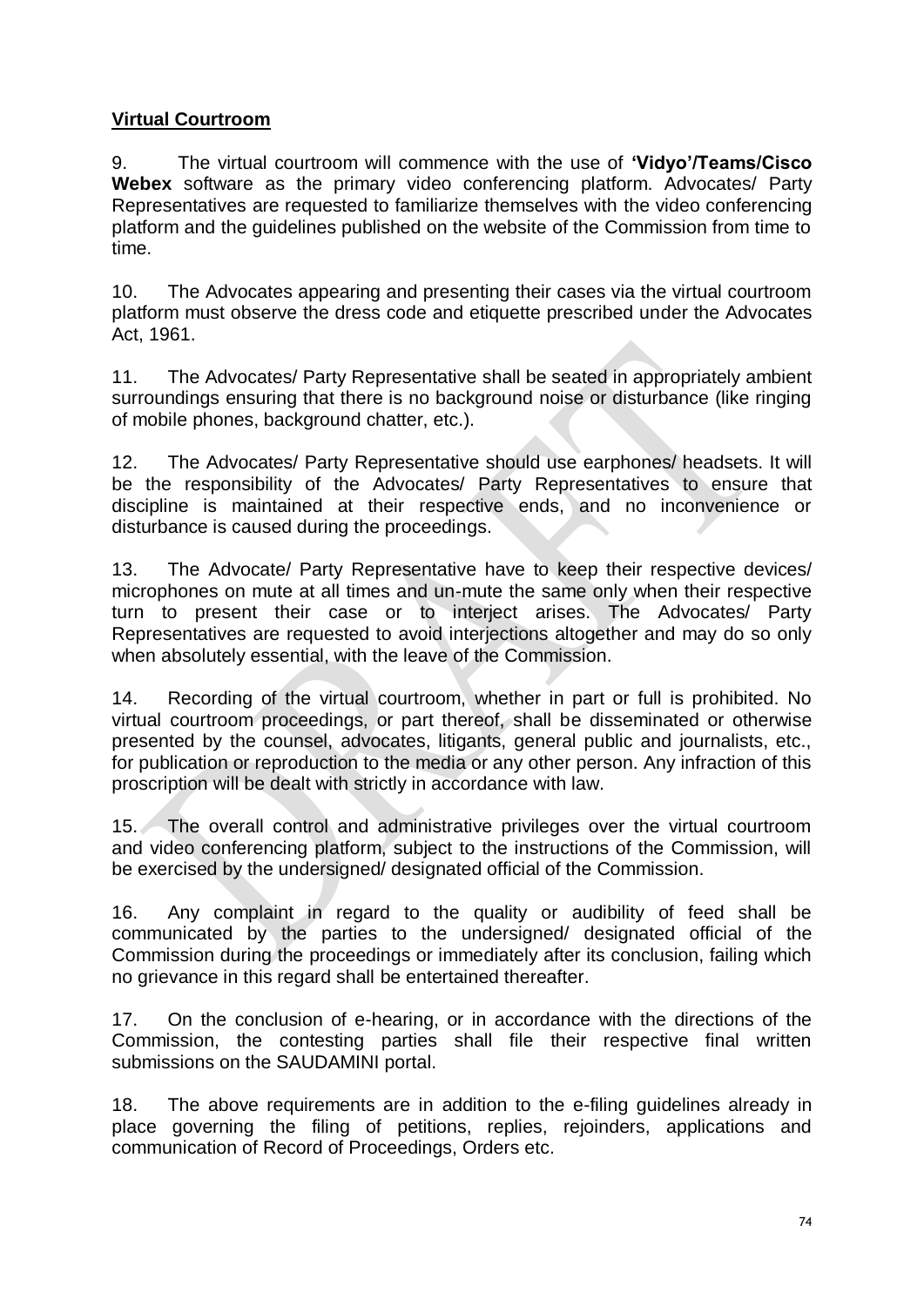**Virtual Courtroom**

9. The virtual courtroom will commence with the use of **'Vidyo'/Teams/Cisco Webex** software as the primary video conferencing platform. Advocates/ Party Representatives are requested to familiarize themselves with the video conferencing platform and the guidelines published on the website of the Commission from time to time.

10. The Advocates appearing and presenting their cases via the virtual courtroom platform must observe the dress code and etiquette prescribed under the Advocates Act, 1961.

11. The Advocates/ Party Representative shall be seated in appropriately ambient surroundings ensuring that there is no background noise or disturbance (like ringing of mobile phones, background chatter, etc.).

12. The Advocates/ Party Representative should use earphones/ headsets. It will be the responsibility of the Advocates/ Party Representatives to ensure that discipline is maintained at their respective ends, and no inconvenience or disturbance is caused during the proceedings.

13. The Advocate/ Party Representative have to keep their respective devices/ microphones on mute at all times and un-mute the same only when their respective turn to present their case or to interject arises. The Advocates/ Party Representatives are requested to avoid interjections altogether and may do so only when absolutely essential, with the leave of the Commission.

14. Recording of the virtual courtroom, whether in part or full is prohibited. No virtual courtroom proceedings, or part thereof, shall be disseminated or otherwise presented by the counsel, advocates, litigants, general public and journalists, etc., for publication or reproduction to the media or any other person. Any infraction of this proscription will be dealt with strictly in accordance with law.

15. The overall control and administrative privileges over the virtual courtroom and video conferencing platform, subject to the instructions of the Commission, will be exercised by the undersigned/ designated official of the Commission.

16. Any complaint in regard to the quality or audibility of feed shall be communicated by the parties to the undersigned/ designated official of the Commission during the proceedings or immediately after its conclusion, failing which no grievance in this regard shall be entertained thereafter.

17. On the conclusion of e-hearing, or in accordance with the directions of the Commission, the contesting parties shall file their respective final written submissions on the SAUDAMINI portal.

18. The above requirements are in addition to the e-filing guidelines already in place governing the filing of petitions, replies, rejoinders, applications and communication of Record of Proceedings, Orders etc.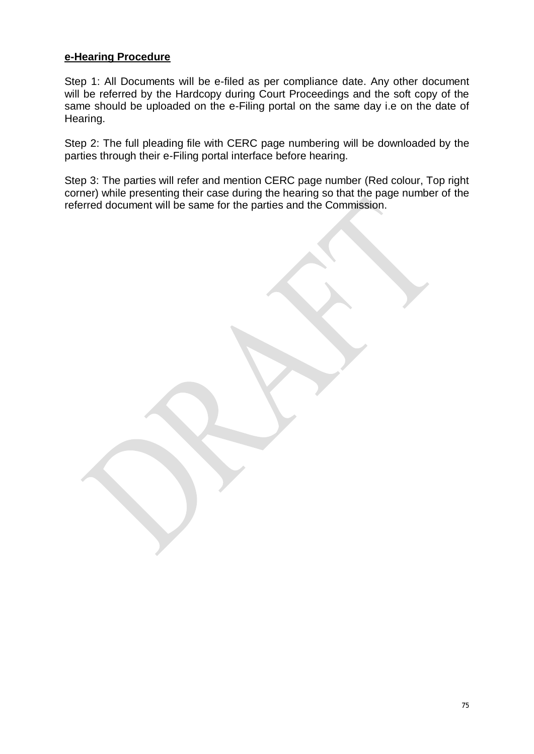**e-Hearing Procedure**

Step 1: All Documents will be e-filed as per compliance date. Any other document will be referred by the Hardcopy during Court Proceedings and the soft copy of the same should be uploaded on the e-Filing portal on the same day i.e on the date of Hearing.

Step 2: The full pleading file with CERC page numbering will be downloaded by the parties through their e-Filing portal interface before hearing.

Step 3: The parties will refer and mention CERC page number (Red colour, Top right corner) while presenting their case during the hearing so that the page number of the referred document will be same for the parties and the Commission.